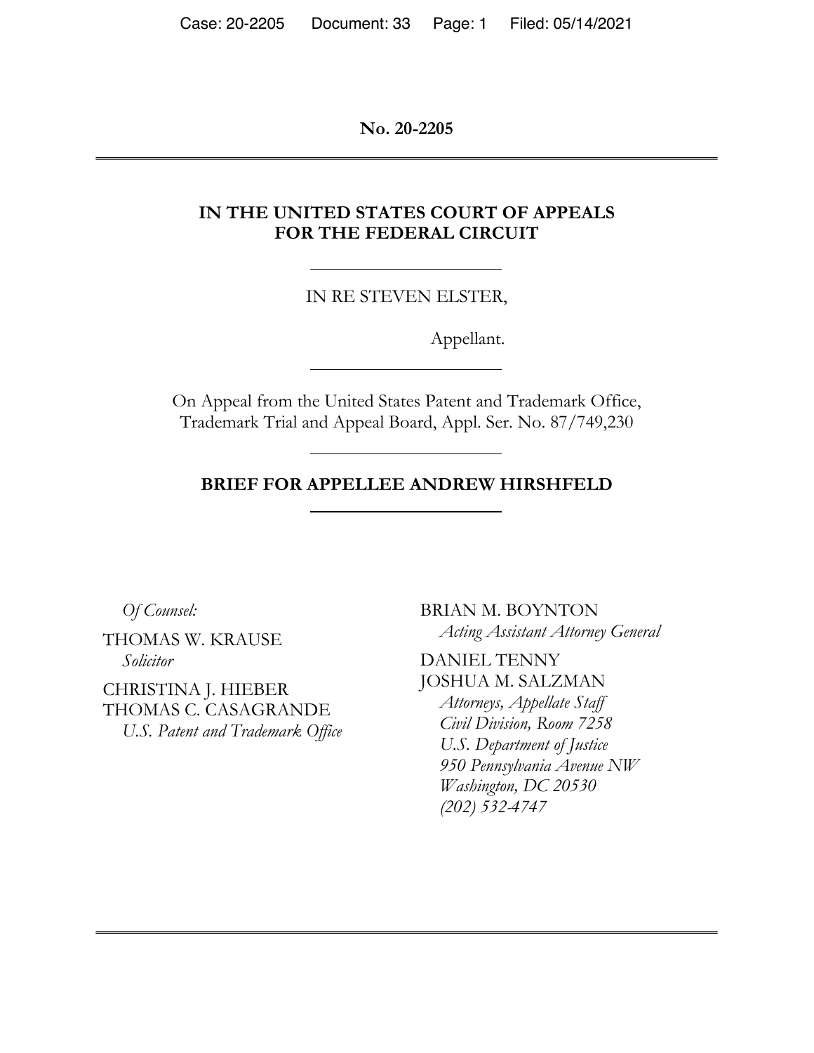**No. 20-2205**

---

**IN THE UNITED STATES COURT OF APPEALS FOR THE FEDERAL CIRCUIT**

IN RE STEVEN ELSTER,

Appellant.

On Appeal from the United States Patent and Trademark Office, Trademark Trial and Appeal Board, Appl. Ser. No. 87/749,230

**BRIEF FOR APPELLEE ANDREW HIRSHFELD**

*Of Counsel:*

THOMAS W. KRAUSE
*Solicitor*

CHRISTINA J. HIEBER
THOMAS C. CASAGRANDE
*U.S. Patent and Trademark Office*

BRIAN M. BOYNTON
*Acting Assistant Attorney General*

DANIEL TENNY
JOSHUA M. SALZMAN
*Attorneys, Appellate Staff*
*Civil Division, Room 7258*
*U.S. Department of Justice*
*950 Pennsylvania Avenue NW*
*Washington, DC 20530*
*(202) 532-4747*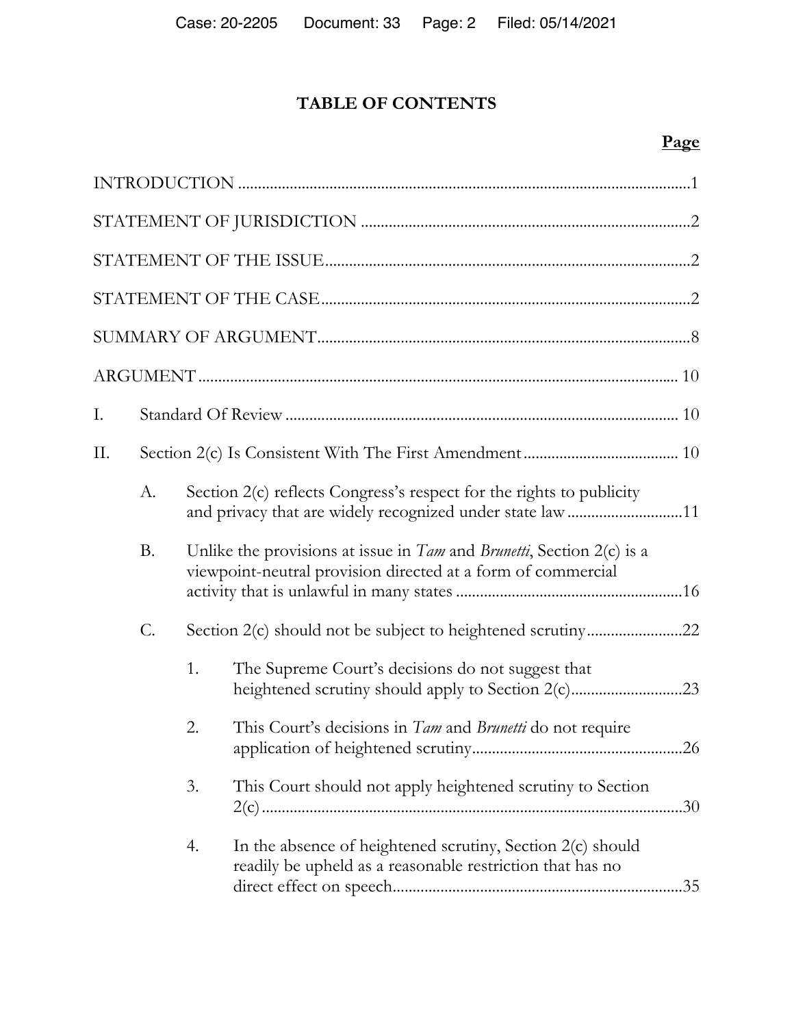## TABLE OF CONTENTS

**Page**

INTRODUCTION ....................................................................................................1

STATEMENT OF JURISDICTION .....................................................................2

STATEMENT OF THE ISSUE...............................................................................2

STATEMENT OF THE CASE...............................................................................2

SUMMARY OF ARGUMENT...............................................................................8

ARGUMENT .......................................................................................................... 10

I. Standard Of Review ...................................................................................... 10

II. Section 2(c) Is Consistent With The First Amendment ....................................... 10

   A. Section 2(c) reflects Congress's respect for the rights to publicity and privacy that are widely recognized under state law .............................11

   B. Unlike the provisions at issue in *Tam* and *Brunetti*, Section 2(c) is a viewpoint-neutral provision directed at a form of commercial activity that is unlawful in many states .........................................................16

   C. Section 2(c) should not be subject to heightened scrutiny........................22

      1. The Supreme Court's decisions do not suggest that heightened scrutiny should apply to Section 2(c)............................23

      2. This Court's decisions in *Tam* and *Brunetti* do not require application of heightened scrutiny.....................................................26

      3. This Court should not apply heightened scrutiny to Section 2(c)..........................................................................................................30

      4. In the absence of heightened scrutiny, Section 2(c) should readily be upheld as a reasonable restriction that has no direct effect on speech.........................................................................35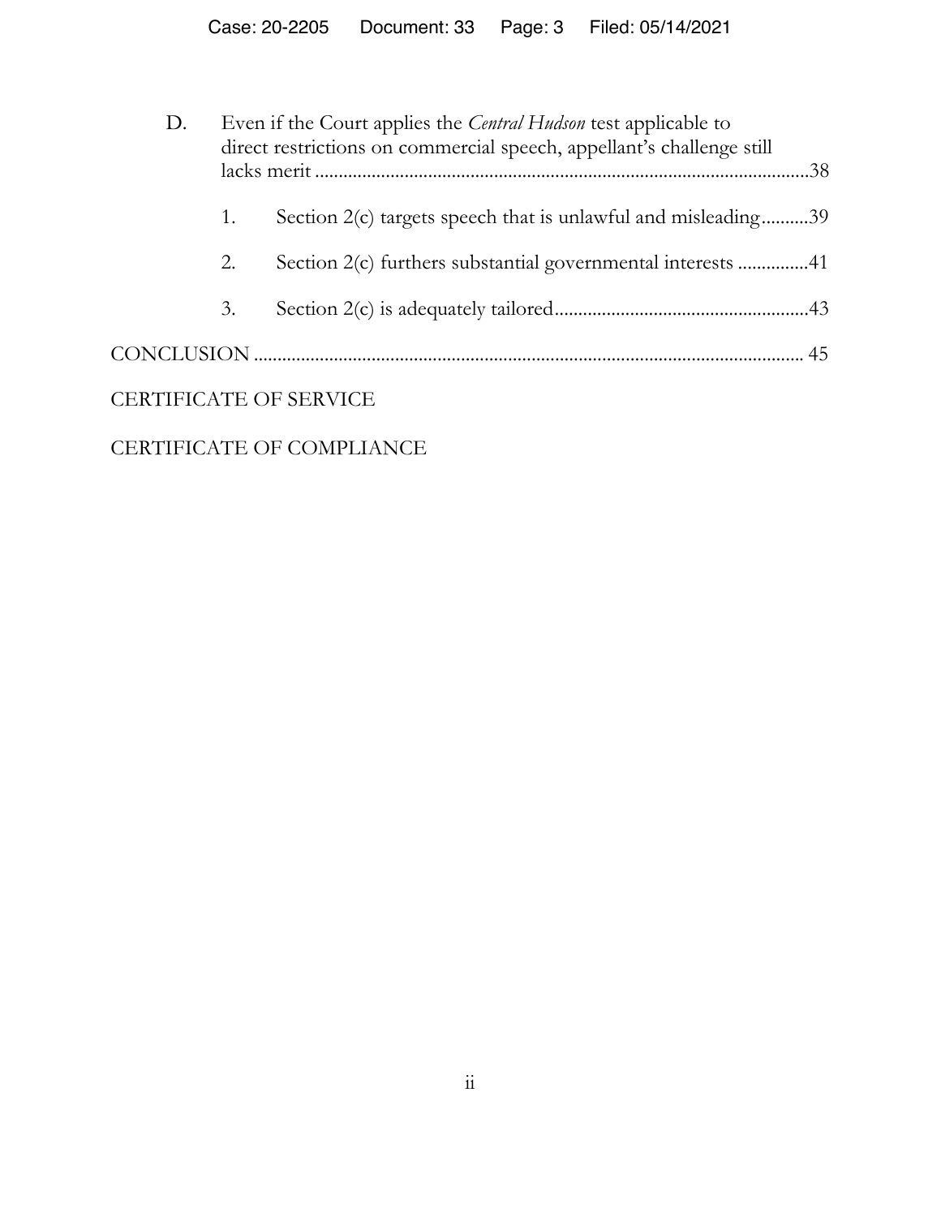D. Even if the Court applies the *Central Hudson* test applicable to direct restrictions on commercial speech, appellant's challenge still lacks merit ........................................................................................................38

1. Section 2(c) targets speech that is unlawful and misleading..........39

2. Section 2(c) furthers substantial governmental interests ...............41

3. Section 2(c) is adequately tailored......................................................43

CONCLUSION .................................................................................................................... 45

CERTIFICATE OF SERVICE

CERTIFICATE OF COMPLIANCE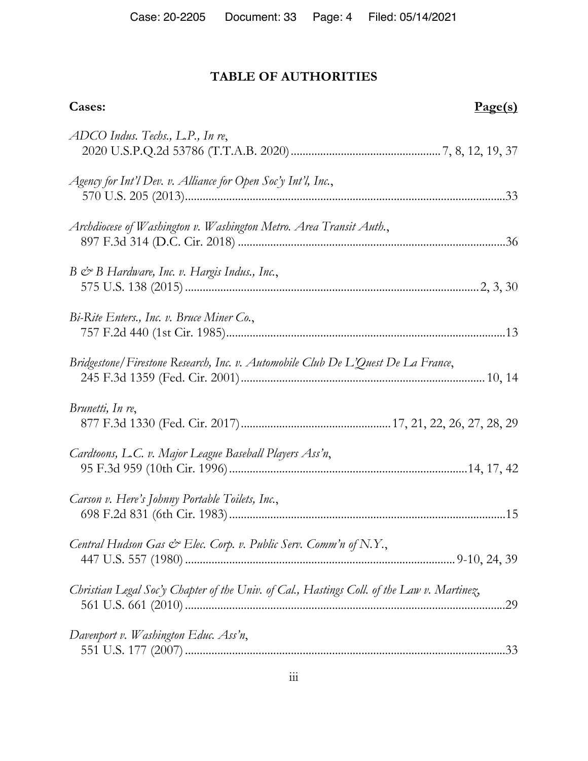# TABLE OF AUTHORITIES

**Cases:** **Page(s)**

*ADCO Indus. Techs., L.P., In re*,
2020 U.S.P.Q.2d 53786 (T.T.A.B. 2020) .................................................. 7, 8, 12, 19, 37

*Agency for Int'l Dev. v. Alliance for Open Soc'y Int'l, Inc.*,
570 U.S. 205 (2013) ............................................................................................................ 33

*Archdiocese of Washington v. Washington Metro. Area Transit Auth.*,
897 F.3d 314 (D.C. Cir. 2018) .......................................................................................... 36

*B & B Hardware, Inc. v. Hargis Indus., Inc.*,
575 U.S. 138 (2015) .................................................................................................. 2, 3, 30

*Bi-Rite Enters., Inc. v. Bruce Miner Co.*,
757 F.2d 440 (1st Cir. 1985) .............................................................................................. 13

*Bridgestone/Firestone Research, Inc. v. Automobile Club De L'Quest De La France*,
245 F.3d 1359 (Fed. Cir. 2001) .................................................................................. 10, 14

*Brunetti, In re*,
877 F.3d 1330 (Fed. Cir. 2017) .................................................. 17, 21, 22, 26, 27, 28, 29

*Cardtoons, L.C. v. Major League Baseball Players Ass'n*,
95 F.3d 959 (10th Cir. 1996) ............................................................................... 14, 17, 42

*Carson v. Here's Johnny Portable Toilets, Inc.*,
698 F.2d 831 (6th Cir. 1983) ............................................................................................. 15

*Central Hudson Gas & Elec. Corp. v. Public Serv. Comm'n of N.Y.*,
447 U.S. 557 (1980) .......................................................................................... 9-10, 24, 39

*Christian Legal Soc'y Chapter of the Univ. of Cal., Hastings Coll. of the Law v. Martinez*,
561 U.S. 661 (2010) ............................................................................................................ 29

*Davenport v. Washington Educ. Ass'n*,
551 U.S. 177 (2007) ............................................................................................................ 33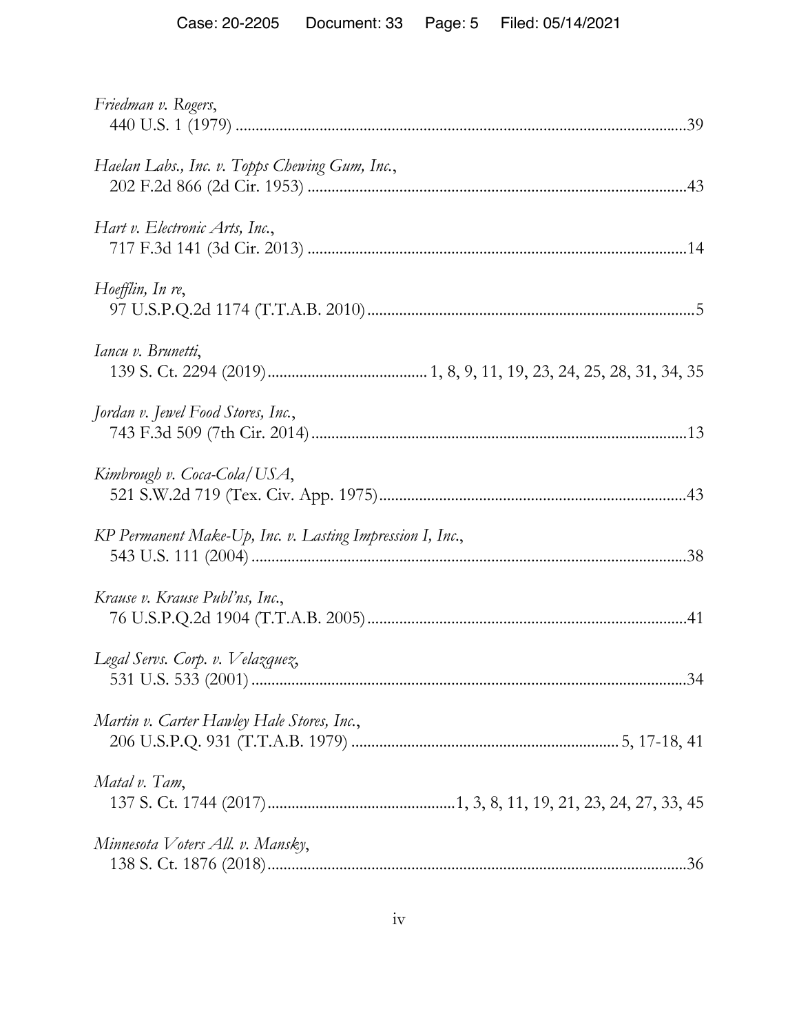*Friedman v. Rogers*,
440 U.S. 1 (1979) ....................................................................................................39

*Haelan Labs., Inc. v. Topps Chewing Gum, Inc.*,
202 F.2d 866 (2d Cir. 1953) ...................................................................................43

*Hart v. Electronic Arts, Inc.*,
717 F.3d 141 (3d Cir. 2013) ...................................................................................14

*Hoefflin, In re*,
97 U.S.P.Q.2d 1174 (T.T.A.B. 2010) .......................................................................5

*Iancu v. Brunetti*,
139 S. Ct. 2294 (2019) ........................................ 1, 8, 9, 11, 19, 23, 24, 25, 28, 31, 34, 35

*Jordan v. Jewel Food Stores, Inc.*,
743 F.3d 509 (7th Cir. 2014) ...................................................................................13

*Kimbrough v. Coca-Cola/USA*,
521 S.W.2d 719 (Tex. Civ. App. 1975) ...................................................................43

*KP Permanent Make-Up, Inc. v. Lasting Impression I, Inc.*,
543 U.S. 111 (2004) ................................................................................................38

*Krause v. Krause Publ'ns, Inc.*,
76 U.S.P.Q.2d 1904 (T.T.A.B. 2005) ......................................................................41

*Legal Servs. Corp. v. Velazquez*,
531 U.S. 533 (2001) ................................................................................................34

*Martin v. Carter Hawley Hale Stores, Inc.*,
206 U.S.P.Q. 931 (T.T.A.B. 1979) ...................................................... 5, 17-18, 41

*Matal v. Tam*,
137 S. Ct. 1744 (2017) ............................................... 1, 3, 8, 11, 19, 21, 23, 24, 27, 33, 45

*Minnesota Voters All. v. Mansky*,
138 S. Ct. 1876 (2018) ............................................................................................36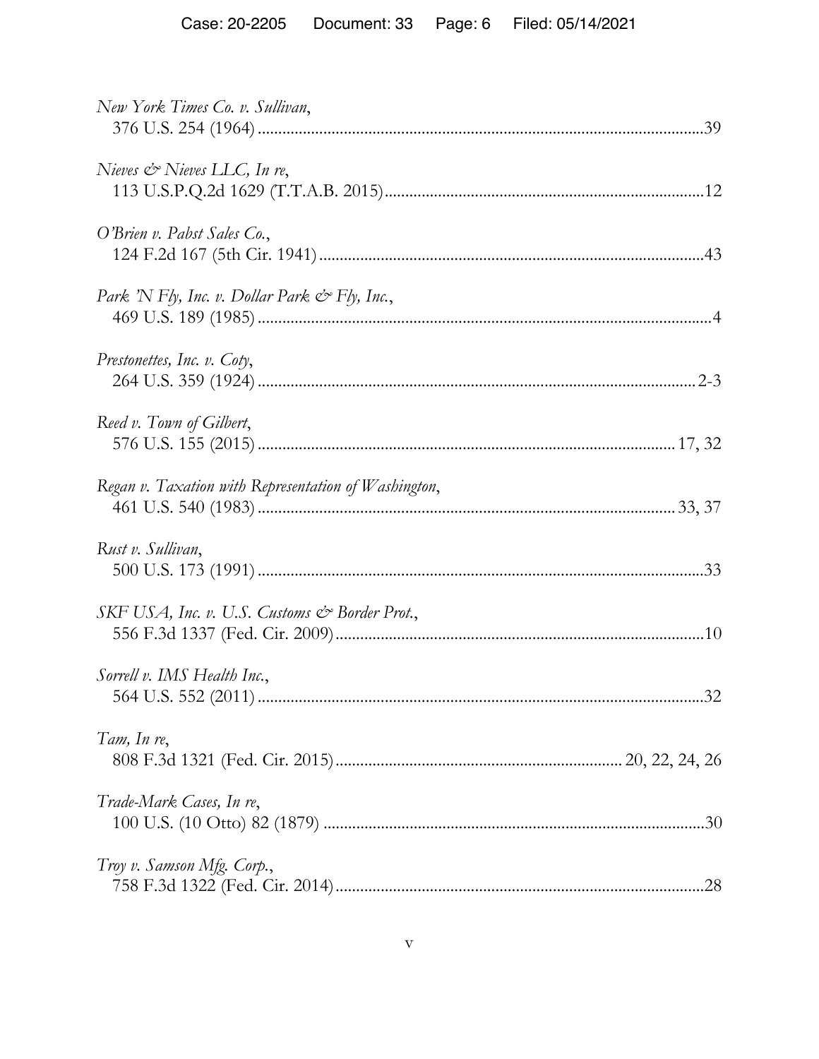*New York Times Co. v. Sullivan*,
376 U.S. 254 (1964) .......................................................................................................39

*Nieves & Nieves LLC, In re*,
113 U.S.P.Q.2d 1629 (T.T.A.B. 2015) ............................................................................12

*O'Brien v. Pabst Sales Co.*,
124 F.2d 167 (5th Cir. 1941) ...........................................................................................43

*Park 'N Fly, Inc. v. Dollar Park & Fly, Inc.*,
469 U.S. 189 (1985) .........................................................................................................4

*Prestonettes, Inc. v. Coty*,
264 U.S. 359 (1924) .......................................................................................................2-3

*Reed v. Town of Gilbert*,
576 U.S. 155 (2015) ................................................................................................. 17, 32

*Regan v. Taxation with Representation of Washington*,
461 U.S. 540 (1983) ................................................................................................. 33, 37

*Rust v. Sullivan*,
500 U.S. 173 (1991) .......................................................................................................33

*SKF USA, Inc. v. U.S. Customs & Border Prot.*,
556 F.3d 1337 (Fed. Cir. 2009) .......................................................................................10

*Sorrell v. IMS Health Inc.*,
564 U.S. 552 (2011) .......................................................................................................32

*Tam, In re*,
808 F.3d 1321 (Fed. Cir. 2015) ................................................................... 20, 22, 24, 26

*Trade-Mark Cases, In re*,
100 U.S. (10 Otto) 82 (1879) ..........................................................................................30

*Troy v. Samson Mfg. Corp.*,
758 F.3d 1322 (Fed. Cir. 2014) .......................................................................................28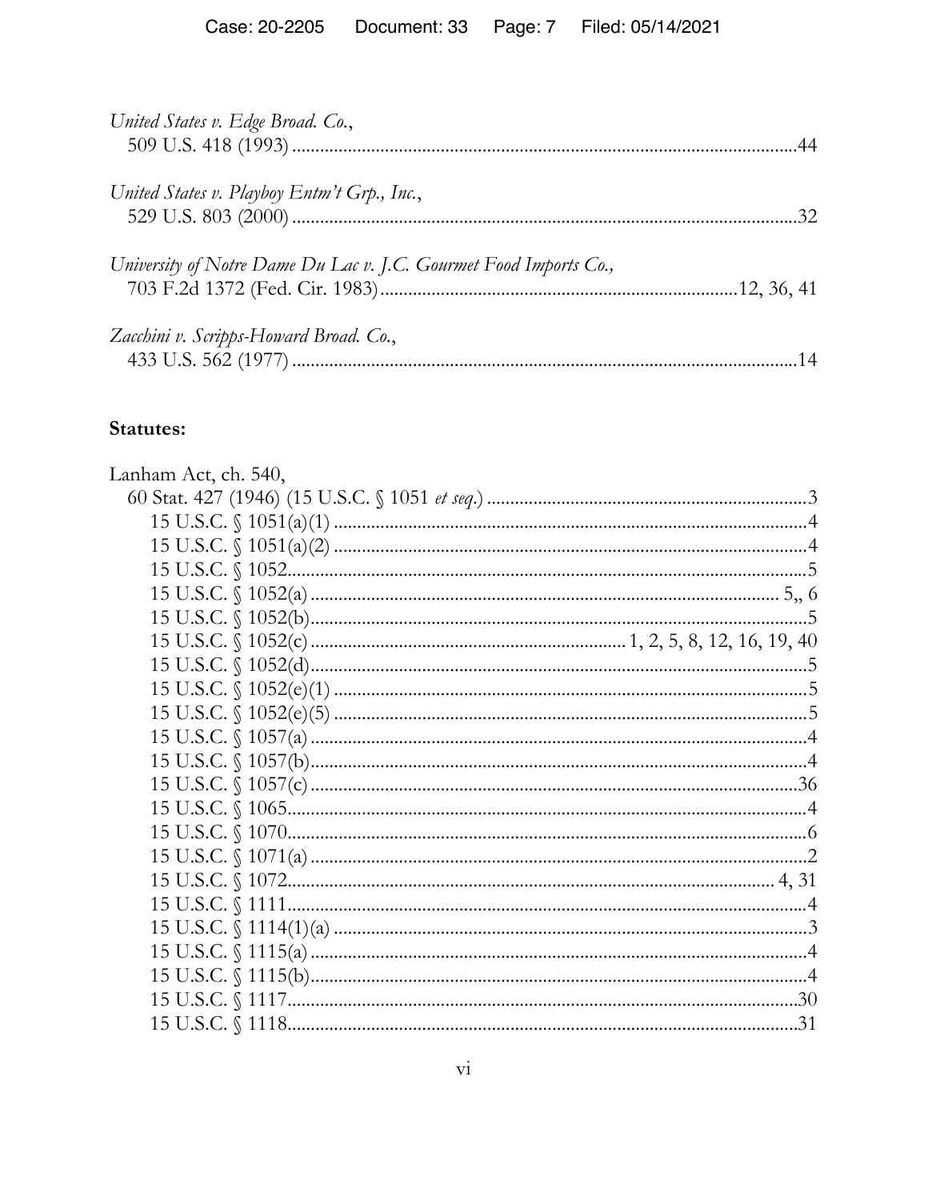*United States v. Edge Broad. Co.*,
509 U.S. 418 (1993) ........................................................................................................44

*United States v. Playboy Entm't Grp., Inc.*,
529 U.S. 803 (2000) ........................................................................................................32

*University of Notre Dame Du Lac v. J.C. Gourmet Food Imports Co.,*
703 F.2d 1372 (Fed. Cir. 1983) ...................................................................... 12, 36, 41

*Zacchini v. Scripps-Howard Broad. Co.*,
433 U.S. 562 (1977) ........................................................................................................14

**Statutes:**

Lanham Act, ch. 540,
60 Stat. 427 (1946) (15 U.S.C. § 1051 *et seq.*) ..........................................................3
15 U.S.C. § 1051(a)(1) ..........................................................................................4
15 U.S.C. § 1051(a)(2) ..........................................................................................4
15 U.S.C. § 1052......................................................................................................5
15 U.S.C. § 1052(a) ............................................................................................ 5,, 6
15 U.S.C. § 1052(b)...................................................................................................5
15 U.S.C. § 1052(c) ........................................................... 1, 2, 5, 8, 12, 16, 19, 40
15 U.S.C. § 1052(d)...................................................................................................5
15 U.S.C. § 1052(e)(1) ..............................................................................................5
15 U.S.C. § 1052(e)(5) ..............................................................................................5
15 U.S.C. § 1057(a) ...................................................................................................4
15 U.S.C. § 1057(b)...................................................................................................4
15 U.S.C. § 1057(c) .................................................................................................36
15 U.S.C. § 1065.......................................................................................................4
15 U.S.C. § 1070.......................................................................................................6
15 U.S.C. § 1071(a) ...................................................................................................2
15 U.S.C. § 1072............................................................................................. 4, 31
15 U.S.C. § 1111.......................................................................................................4
15 U.S.C. § 1114(1)(a) ..............................................................................................3
15 U.S.C. § 1115(a) ...................................................................................................4
15 U.S.C. § 1115(b)...................................................................................................4
15 U.S.C. § 1117.....................................................................................................30
15 U.S.C. § 1118.....................................................................................................31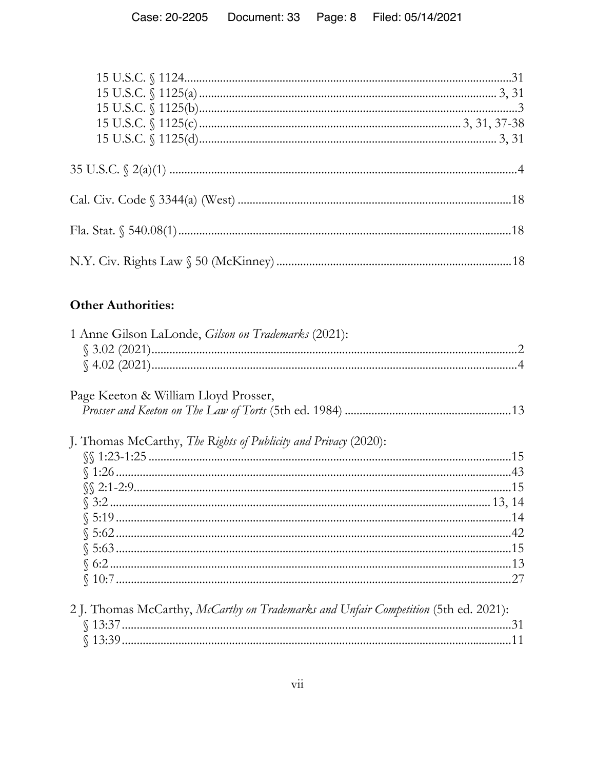15 U.S.C. § 1124 .......... 31
15 U.S.C. § 1125(a) .......... 3, 31
15 U.S.C. § 1125(b) .......... 3
15 U.S.C. § 1125(c) .......... 3, 31, 37-38
15 U.S.C. § 1125(d) .......... 3, 31

35 U.S.C. § 2(a)(1) .......... 4

Cal. Civ. Code § 3344(a) (West) .......... 18

Fla. Stat. § 540.08(1) .......... 18

N.Y. Civ. Rights Law § 50 (McKinney) .......... 18

**Other Authorities:**

1 Anne Gilson LaLonde, *Gilson on Trademarks* (2021):
§ 3.02 (2021) .......... 2
§ 4.02 (2021) .......... 4

Page Keeton & William Lloyd Prosser,
*Prosser and Keeton on The Law of Torts* (5th ed. 1984) .......... 13

J. Thomas McCarthy, *The Rights of Publicity and Privacy* (2020):
§§ 1:23-1:25 .......... 15
§ 1:26 .......... 43
§§ 2:1-2:9 .......... 15
§ 3:2 .......... 13, 14
§ 5:19 .......... 14
§ 5:62 .......... 42
§ 5:63 .......... 15
§ 6:2 .......... 13
§ 10:7 .......... 27

2 J. Thomas McCarthy, *McCarthy on Trademarks and Unfair Competition* (5th ed. 2021):
§ 13:37 .......... 31
§ 13:39 .......... 11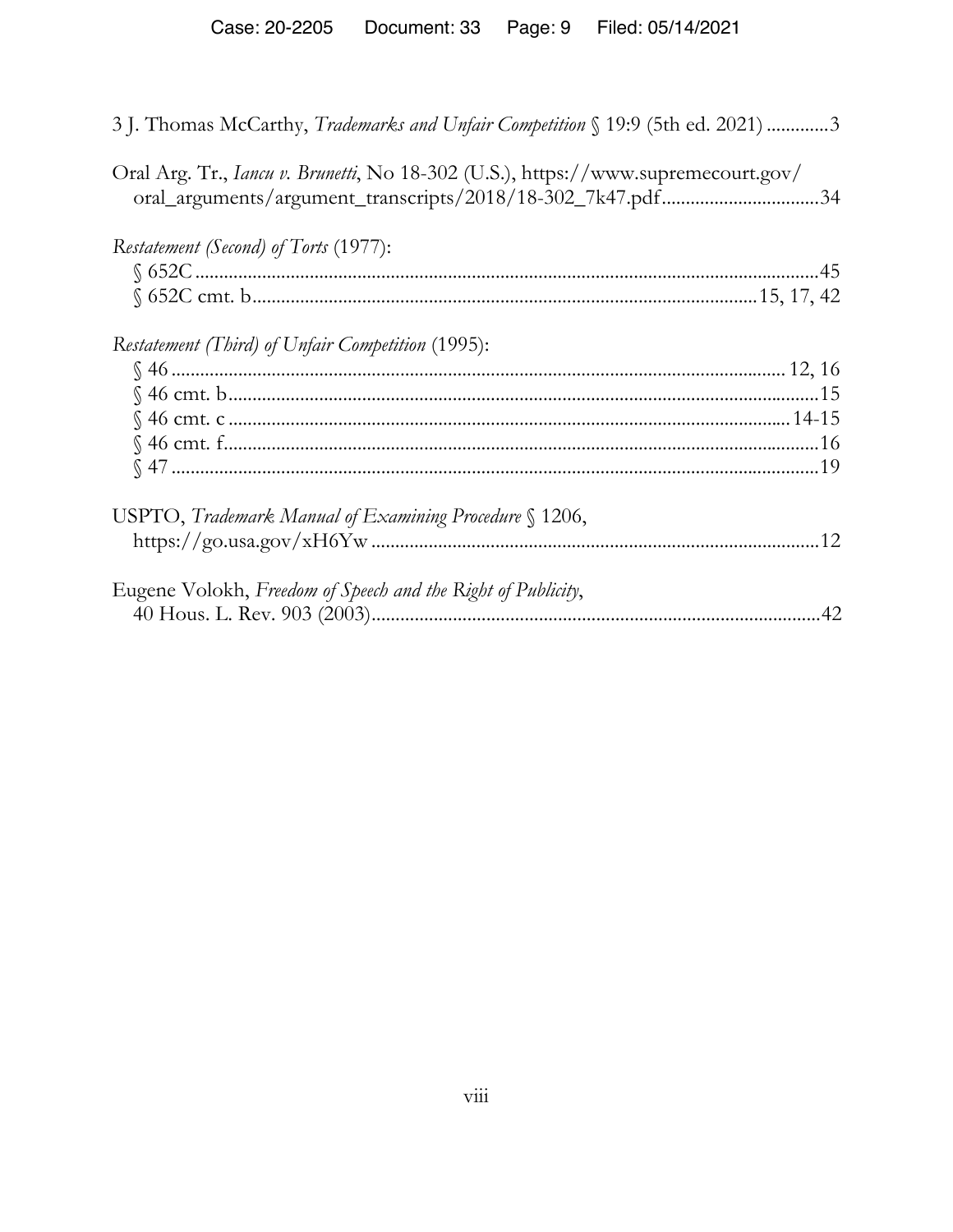3 J. Thomas McCarthy, *Trademarks and Unfair Competition* § 19:9 (5th ed. 2021) .............3

Oral Arg. Tr., *Iancu v. Brunetti*, No 18-302 (U.S.), https://www.supremecourt.gov/oral_arguments/argument_transcripts/2018/18-302_7k47.pdf.................................34

*Restatement (Second) of Torts* (1977):
§ 652C.......................................................................................................................45
§ 652C cmt. b........................................................................................15, 17, 42

*Restatement (Third) of Unfair Competition* (1995):
§ 46 ............................................................................................................... 12, 16
§ 46 cmt. b..........................................................................................................15
§ 46 cmt. c ...................................................................................................... 14-15
§ 46 cmt. f............................................................................................................16
§ 47 .......................................................................................................................19

USPTO, *Trademark Manual of Examining Procedure* § 1206, https://go.usa.gov/xH6Yw ..........................................................................................12

Eugene Volokh, *Freedom of Speech and the Right of Publicity*, 40 Hous. L. Rev. 903 (2003)............................................................................................42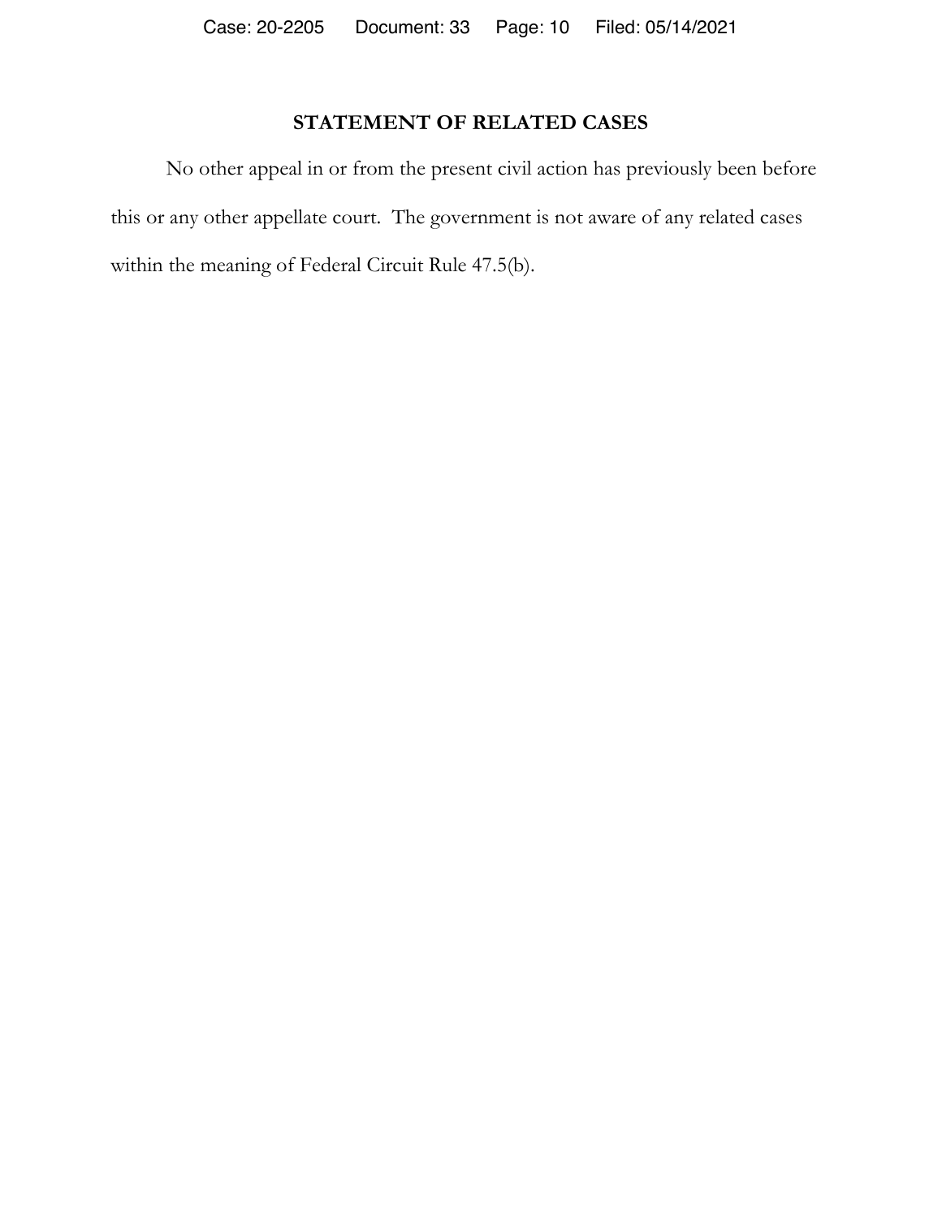## STATEMENT OF RELATED CASES

No other appeal in or from the present civil action has previously been before this or any other appellate court. The government is not aware of any related cases within the meaning of Federal Circuit Rule 47.5(b).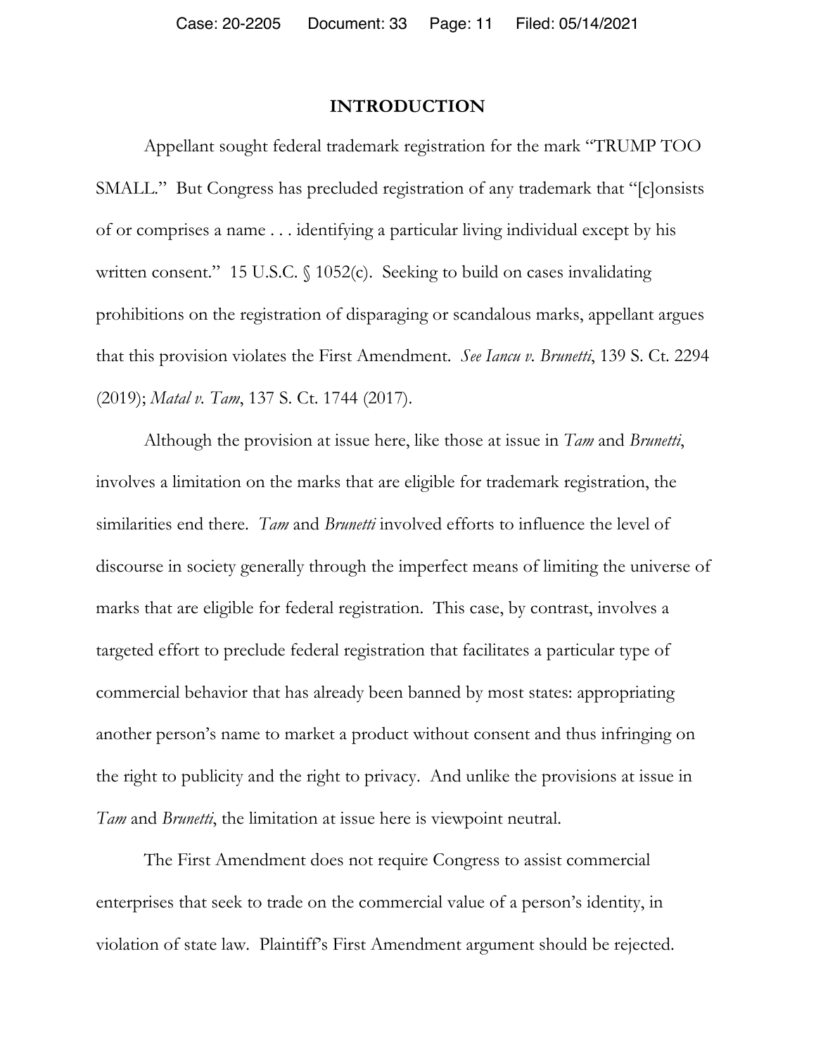## INTRODUCTION

Appellant sought federal trademark registration for the mark "TRUMP TOO SMALL." But Congress has precluded registration of any trademark that "[c]onsists of or comprises a name . . . identifying a particular living individual except by his written consent." 15 U.S.C. § 1052(c). Seeking to build on cases invalidating prohibitions on the registration of disparaging or scandalous marks, appellant argues that this provision violates the First Amendment. *See Iancu v. Brunetti*, 139 S. Ct. 2294 (2019); *Matal v. Tam*, 137 S. Ct. 1744 (2017).

Although the provision at issue here, like those at issue in *Tam* and *Brunetti*, involves a limitation on the marks that are eligible for trademark registration, the similarities end there. *Tam* and *Brunetti* involved efforts to influence the level of discourse in society generally through the imperfect means of limiting the universe of marks that are eligible for federal registration. This case, by contrast, involves a targeted effort to preclude federal registration that facilitates a particular type of commercial behavior that has already been banned by most states: appropriating another person's name to market a product without consent and thus infringing on the right to publicity and the right to privacy. And unlike the provisions at issue in *Tam* and *Brunetti*, the limitation at issue here is viewpoint neutral.

The First Amendment does not require Congress to assist commercial enterprises that seek to trade on the commercial value of a person's identity, in violation of state law. Plaintiff's First Amendment argument should be rejected.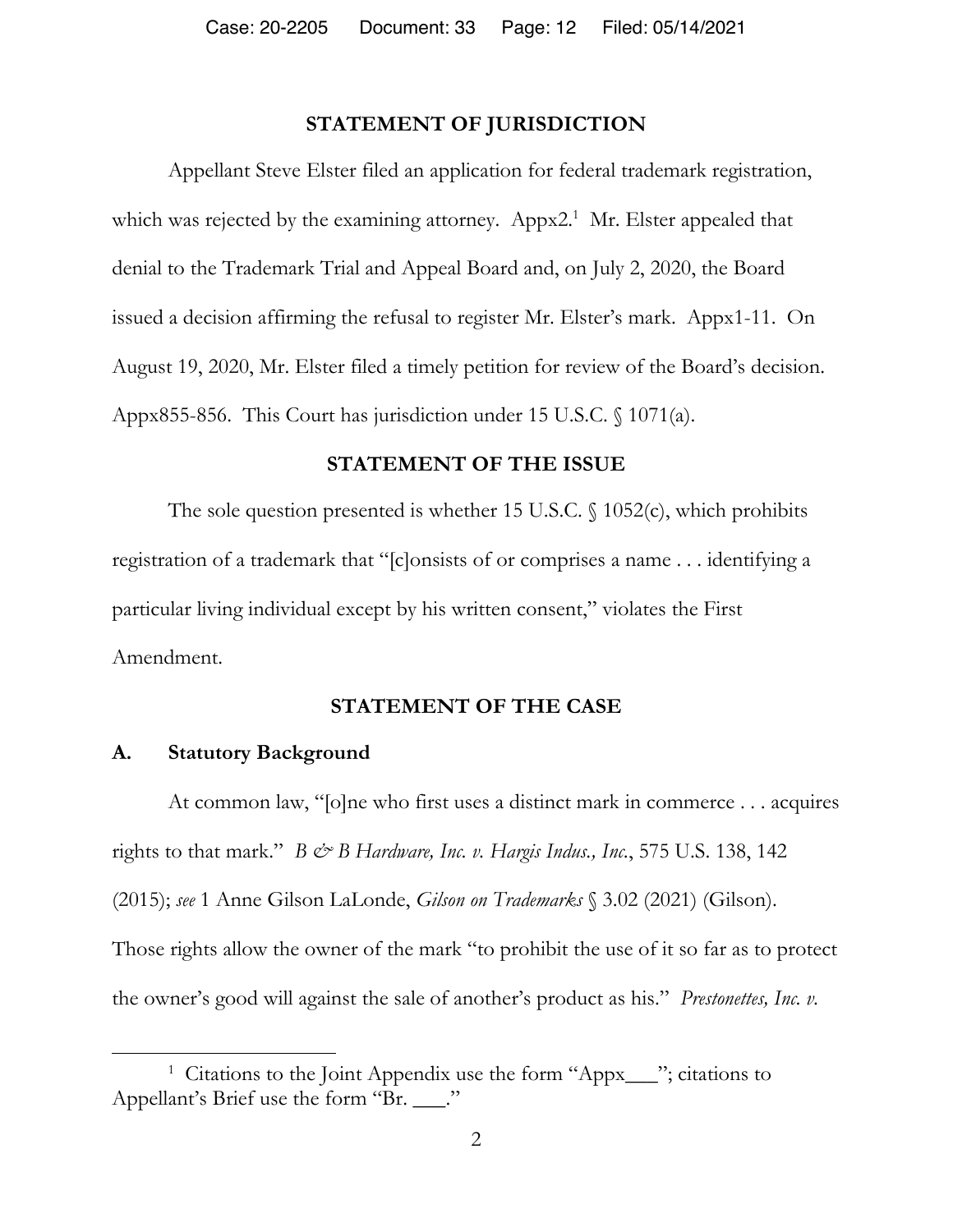## STATEMENT OF JURISDICTION

Appellant Steve Elster filed an application for federal trademark registration, which was rejected by the examining attorney. Appx2.[1] Mr. Elster appealed that denial to the Trademark Trial and Appeal Board and, on July 2, 2020, the Board issued a decision affirming the refusal to register Mr. Elster's mark. Appx1-11. On August 19, 2020, Mr. Elster filed a timely petition for review of the Board's decision. Appx855-856. This Court has jurisdiction under 15 U.S.C. § 1071(a).

## STATEMENT OF THE ISSUE

The sole question presented is whether 15 U.S.C. § 1052(c), which prohibits registration of a trademark that "[c]onsists of or comprises a name . . . identifying a particular living individual except by his written consent," violates the First Amendment.

## STATEMENT OF THE CASE

### A. Statutory Background

At common law, "[o]ne who first uses a distinct mark in commerce . . . acquires rights to that mark." *B & B Hardware, Inc. v. Hargis Indus., Inc.*, 575 U.S. 138, 142 (2015); *see* 1 Anne Gilson LaLonde, *Gilson on Trademarks* § 3.02 (2021) (Gilson). Those rights allow the owner of the mark "to prohibit the use of it so far as to protect the owner's good will against the sale of another's product as his." *Prestonettes, Inc. v.*

---

[1] Citations to the Joint Appendix use the form "Appx___"; citations to Appellant's Brief use the form "Br. ___."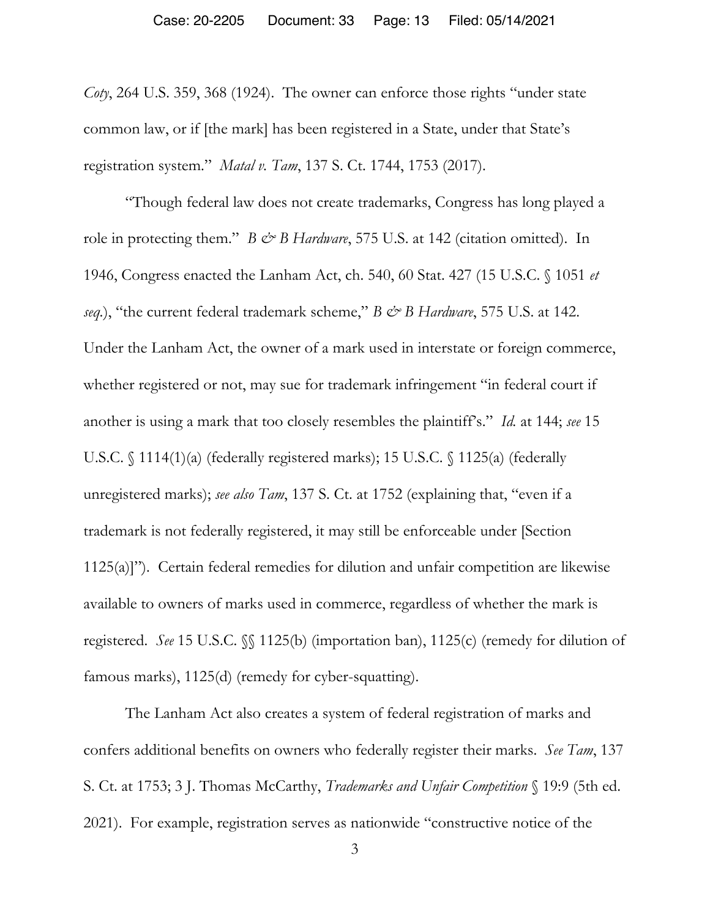*Coty*, 264 U.S. 359, 368 (1924). The owner can enforce those rights "under state common law, or if [the mark] has been registered in a State, under that State's registration system." *Matal v. Tam*, 137 S. Ct. 1744, 1753 (2017).

"Though federal law does not create trademarks, Congress has long played a role in protecting them." *B & B Hardware*, 575 U.S. at 142 (citation omitted). In 1946, Congress enacted the Lanham Act, ch. 540, 60 Stat. 427 (15 U.S.C. § 1051 *et seq*.), "the current federal trademark scheme," *B & B Hardware*, 575 U.S. at 142. Under the Lanham Act, the owner of a mark used in interstate or foreign commerce, whether registered or not, may sue for trademark infringement "in federal court if another is using a mark that too closely resembles the plaintiff's." *Id.* at 144; *see* 15 U.S.C. § 1114(1)(a) (federally registered marks); 15 U.S.C. § 1125(a) (federally unregistered marks); *see also Tam*, 137 S. Ct. at 1752 (explaining that, "even if a trademark is not federally registered, it may still be enforceable under [Section 1125(a)]"). Certain federal remedies for dilution and unfair competition are likewise available to owners of marks used in commerce, regardless of whether the mark is registered. *See* 15 U.S.C. §§ 1125(b) (importation ban), 1125(c) (remedy for dilution of famous marks), 1125(d) (remedy for cyber-squatting).

The Lanham Act also creates a system of federal registration of marks and confers additional benefits on owners who federally register their marks. *See Tam*, 137 S. Ct. at 1753; 3 J. Thomas McCarthy, *Trademarks and Unfair Competition* § 19:9 (5th ed. 2021). For example, registration serves as nationwide "constructive notice of the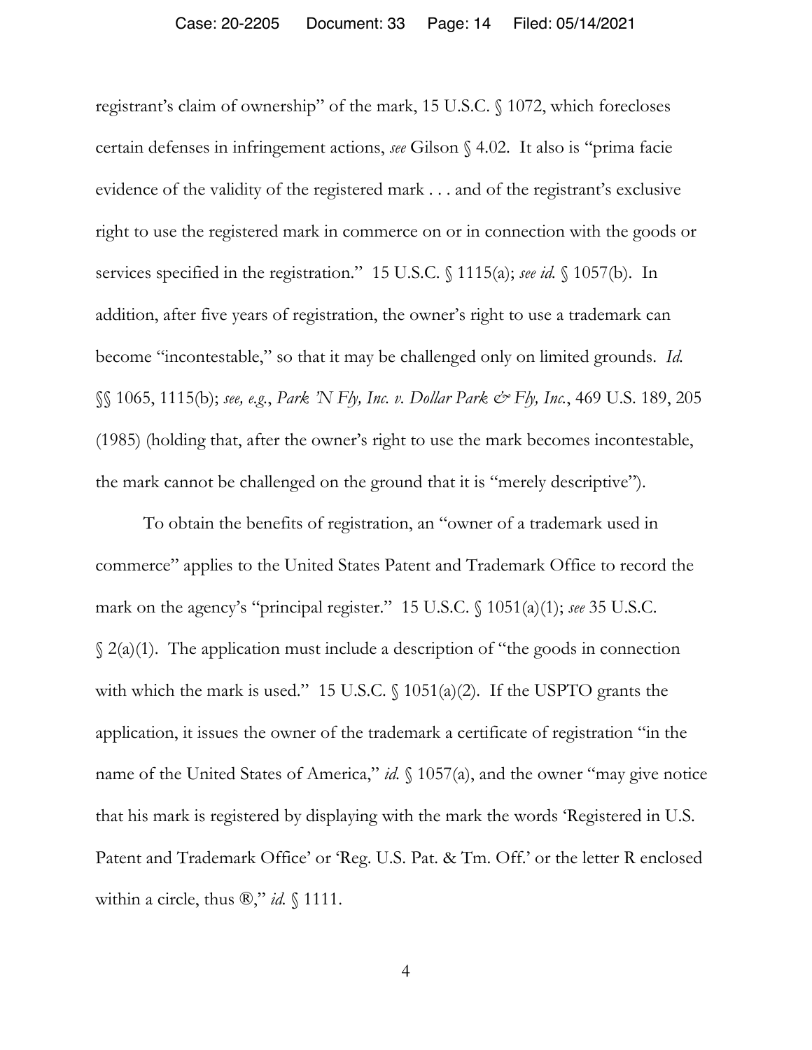registrant's claim of ownership" of the mark, 15 U.S.C. § 1072, which forecloses certain defenses in infringement actions, *see* Gilson § 4.02. It also is "prima facie evidence of the validity of the registered mark . . . and of the registrant's exclusive right to use the registered mark in commerce on or in connection with the goods or services specified in the registration." 15 U.S.C. § 1115(a); *see id.* § 1057(b). In addition, after five years of registration, the owner's right to use a trademark can become "incontestable," so that it may be challenged only on limited grounds. *Id.* §§ 1065, 1115(b); *see, e.g.*, *Park 'N Fly, Inc. v. Dollar Park & Fly, Inc.*, 469 U.S. 189, 205 (1985) (holding that, after the owner's right to use the mark becomes incontestable, the mark cannot be challenged on the ground that it is "merely descriptive").

To obtain the benefits of registration, an "owner of a trademark used in commerce" applies to the United States Patent and Trademark Office to record the mark on the agency's "principal register." 15 U.S.C. § 1051(a)(1); *see* 35 U.S.C. § 2(a)(1). The application must include a description of "the goods in connection with which the mark is used." 15 U.S.C. § 1051(a)(2). If the USPTO grants the application, it issues the owner of the trademark a certificate of registration "in the name of the United States of America," *id.* § 1057(a), and the owner "may give notice that his mark is registered by displaying with the mark the words 'Registered in U.S. Patent and Trademark Office' or 'Reg. U.S. Pat. & Tm. Off.' or the letter R enclosed within a circle, thus ®," *id.* § 1111.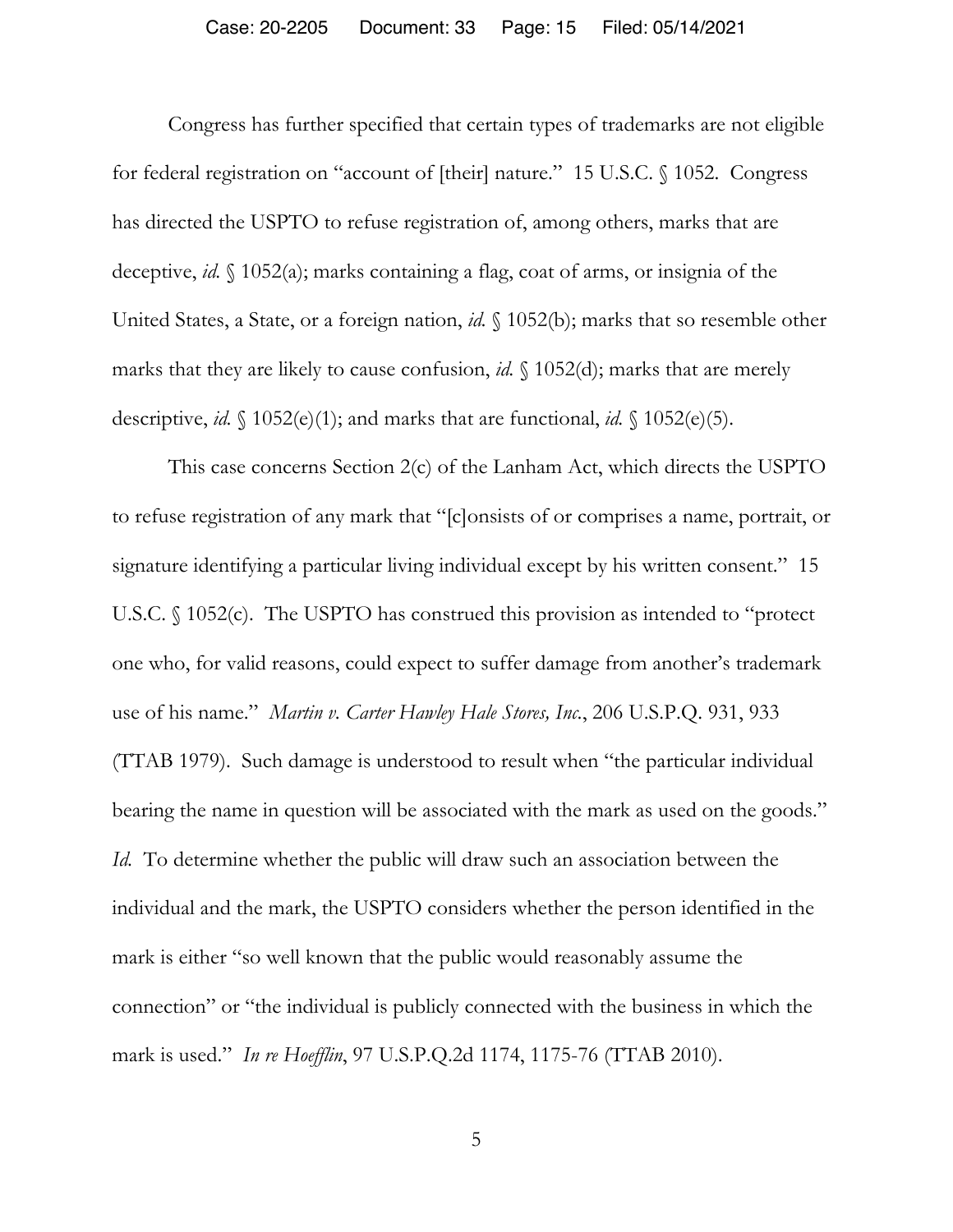Congress has further specified that certain types of trademarks are not eligible for federal registration on "account of [their] nature." 15 U.S.C. § 1052. Congress has directed the USPTO to refuse registration of, among others, marks that are deceptive, *id.* § 1052(a); marks containing a flag, coat of arms, or insignia of the United States, a State, or a foreign nation, *id.* § 1052(b); marks that so resemble other marks that they are likely to cause confusion, *id.* § 1052(d); marks that are merely descriptive, *id.* § 1052(e)(1); and marks that are functional, *id.* § 1052(e)(5).

This case concerns Section 2(c) of the Lanham Act, which directs the USPTO to refuse registration of any mark that "[c]onsists of or comprises a name, portrait, or signature identifying a particular living individual except by his written consent." 15 U.S.C. § 1052(c). The USPTO has construed this provision as intended to "protect one who, for valid reasons, could expect to suffer damage from another's trademark use of his name." *Martin v. Carter Hawley Hale Stores, Inc.*, 206 U.S.P.Q. 931, 933 (TTAB 1979). Such damage is understood to result when "the particular individual bearing the name in question will be associated with the mark as used on the goods." *Id.* To determine whether the public will draw such an association between the individual and the mark, the USPTO considers whether the person identified in the mark is either "so well known that the public would reasonably assume the connection" or "the individual is publicly connected with the business in which the mark is used." *In re Hoefflin*, 97 U.S.P.Q.2d 1174, 1175-76 (TTAB 2010).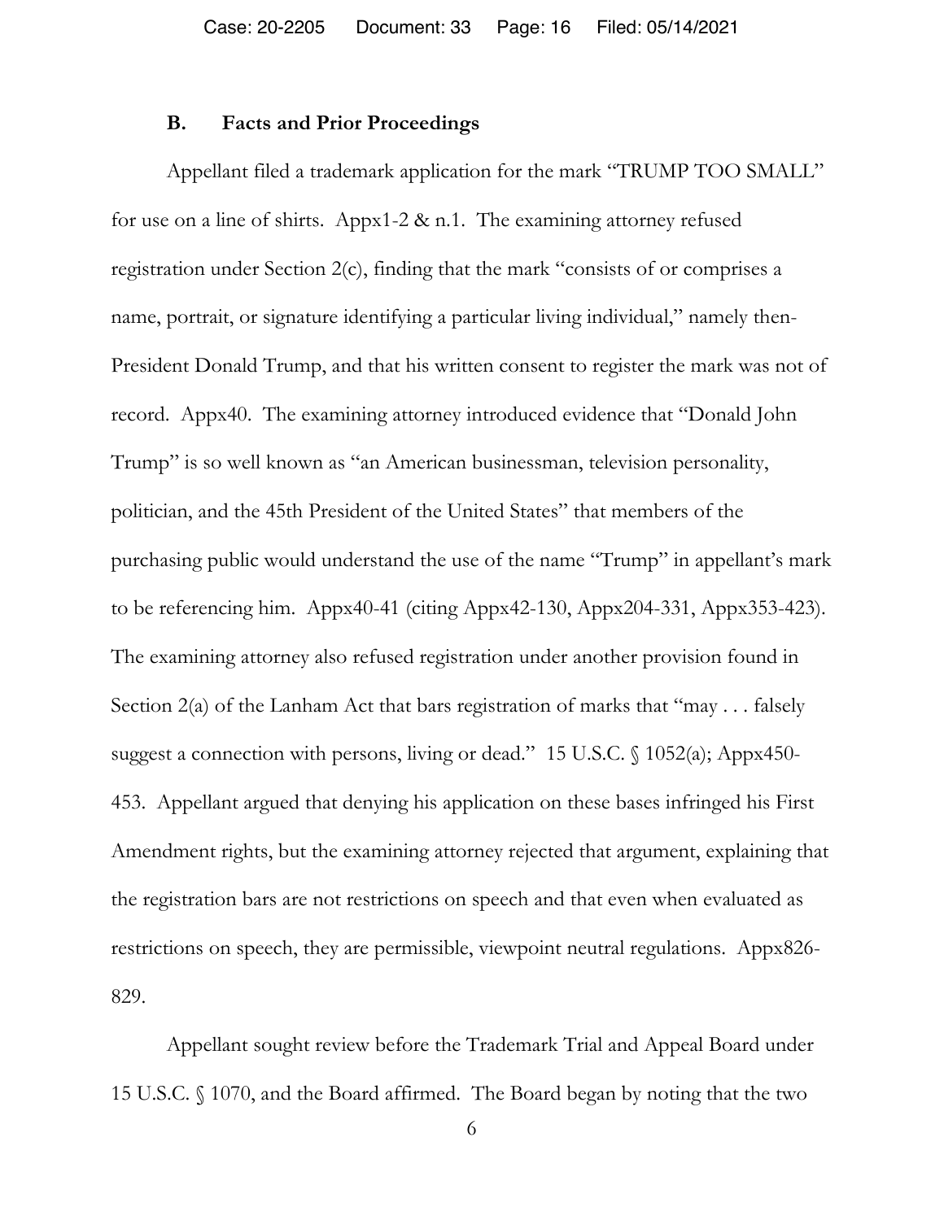### B. Facts and Prior Proceedings

Appellant filed a trademark application for the mark "TRUMP TOO SMALL" for use on a line of shirts. Appx1-2 & n.1. The examining attorney refused registration under Section 2(c), finding that the mark "consists of or comprises a name, portrait, or signature identifying a particular living individual," namely then-President Donald Trump, and that his written consent to register the mark was not of record. Appx40. The examining attorney introduced evidence that "Donald John Trump" is so well known as "an American businessman, television personality, politician, and the 45th President of the United States" that members of the purchasing public would understand the use of the name "Trump" in appellant's mark to be referencing him. Appx40-41 (citing Appx42-130, Appx204-331, Appx353-423). The examining attorney also refused registration under another provision found in Section 2(a) of the Lanham Act that bars registration of marks that "may . . . falsely suggest a connection with persons, living or dead." 15 U.S.C. § 1052(a); Appx450-453. Appellant argued that denying his application on these bases infringed his First Amendment rights, but the examining attorney rejected that argument, explaining that the registration bars are not restrictions on speech and that even when evaluated as restrictions on speech, they are permissible, viewpoint neutral regulations. Appx826-829.

Appellant sought review before the Trademark Trial and Appeal Board under 15 U.S.C. § 1070, and the Board affirmed. The Board began by noting that the two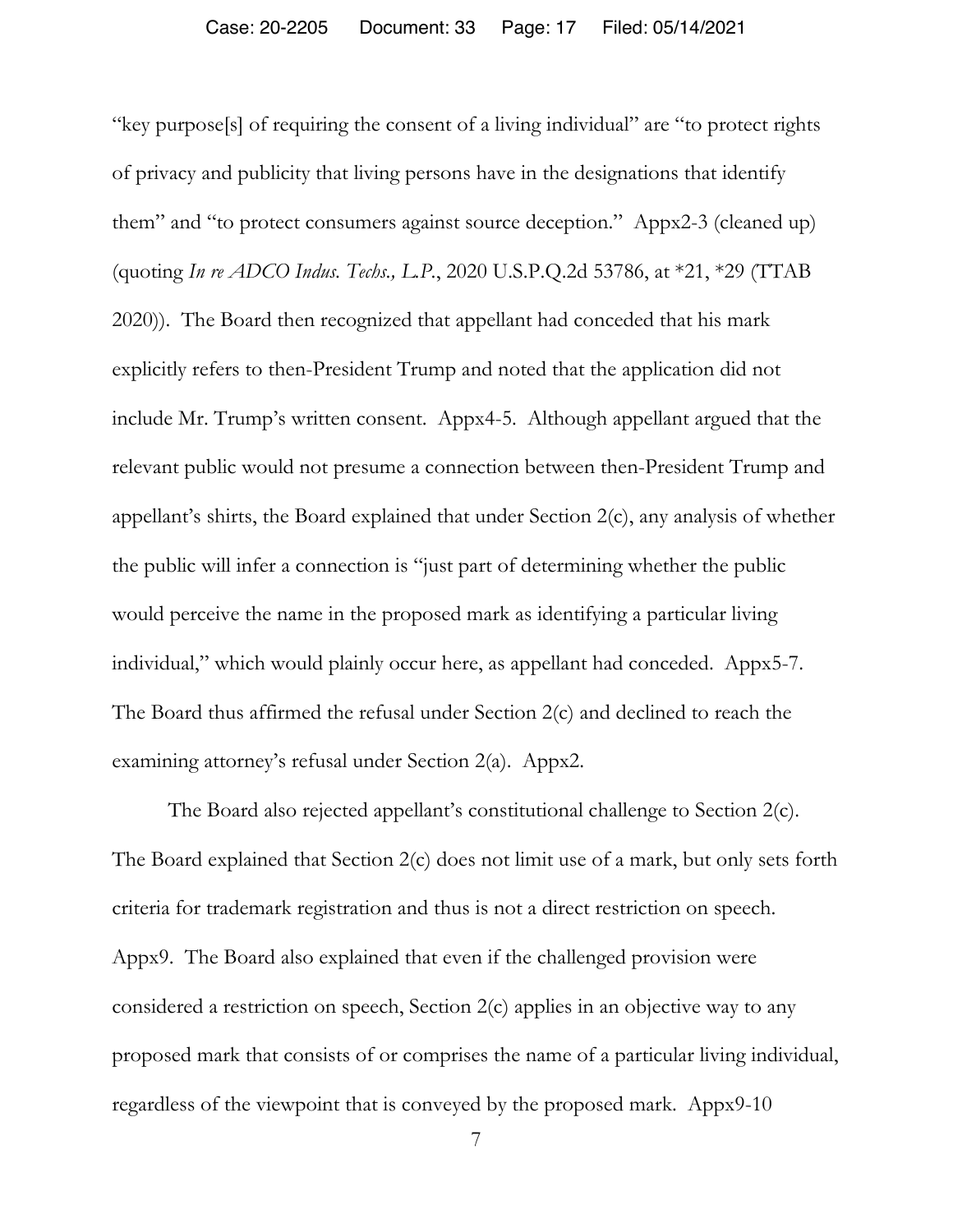"key purpose[s] of requiring the consent of a living individual" are "to protect rights of privacy and publicity that living persons have in the designations that identify them" and "to protect consumers against source deception." Appx2-3 (cleaned up) (quoting *In re ADCO Indus. Techs., L.P.*, 2020 U.S.P.Q.2d 53786, at *21, *29 (TTAB 2020)). The Board then recognized that appellant had conceded that his mark explicitly refers to then-President Trump and noted that the application did not include Mr. Trump's written consent. Appx4-5. Although appellant argued that the relevant public would not presume a connection between then-President Trump and appellant's shirts, the Board explained that under Section 2(c), any analysis of whether the public will infer a connection is "just part of determining whether the public would perceive the name in the proposed mark as identifying a particular living individual," which would plainly occur here, as appellant had conceded. Appx5-7. The Board thus affirmed the refusal under Section 2(c) and declined to reach the examining attorney's refusal under Section 2(a). Appx2.

The Board also rejected appellant's constitutional challenge to Section 2(c). The Board explained that Section 2(c) does not limit use of a mark, but only sets forth criteria for trademark registration and thus is not a direct restriction on speech. Appx9. The Board also explained that even if the challenged provision were considered a restriction on speech, Section 2(c) applies in an objective way to any proposed mark that consists of or comprises the name of a particular living individual, regardless of the viewpoint that is conveyed by the proposed mark. Appx9-10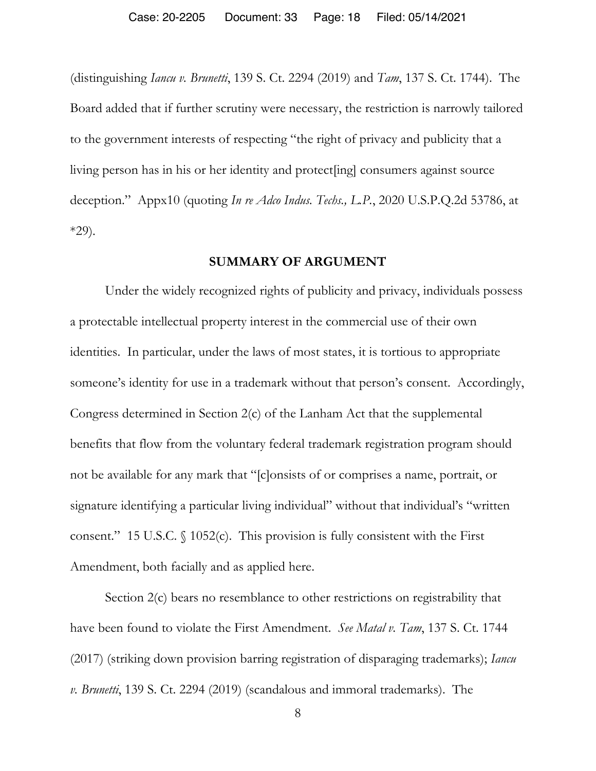(distinguishing *Iancu v. Brunetti*, 139 S. Ct. 2294 (2019) and *Tam*, 137 S. Ct. 1744). The Board added that if further scrutiny were necessary, the restriction is narrowly tailored to the government interests of respecting "the right of privacy and publicity that a living person has in his or her identity and protect[ing] consumers against source deception." Appx10 (quoting *In re Adco Indus. Techs., L.P.*, 2020 U.S.P.Q.2d 53786, at *29).

## SUMMARY OF ARGUMENT

Under the widely recognized rights of publicity and privacy, individuals possess a protectable intellectual property interest in the commercial use of their own identities. In particular, under the laws of most states, it is tortious to appropriate someone's identity for use in a trademark without that person's consent. Accordingly, Congress determined in Section 2(c) of the Lanham Act that the supplemental benefits that flow from the voluntary federal trademark registration program should not be available for any mark that "[c]onsists of or comprises a name, portrait, or signature identifying a particular living individual" without that individual's "written consent." 15 U.S.C. § 1052(c). This provision is fully consistent with the First Amendment, both facially and as applied here.

Section 2(c) bears no resemblance to other restrictions on registrability that have been found to violate the First Amendment. *See Matal v. Tam*, 137 S. Ct. 1744 (2017) (striking down provision barring registration of disparaging trademarks); *Iancu v. Brunetti*, 139 S. Ct. 2294 (2019) (scandalous and immoral trademarks). The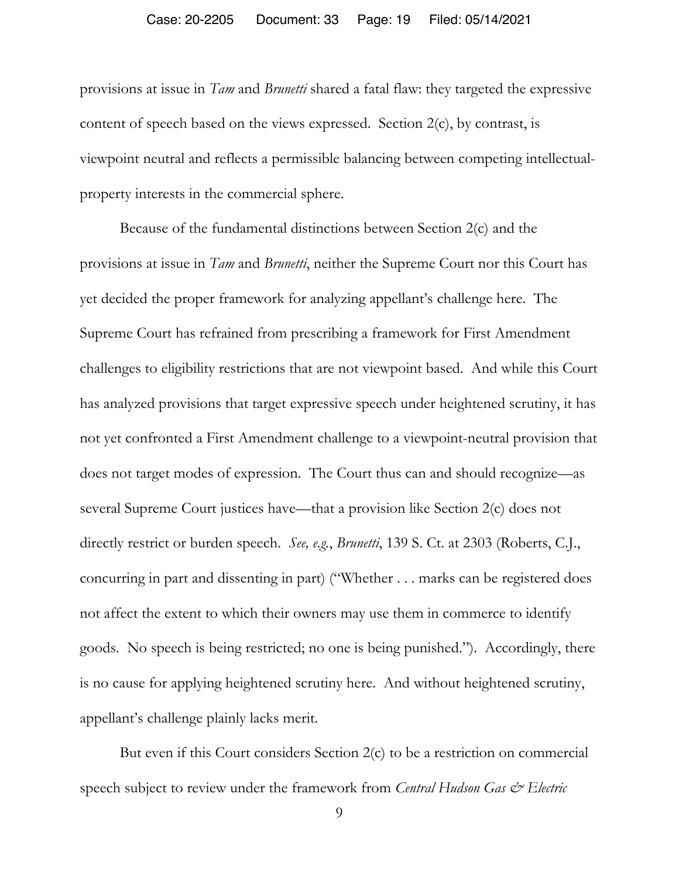provisions at issue in *Tam* and *Brunetti* shared a fatal flaw: they targeted the expressive content of speech based on the views expressed. Section 2(c), by contrast, is viewpoint neutral and reflects a permissible balancing between competing intellectual-property interests in the commercial sphere.

Because of the fundamental distinctions between Section 2(c) and the provisions at issue in *Tam* and *Brunetti*, neither the Supreme Court nor this Court has yet decided the proper framework for analyzing appellant's challenge here. The Supreme Court has refrained from prescribing a framework for First Amendment challenges to eligibility restrictions that are not viewpoint based. And while this Court has analyzed provisions that target expressive speech under heightened scrutiny, it has not yet confronted a First Amendment challenge to a viewpoint-neutral provision that does not target modes of expression. The Court thus can and should recognize—as several Supreme Court justices have—that a provision like Section 2(c) does not directly restrict or burden speech. *See, e.g.*, *Brunetti*, 139 S. Ct. at 2303 (Roberts, C.J., concurring in part and dissenting in part) ("Whether . . . marks can be registered does not affect the extent to which their owners may use them in commerce to identify goods. No speech is being restricted; no one is being punished."). Accordingly, there is no cause for applying heightened scrutiny here. And without heightened scrutiny, appellant's challenge plainly lacks merit.

But even if this Court considers Section 2(c) to be a restriction on commercial speech subject to review under the framework from *Central Hudson Gas & Electric*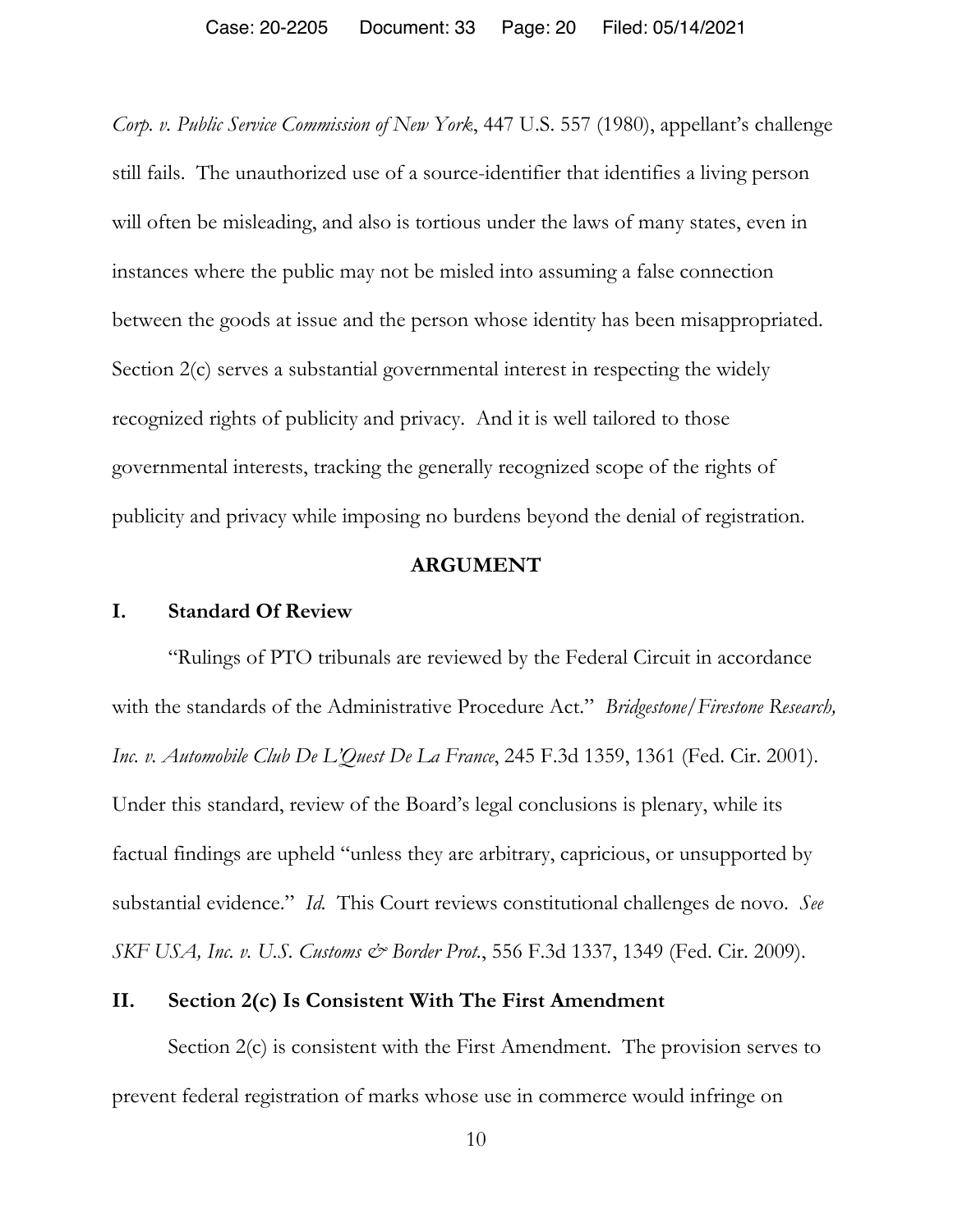*Corp. v. Public Service Commission of New York*, 447 U.S. 557 (1980), appellant's challenge still fails. The unauthorized use of a source-identifier that identifies a living person will often be misleading, and also is tortious under the laws of many states, even in instances where the public may not be misled into assuming a false connection between the goods at issue and the person whose identity has been misappropriated. Section 2(c) serves a substantial governmental interest in respecting the widely recognized rights of publicity and privacy. And it is well tailored to those governmental interests, tracking the generally recognized scope of the rights of publicity and privacy while imposing no burdens beyond the denial of registration.

## ARGUMENT

### I. Standard Of Review

"Rulings of PTO tribunals are reviewed by the Federal Circuit in accordance with the standards of the Administrative Procedure Act." *Bridgestone/Firestone Research, Inc. v. Automobile Club De L'Quest De La France*, 245 F.3d 1359, 1361 (Fed. Cir. 2001). Under this standard, review of the Board's legal conclusions is plenary, while its factual findings are upheld "unless they are arbitrary, capricious, or unsupported by substantial evidence." *Id.* This Court reviews constitutional challenges de novo. *See SKF USA, Inc. v. U.S. Customs & Border Prot.*, 556 F.3d 1337, 1349 (Fed. Cir. 2009).

### II. Section 2(c) Is Consistent With The First Amendment

Section 2(c) is consistent with the First Amendment. The provision serves to prevent federal registration of marks whose use in commerce would infringe on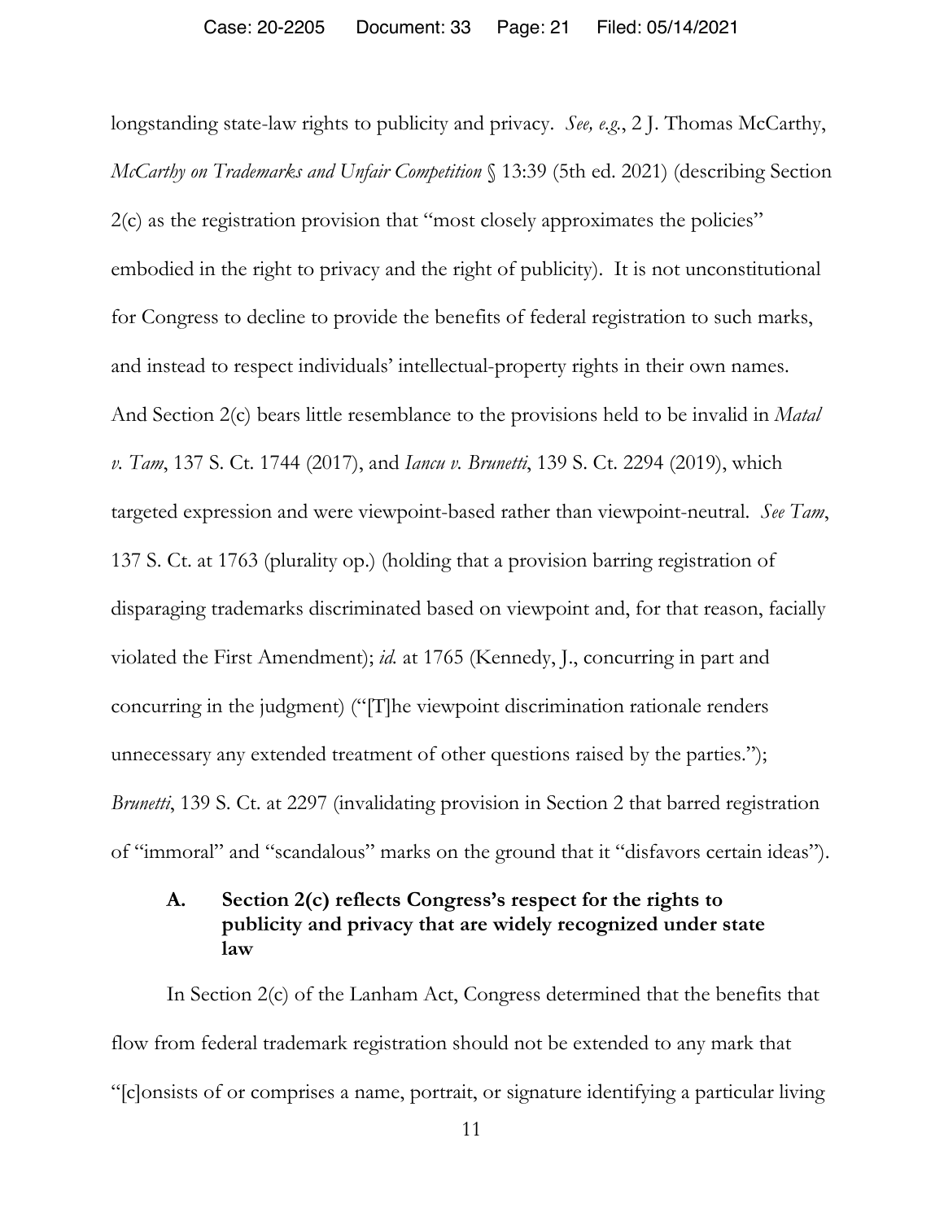longstanding state-law rights to publicity and privacy. *See, e.g.*, 2 J. Thomas McCarthy, *McCarthy on Trademarks and Unfair Competition* § 13:39 (5th ed. 2021) (describing Section 2(c) as the registration provision that "most closely approximates the policies" embodied in the right to privacy and the right of publicity). It is not unconstitutional for Congress to decline to provide the benefits of federal registration to such marks, and instead to respect individuals' intellectual-property rights in their own names. And Section 2(c) bears little resemblance to the provisions held to be invalid in *Matal v. Tam*, 137 S. Ct. 1744 (2017), and *Iancu v. Brunetti*, 139 S. Ct. 2294 (2019), which targeted expression and were viewpoint-based rather than viewpoint-neutral. *See Tam*, 137 S. Ct. at 1763 (plurality op.) (holding that a provision barring registration of disparaging trademarks discriminated based on viewpoint and, for that reason, facially violated the First Amendment); *id.* at 1765 (Kennedy, J., concurring in part and concurring in the judgment) ("[T]he viewpoint discrimination rationale renders unnecessary any extended treatment of other questions raised by the parties."); *Brunetti*, 139 S. Ct. at 2297 (invalidating provision in Section 2 that barred registration of "immoral" and "scandalous" marks on the ground that it "disfavors certain ideas").

### A. Section 2(c) reflects Congress's respect for the rights to publicity and privacy that are widely recognized under state law

In Section 2(c) of the Lanham Act, Congress determined that the benefits that flow from federal trademark registration should not be extended to any mark that "[c]onsists of or comprises a name, portrait, or signature identifying a particular living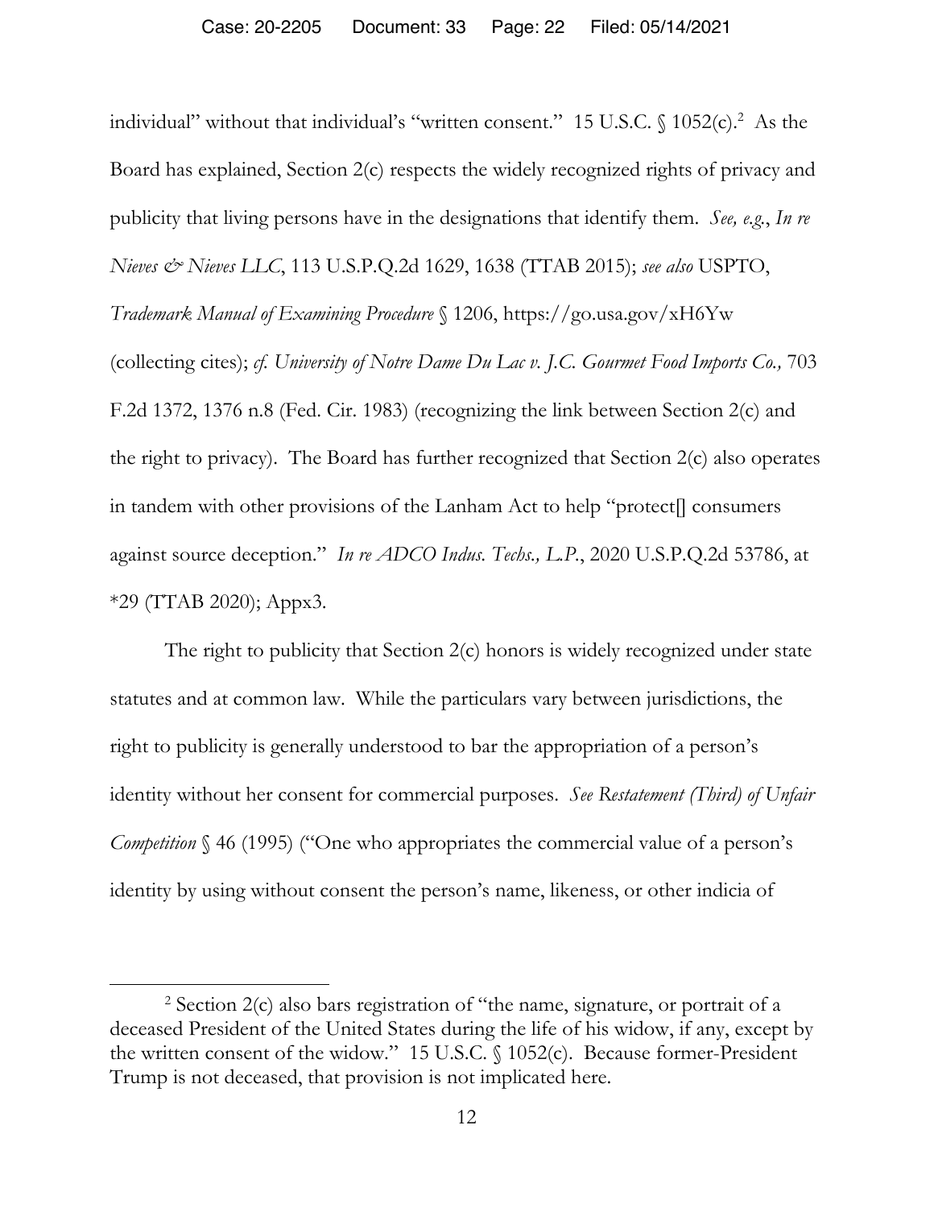individual" without that individual's "written consent." 15 U.S.C. § 1052(c).[2] As the Board has explained, Section 2(c) respects the widely recognized rights of privacy and publicity that living persons have in the designations that identify them. *See, e.g.*, *In re Nieves & Nieves LLC*, 113 U.S.P.Q.2d 1629, 1638 (TTAB 2015); *see also* USPTO, *Trademark Manual of Examining Procedure* § 1206, https://go.usa.gov/xH6Yw (collecting cites); *cf. University of Notre Dame Du Lac v. J.C. Gourmet Food Imports Co.,* 703 F.2d 1372, 1376 n.8 (Fed. Cir. 1983) (recognizing the link between Section 2(c) and the right to privacy). The Board has further recognized that Section 2(c) also operates in tandem with other provisions of the Lanham Act to help "protect[] consumers against source deception." *In re ADCO Indus. Techs., L.P.*, 2020 U.S.P.Q.2d 53786, at *29 (TTAB 2020); Appx3.

The right to publicity that Section 2(c) honors is widely recognized under state statutes and at common law. While the particulars vary between jurisdictions, the right to publicity is generally understood to bar the appropriation of a person's identity without her consent for commercial purposes. *See Restatement (Third) of Unfair Competition* § 46 (1995) ("One who appropriates the commercial value of a person's identity by using without consent the person's name, likeness, or other indicia of

[2] Section 2(c) also bars registration of "the name, signature, or portrait of a deceased President of the United States during the life of his widow, if any, except by the written consent of the widow." 15 U.S.C. § 1052(c). Because former-President Trump is not deceased, that provision is not implicated here.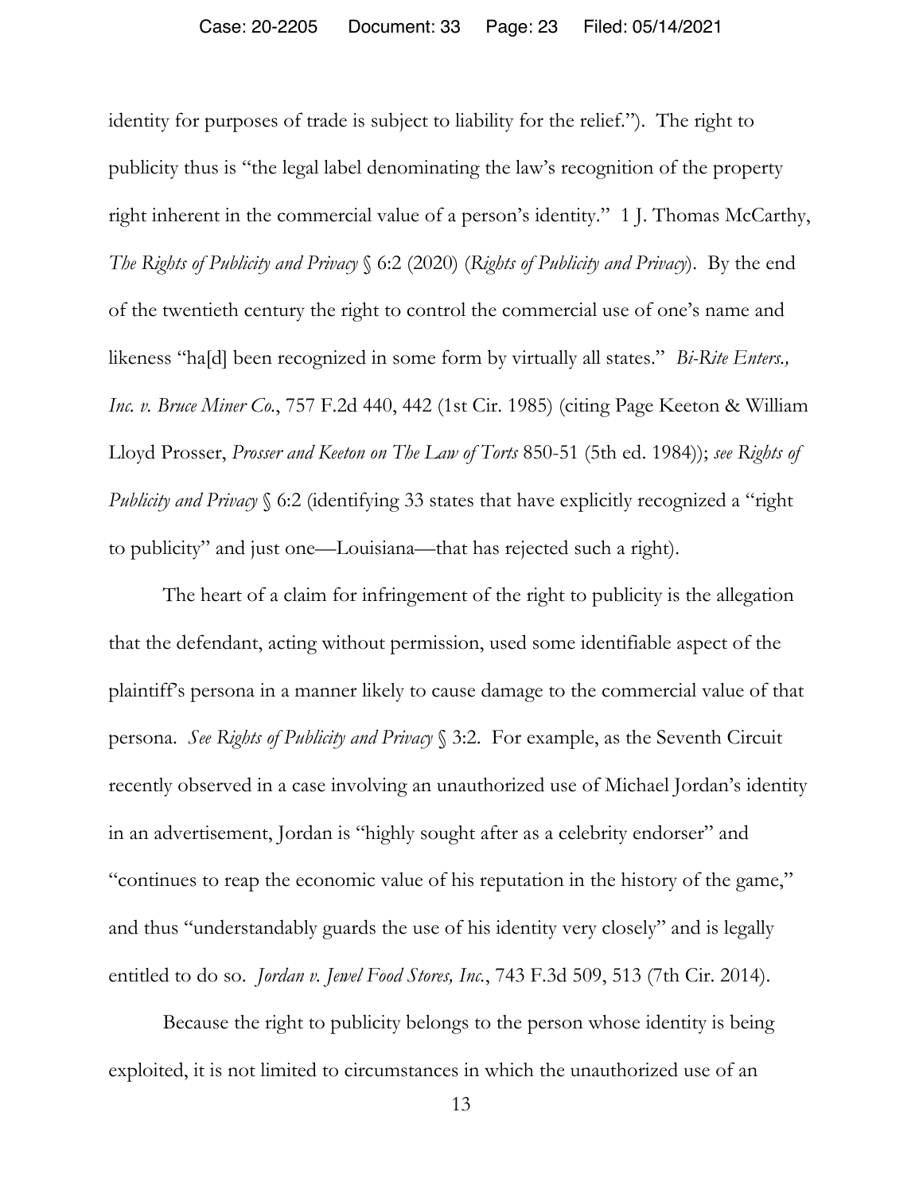identity for purposes of trade is subject to liability for the relief."). The right to publicity thus is "the legal label denominating the law's recognition of the property right inherent in the commercial value of a person's identity." 1 J. Thomas McCarthy, *The Rights of Publicity and Privacy* § 6:2 (2020) (*Rights of Publicity and Privacy*). By the end of the twentieth century the right to control the commercial use of one's name and likeness "ha[d] been recognized in some form by virtually all states." *Bi-Rite Enters., Inc. v. Bruce Miner Co.*, 757 F.2d 440, 442 (1st Cir. 1985) (citing Page Keeton & William Lloyd Prosser, *Prosser and Keeton on The Law of Torts* 850-51 (5th ed. 1984)); *see Rights of Publicity and Privacy* § 6:2 (identifying 33 states that have explicitly recognized a "right to publicity" and just one—Louisiana—that has rejected such a right).

The heart of a claim for infringement of the right to publicity is the allegation that the defendant, acting without permission, used some identifiable aspect of the plaintiff's persona in a manner likely to cause damage to the commercial value of that persona. *See Rights of Publicity and Privacy* § 3:2. For example, as the Seventh Circuit recently observed in a case involving an unauthorized use of Michael Jordan's identity in an advertisement, Jordan is "highly sought after as a celebrity endorser" and "continues to reap the economic value of his reputation in the history of the game," and thus "understandably guards the use of his identity very closely" and is legally entitled to do so. *Jordan v. Jewel Food Stores, Inc.*, 743 F.3d 509, 513 (7th Cir. 2014).

Because the right to publicity belongs to the person whose identity is being exploited, it is not limited to circumstances in which the unauthorized use of an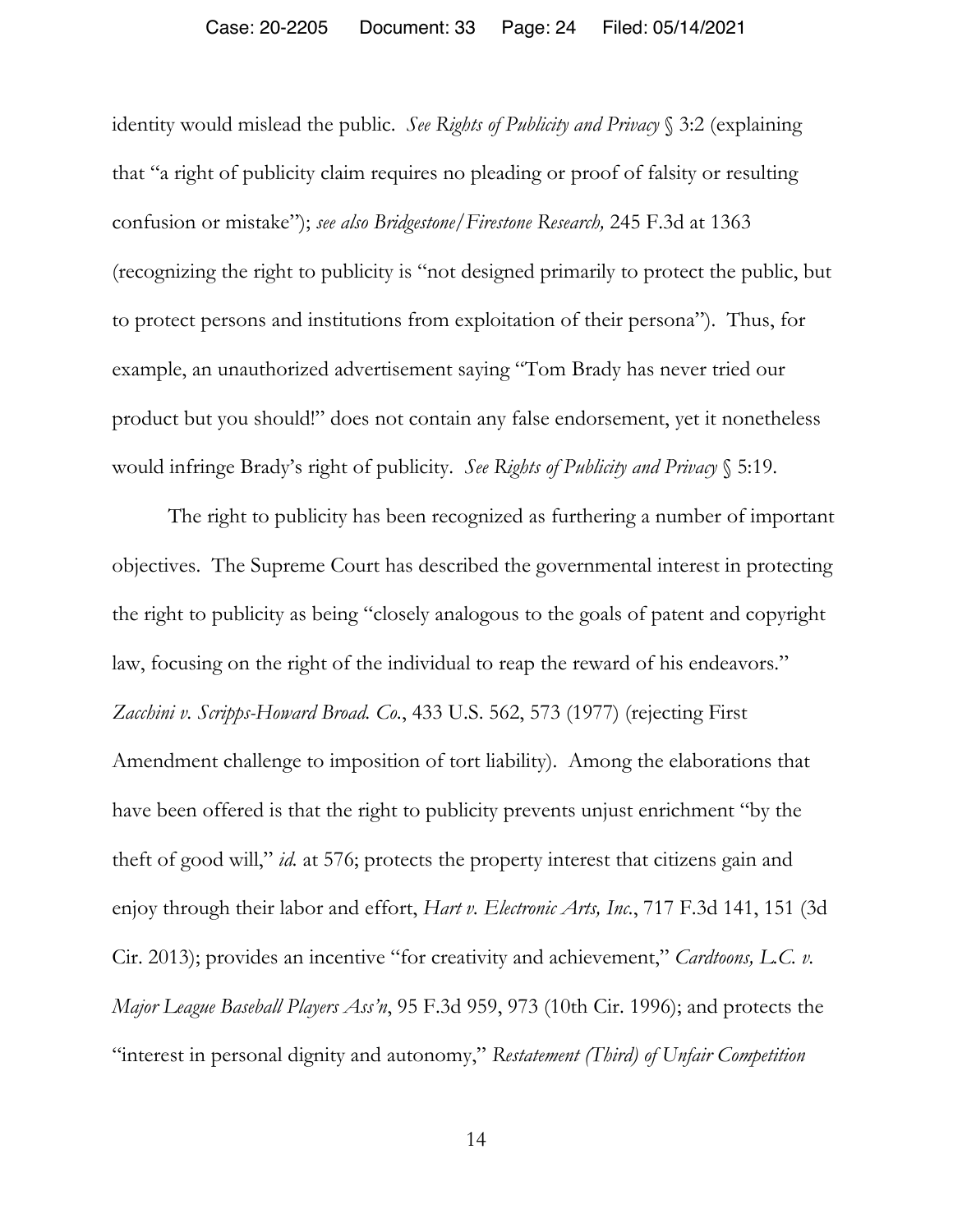identity would mislead the public. *See Rights of Publicity and Privacy* § 3:2 (explaining that "a right of publicity claim requires no pleading or proof of falsity or resulting confusion or mistake"); *see also Bridgestone/Firestone Research,* 245 F.3d at 1363 (recognizing the right to publicity is "not designed primarily to protect the public, but to protect persons and institutions from exploitation of their persona"). Thus, for example, an unauthorized advertisement saying "Tom Brady has never tried our product but you should!" does not contain any false endorsement, yet it nonetheless would infringe Brady's right of publicity. *See Rights of Publicity and Privacy* § 5:19.

The right to publicity has been recognized as furthering a number of important objectives. The Supreme Court has described the governmental interest in protecting the right to publicity as being "closely analogous to the goals of patent and copyright law, focusing on the right of the individual to reap the reward of his endeavors." *Zacchini v. Scripps-Howard Broad. Co.*, 433 U.S. 562, 573 (1977) (rejecting First Amendment challenge to imposition of tort liability). Among the elaborations that have been offered is that the right to publicity prevents unjust enrichment "by the theft of good will," *id.* at 576; protects the property interest that citizens gain and enjoy through their labor and effort, *Hart v. Electronic Arts, Inc.*, 717 F.3d 141, 151 (3d Cir. 2013); provides an incentive "for creativity and achievement," *Cardtoons, L.C. v. Major League Baseball Players Ass'n*, 95 F.3d 959, 973 (10th Cir. 1996); and protects the "interest in personal dignity and autonomy," *Restatement (Third) of Unfair Competition*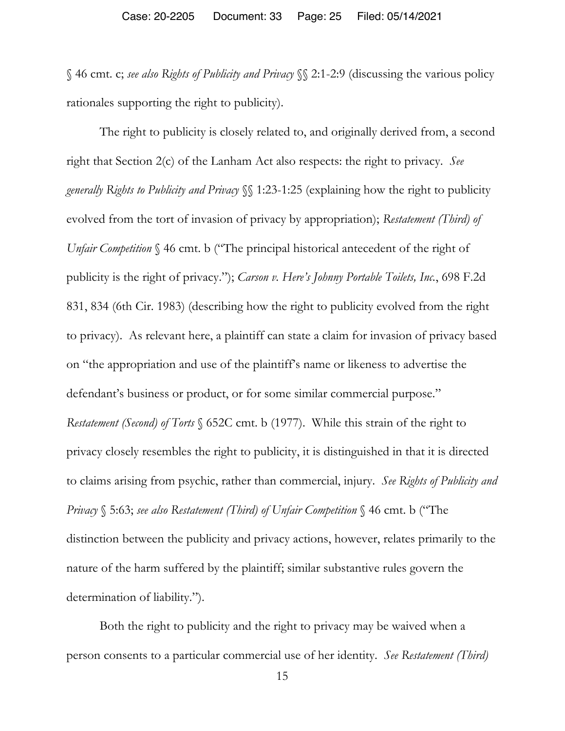§ 46 cmt. c; *see also Rights of Publicity and Privacy* §§ 2:1-2:9 (discussing the various policy rationales supporting the right to publicity).

The right to publicity is closely related to, and originally derived from, a second right that Section 2(c) of the Lanham Act also respects: the right to privacy. *See generally Rights to Publicity and Privacy* §§ 1:23-1:25 (explaining how the right to publicity evolved from the tort of invasion of privacy by appropriation); *Restatement (Third) of Unfair Competition* § 46 cmt. b ("The principal historical antecedent of the right of publicity is the right of privacy."); *Carson v. Here's Johnny Portable Toilets, Inc.*, 698 F.2d 831, 834 (6th Cir. 1983) (describing how the right to publicity evolved from the right to privacy). As relevant here, a plaintiff can state a claim for invasion of privacy based on "the appropriation and use of the plaintiff's name or likeness to advertise the defendant's business or product, or for some similar commercial purpose." *Restatement (Second) of Torts* § 652C cmt. b (1977). While this strain of the right to privacy closely resembles the right to publicity, it is distinguished in that it is directed to claims arising from psychic, rather than commercial, injury. *See Rights of Publicity and Privacy* § 5:63; *see also Restatement (Third) of Unfair Competition* § 46 cmt. b ("The distinction between the publicity and privacy actions, however, relates primarily to the nature of the harm suffered by the plaintiff; similar substantive rules govern the determination of liability.").

Both the right to publicity and the right to privacy may be waived when a person consents to a particular commercial use of her identity. *See Restatement (Third)*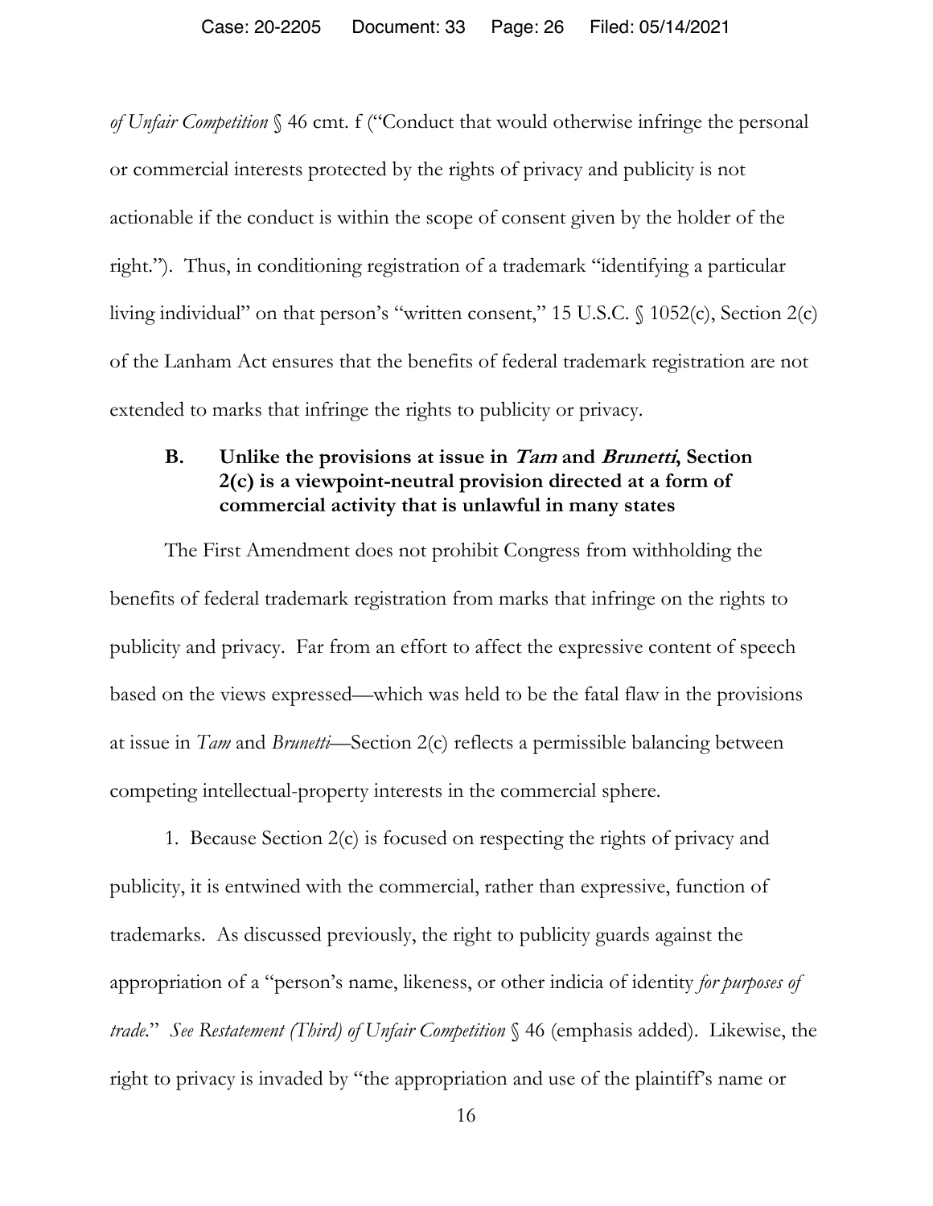*of Unfair Competition* § 46 cmt. f ("Conduct that would otherwise infringe the personal or commercial interests protected by the rights of privacy and publicity is not actionable if the conduct is within the scope of consent given by the holder of the right."). Thus, in conditioning registration of a trademark "identifying a particular living individual" on that person's "written consent," 15 U.S.C. § 1052(c), Section 2(c) of the Lanham Act ensures that the benefits of federal trademark registration are not extended to marks that infringe the rights to publicity or privacy.

### B. Unlike the provisions at issue in *Tam* and *Brunetti*, Section 2(c) is a viewpoint-neutral provision directed at a form of commercial activity that is unlawful in many states

The First Amendment does not prohibit Congress from withholding the benefits of federal trademark registration from marks that infringe on the rights to publicity and privacy. Far from an effort to affect the expressive content of speech based on the views expressed—which was held to be the fatal flaw in the provisions at issue in *Tam* and *Brunetti*—Section 2(c) reflects a permissible balancing between competing intellectual-property interests in the commercial sphere.

1. Because Section 2(c) is focused on respecting the rights of privacy and publicity, it is entwined with the commercial, rather than expressive, function of trademarks. As discussed previously, the right to publicity guards against the appropriation of a "person's name, likeness, or other indicia of identity *for purposes of trade*." *See Restatement (Third) of Unfair Competition* § 46 (emphasis added). Likewise, the right to privacy is invaded by "the appropriation and use of the plaintiff's name or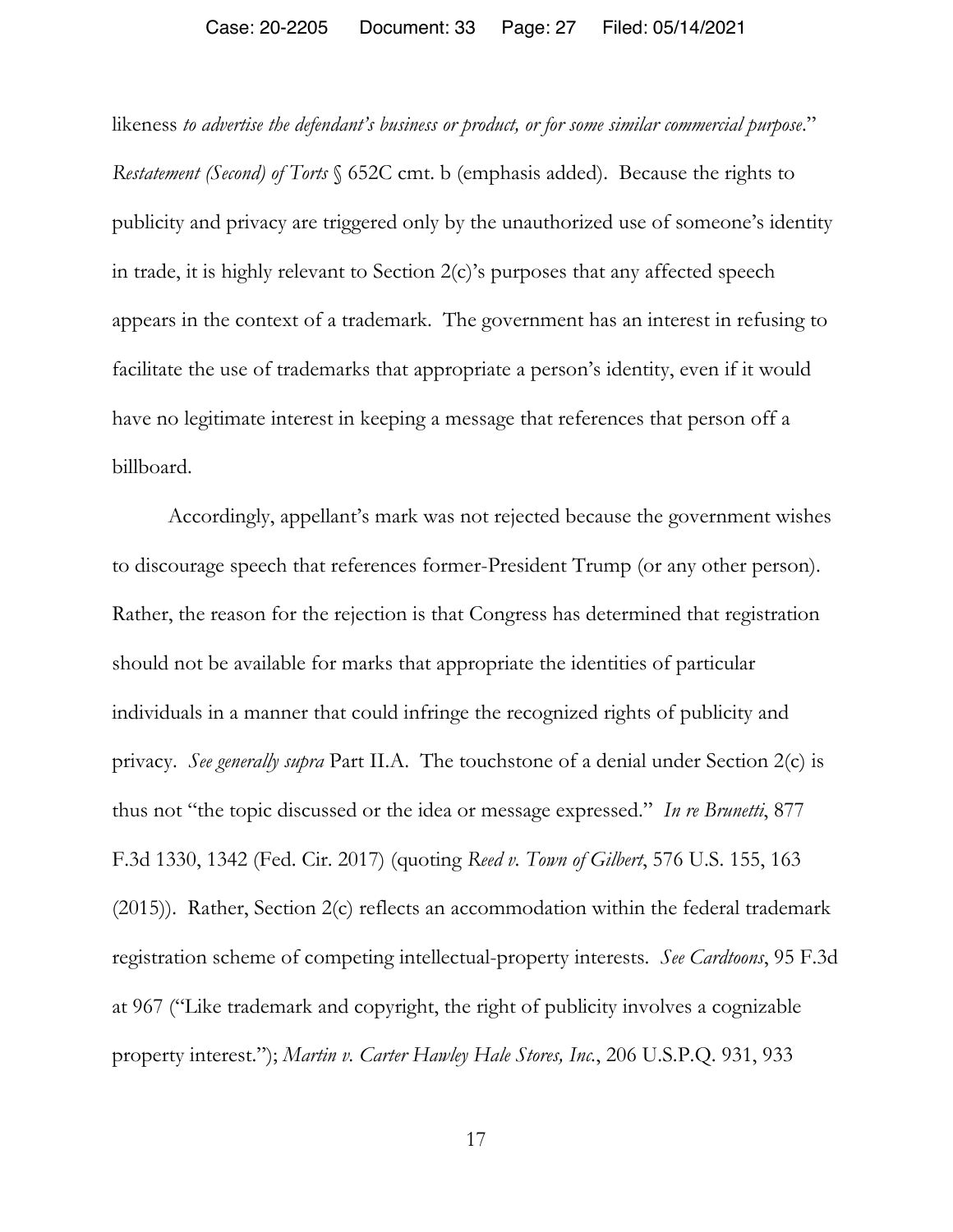likeness *to advertise the defendant's business or product, or for some similar commercial purpose*." *Restatement (Second) of Torts* § 652C cmt. b (emphasis added). Because the rights to publicity and privacy are triggered only by the unauthorized use of someone's identity in trade, it is highly relevant to Section 2(c)'s purposes that any affected speech appears in the context of a trademark. The government has an interest in refusing to facilitate the use of trademarks that appropriate a person's identity, even if it would have no legitimate interest in keeping a message that references that person off a billboard.

Accordingly, appellant's mark was not rejected because the government wishes to discourage speech that references former-President Trump (or any other person). Rather, the reason for the rejection is that Congress has determined that registration should not be available for marks that appropriate the identities of particular individuals in a manner that could infringe the recognized rights of publicity and privacy. *See generally supra* Part II.A. The touchstone of a denial under Section 2(c) is thus not "the topic discussed or the idea or message expressed." *In re Brunetti*, 877 F.3d 1330, 1342 (Fed. Cir. 2017) (quoting *Reed v. Town of Gilbert*, 576 U.S. 155, 163 (2015)). Rather, Section 2(c) reflects an accommodation within the federal trademark registration scheme of competing intellectual-property interests. *See Cardtoons*, 95 F.3d at 967 ("Like trademark and copyright, the right of publicity involves a cognizable property interest."); *Martin v. Carter Hawley Hale Stores, Inc.*, 206 U.S.P.Q. 931, 933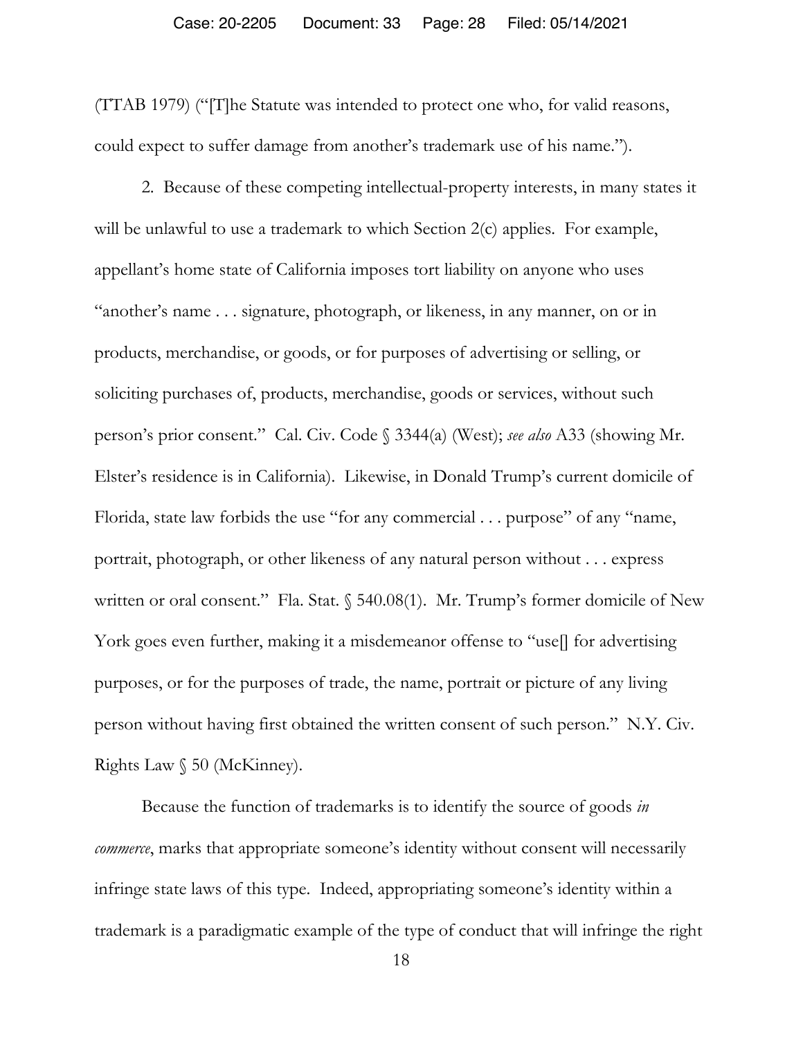(TTAB 1979) ("[T]he Statute was intended to protect one who, for valid reasons, could expect to suffer damage from another's trademark use of his name.").

2. Because of these competing intellectual-property interests, in many states it will be unlawful to use a trademark to which Section 2(c) applies. For example, appellant's home state of California imposes tort liability on anyone who uses "another's name . . . signature, photograph, or likeness, in any manner, on or in products, merchandise, or goods, or for purposes of advertising or selling, or soliciting purchases of, products, merchandise, goods or services, without such person's prior consent." Cal. Civ. Code § 3344(a) (West); *see also* A33 (showing Mr. Elster's residence is in California). Likewise, in Donald Trump's current domicile of Florida, state law forbids the use "for any commercial . . . purpose" of any "name, portrait, photograph, or other likeness of any natural person without . . . express written or oral consent." Fla. Stat. § 540.08(1). Mr. Trump's former domicile of New York goes even further, making it a misdemeanor offense to "use[] for advertising purposes, or for the purposes of trade, the name, portrait or picture of any living person without having first obtained the written consent of such person." N.Y. Civ. Rights Law § 50 (McKinney).

Because the function of trademarks is to identify the source of goods *in commerce*, marks that appropriate someone's identity without consent will necessarily infringe state laws of this type. Indeed, appropriating someone's identity within a trademark is a paradigmatic example of the type of conduct that will infringe the right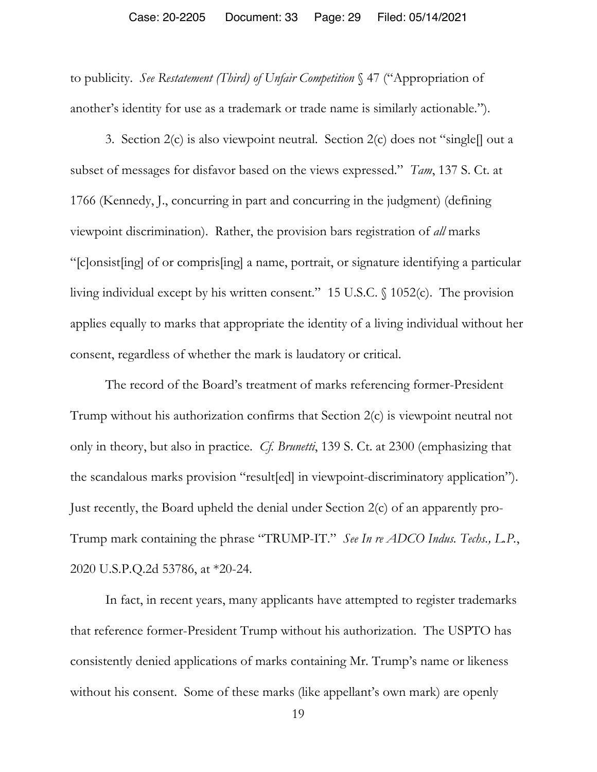to publicity. *See Restatement (Third) of Unfair Competition* § 47 ("Appropriation of another's identity for use as a trademark or trade name is similarly actionable.").

3. Section 2(c) is also viewpoint neutral. Section 2(c) does not "single[] out a subset of messages for disfavor based on the views expressed." *Tam*, 137 S. Ct. at 1766 (Kennedy, J., concurring in part and concurring in the judgment) (defining viewpoint discrimination). Rather, the provision bars registration of *all* marks "[c]onsist[ing] of or compris[ing] a name, portrait, or signature identifying a particular living individual except by his written consent." 15 U.S.C. § 1052(c). The provision applies equally to marks that appropriate the identity of a living individual without her consent, regardless of whether the mark is laudatory or critical.

The record of the Board's treatment of marks referencing former-President Trump without his authorization confirms that Section 2(c) is viewpoint neutral not only in theory, but also in practice. *Cf. Brunetti*, 139 S. Ct. at 2300 (emphasizing that the scandalous marks provision "result[ed] in viewpoint-discriminatory application"). Just recently, the Board upheld the denial under Section 2(c) of an apparently pro-Trump mark containing the phrase "TRUMP-IT." *See In re ADCO Indus. Techs., L.P.*, 2020 U.S.P.Q.2d 53786, at *20-24.

In fact, in recent years, many applicants have attempted to register trademarks that reference former-President Trump without his authorization. The USPTO has consistently denied applications of marks containing Mr. Trump's name or likeness without his consent. Some of these marks (like appellant's own mark) are openly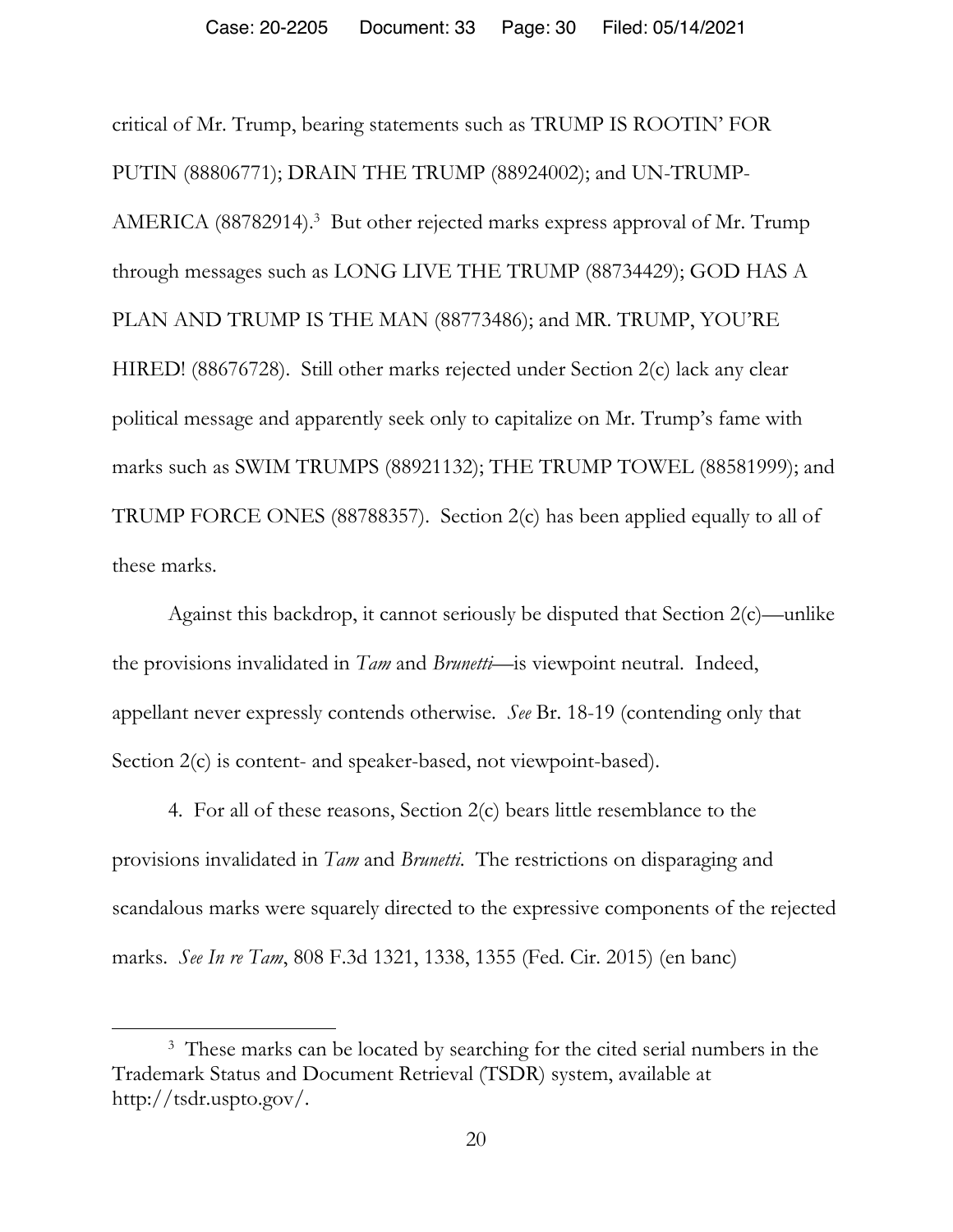critical of Mr. Trump, bearing statements such as TRUMP IS ROOTIN' FOR PUTIN (88806771); DRAIN THE TRUMP (88924002); and UN-TRUMP-AMERICA (88782914).[3] But other rejected marks express approval of Mr. Trump through messages such as LONG LIVE THE TRUMP (88734429); GOD HAS A PLAN AND TRUMP IS THE MAN (88773486); and MR. TRUMP, YOU'RE HIRED! (88676728). Still other marks rejected under Section 2(c) lack any clear political message and apparently seek only to capitalize on Mr. Trump's fame with marks such as SWIM TRUMPS (88921132); THE TRUMP TOWEL (88581999); and TRUMP FORCE ONES (88788357). Section 2(c) has been applied equally to all of these marks.

Against this backdrop, it cannot seriously be disputed that Section 2(c)—unlike the provisions invalidated in *Tam* and *Brunetti*—is viewpoint neutral. Indeed, appellant never expressly contends otherwise. *See* Br. 18-19 (contending only that Section 2(c) is content- and speaker-based, not viewpoint-based).

4. For all of these reasons, Section 2(c) bears little resemblance to the provisions invalidated in *Tam* and *Brunetti*. The restrictions on disparaging and scandalous marks were squarely directed to the expressive components of the rejected marks. *See In re Tam*, 808 F.3d 1321, 1338, 1355 (Fed. Cir. 2015) (en banc)

---

[3] These marks can be located by searching for the cited serial numbers in the Trademark Status and Document Retrieval (TSDR) system, available at http://tsdr.uspto.gov/.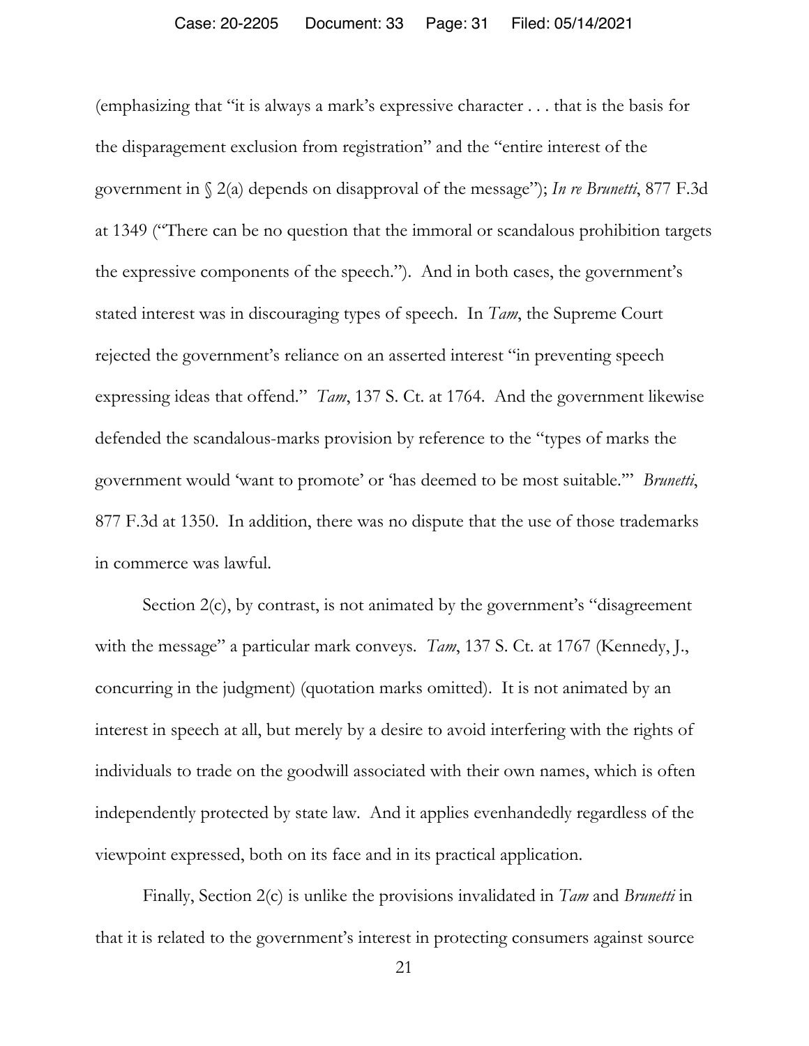(emphasizing that "it is always a mark's expressive character . . . that is the basis for the disparagement exclusion from registration" and the "entire interest of the government in § 2(a) depends on disapproval of the message"); *In re Brunetti*, 877 F.3d at 1349 ("There can be no question that the immoral or scandalous prohibition targets the expressive components of the speech."). And in both cases, the government's stated interest was in discouraging types of speech. In *Tam*, the Supreme Court rejected the government's reliance on an asserted interest "in preventing speech expressing ideas that offend." *Tam*, 137 S. Ct. at 1764. And the government likewise defended the scandalous-marks provision by reference to the "types of marks the government would 'want to promote' or 'has deemed to be most suitable.'" *Brunetti*, 877 F.3d at 1350. In addition, there was no dispute that the use of those trademarks in commerce was lawful.

Section 2(c), by contrast, is not animated by the government's "disagreement with the message" a particular mark conveys. *Tam*, 137 S. Ct. at 1767 (Kennedy, J., concurring in the judgment) (quotation marks omitted). It is not animated by an interest in speech at all, but merely by a desire to avoid interfering with the rights of individuals to trade on the goodwill associated with their own names, which is often independently protected by state law. And it applies evenhandedly regardless of the viewpoint expressed, both on its face and in its practical application.

Finally, Section 2(c) is unlike the provisions invalidated in *Tam* and *Brunetti* in that it is related to the government's interest in protecting consumers against source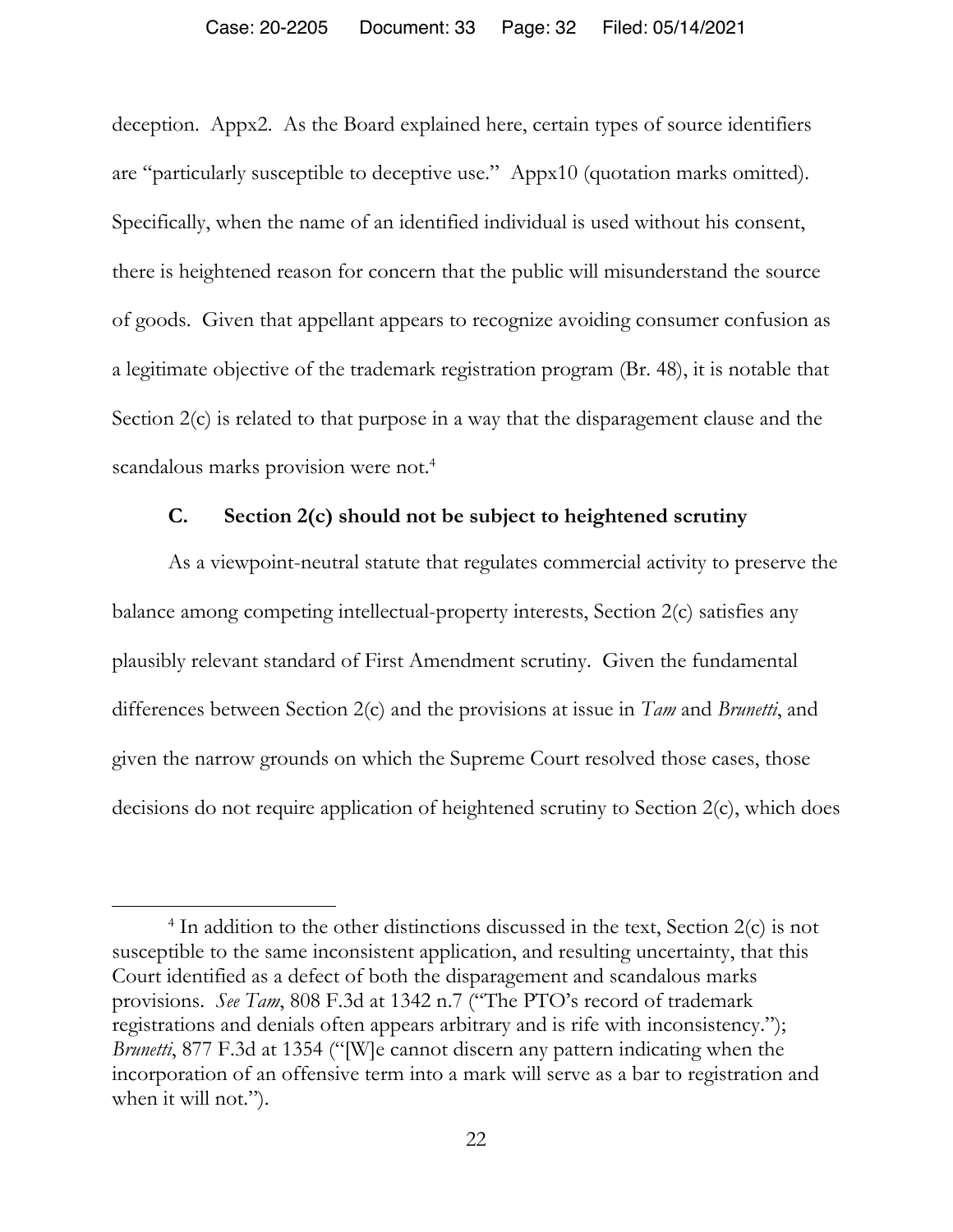deception. Appx2. As the Board explained here, certain types of source identifiers are "particularly susceptible to deceptive use." Appx10 (quotation marks omitted). Specifically, when the name of an identified individual is used without his consent, there is heightened reason for concern that the public will misunderstand the source of goods. Given that appellant appears to recognize avoiding consumer confusion as a legitimate objective of the trademark registration program (Br. 48), it is notable that Section 2(c) is related to that purpose in a way that the disparagement clause and the scandalous marks provision were not.[4]

### C. Section 2(c) should not be subject to heightened scrutiny

As a viewpoint-neutral statute that regulates commercial activity to preserve the balance among competing intellectual-property interests, Section 2(c) satisfies any plausibly relevant standard of First Amendment scrutiny. Given the fundamental differences between Section 2(c) and the provisions at issue in *Tam* and *Brunetti*, and given the narrow grounds on which the Supreme Court resolved those cases, those decisions do not require application of heightened scrutiny to Section 2(c), which does

---

[4] In addition to the other distinctions discussed in the text, Section 2(c) is not susceptible to the same inconsistent application, and resulting uncertainty, that this Court identified as a defect of both the disparagement and scandalous marks provisions. *See Tam*, 808 F.3d at 1342 n.7 ("The PTO's record of trademark registrations and denials often appears arbitrary and is rife with inconsistency."); *Brunetti*, 877 F.3d at 1354 ("[W]e cannot discern any pattern indicating when the incorporation of an offensive term into a mark will serve as a bar to registration and when it will not.").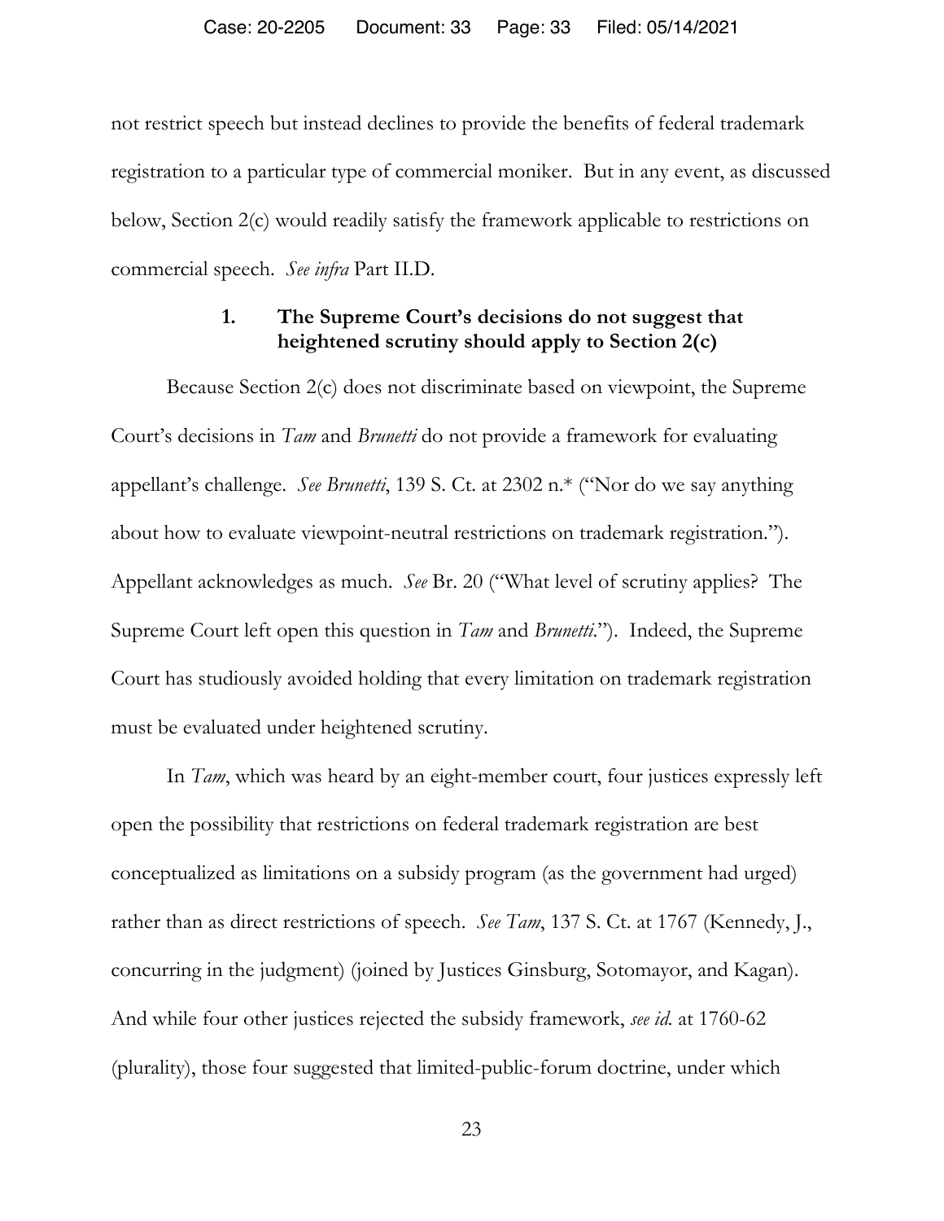not restrict speech but instead declines to provide the benefits of federal trademark registration to a particular type of commercial moniker. But in any event, as discussed below, Section 2(c) would readily satisfy the framework applicable to restrictions on commercial speech. *See infra* Part II.D.

### 1. The Supreme Court's decisions do not suggest that heightened scrutiny should apply to Section 2(c)

Because Section 2(c) does not discriminate based on viewpoint, the Supreme Court's decisions in *Tam* and *Brunetti* do not provide a framework for evaluating appellant's challenge. *See Brunetti*, 139 S. Ct. at 2302 n.* ("Nor do we say anything about how to evaluate viewpoint-neutral restrictions on trademark registration."). Appellant acknowledges as much. *See* Br. 20 ("What level of scrutiny applies? The Supreme Court left open this question in *Tam* and *Brunetti*."). Indeed, the Supreme Court has studiously avoided holding that every limitation on trademark registration must be evaluated under heightened scrutiny.

In *Tam*, which was heard by an eight-member court, four justices expressly left open the possibility that restrictions on federal trademark registration are best conceptualized as limitations on a subsidy program (as the government had urged) rather than as direct restrictions of speech. *See Tam*, 137 S. Ct. at 1767 (Kennedy, J., concurring in the judgment) (joined by Justices Ginsburg, Sotomayor, and Kagan). And while four other justices rejected the subsidy framework, *see id.* at 1760-62 (plurality), those four suggested that limited-public-forum doctrine, under which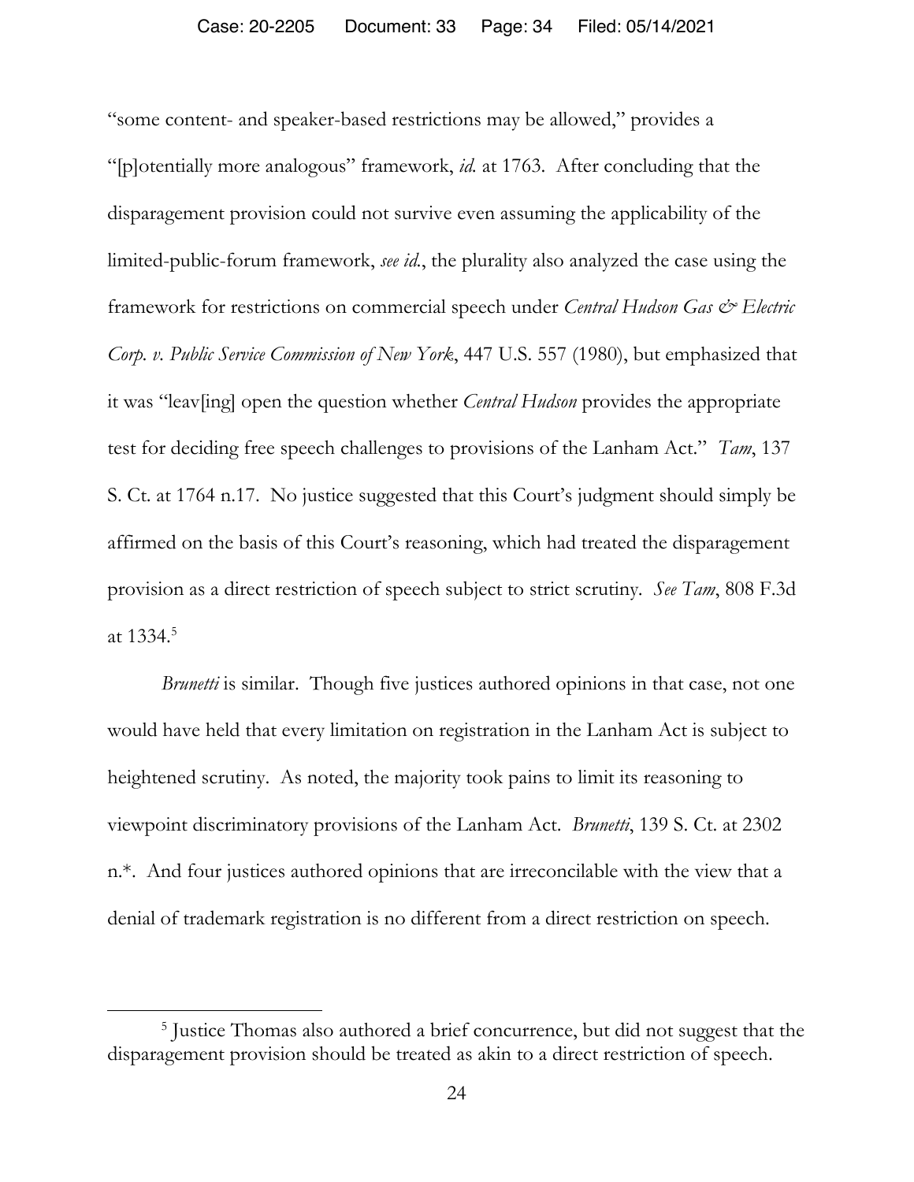"some content- and speaker-based restrictions may be allowed," provides a "[p]otentially more analogous" framework, *id.* at 1763. After concluding that the disparagement provision could not survive even assuming the applicability of the limited-public-forum framework, *see id.*, the plurality also analyzed the case using the framework for restrictions on commercial speech under *Central Hudson Gas & Electric Corp. v. Public Service Commission of New York*, 447 U.S. 557 (1980), but emphasized that it was "leav[ing] open the question whether *Central Hudson* provides the appropriate test for deciding free speech challenges to provisions of the Lanham Act." *Tam*, 137 S. Ct. at 1764 n.17. No justice suggested that this Court's judgment should simply be affirmed on the basis of this Court's reasoning, which had treated the disparagement provision as a direct restriction of speech subject to strict scrutiny. *See Tam*, 808 F.3d at 1334.[5]

*Brunetti* is similar. Though five justices authored opinions in that case, not one would have held that every limitation on registration in the Lanham Act is subject to heightened scrutiny. As noted, the majority took pains to limit its reasoning to viewpoint discriminatory provisions of the Lanham Act. *Brunetti*, 139 S. Ct. at 2302 n.*. And four justices authored opinions that are irreconcilable with the view that a denial of trademark registration is no different from a direct restriction on speech.

[5] Justice Thomas also authored a brief concurrence, but did not suggest that the disparagement provision should be treated as akin to a direct restriction of speech.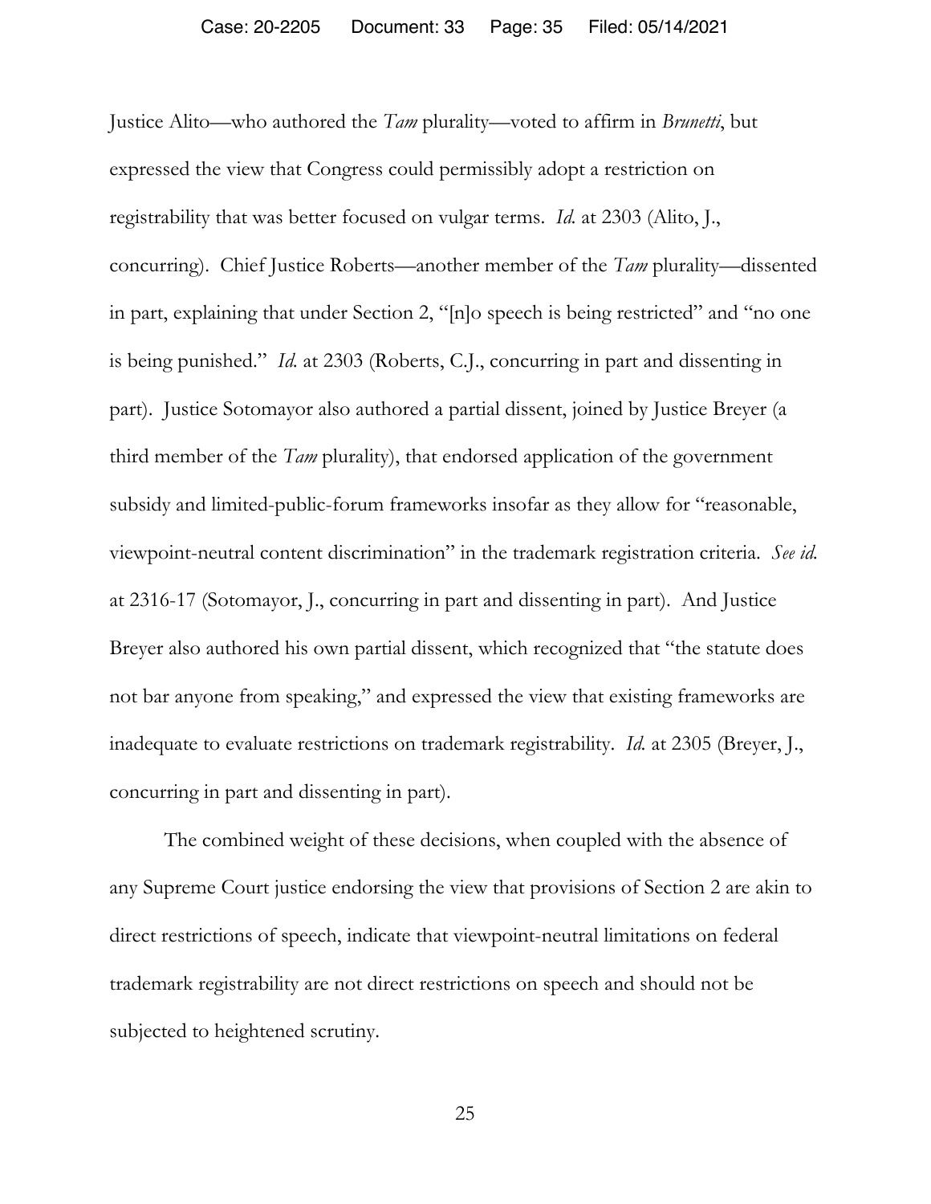Justice Alito—who authored the *Tam* plurality—voted to affirm in *Brunetti*, but expressed the view that Congress could permissibly adopt a restriction on registrability that was better focused on vulgar terms. *Id.* at 2303 (Alito, J., concurring). Chief Justice Roberts—another member of the *Tam* plurality—dissented in part, explaining that under Section 2, "[n]o speech is being restricted" and "no one is being punished." *Id.* at 2303 (Roberts, C.J., concurring in part and dissenting in part). Justice Sotomayor also authored a partial dissent, joined by Justice Breyer (a third member of the *Tam* plurality), that endorsed application of the government subsidy and limited-public-forum frameworks insofar as they allow for "reasonable, viewpoint-neutral content discrimination" in the trademark registration criteria. *See id.* at 2316-17 (Sotomayor, J., concurring in part and dissenting in part). And Justice Breyer also authored his own partial dissent, which recognized that "the statute does not bar anyone from speaking," and expressed the view that existing frameworks are inadequate to evaluate restrictions on trademark registrability. *Id.* at 2305 (Breyer, J., concurring in part and dissenting in part).

The combined weight of these decisions, when coupled with the absence of any Supreme Court justice endorsing the view that provisions of Section 2 are akin to direct restrictions of speech, indicate that viewpoint-neutral limitations on federal trademark registrability are not direct restrictions on speech and should not be subjected to heightened scrutiny.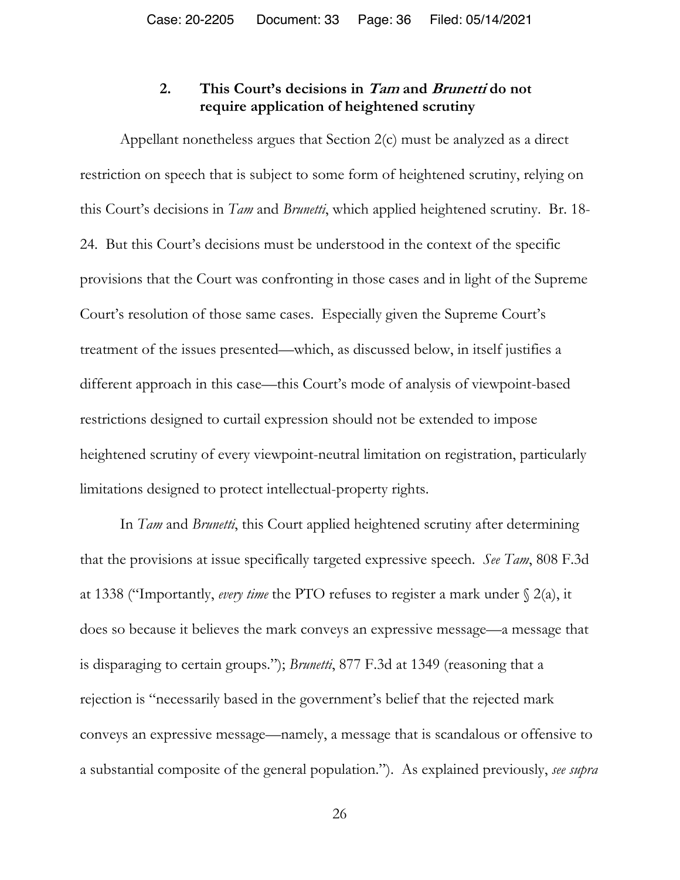### 2. This Court's decisions in *Tam* and *Brunetti* do not require application of heightened scrutiny

Appellant nonetheless argues that Section 2(c) must be analyzed as a direct restriction on speech that is subject to some form of heightened scrutiny, relying on this Court's decisions in *Tam* and *Brunetti*, which applied heightened scrutiny. Br. 18-24. But this Court's decisions must be understood in the context of the specific provisions that the Court was confronting in those cases and in light of the Supreme Court's resolution of those same cases. Especially given the Supreme Court's treatment of the issues presented—which, as discussed below, in itself justifies a different approach in this case—this Court's mode of analysis of viewpoint-based restrictions designed to curtail expression should not be extended to impose heightened scrutiny of every viewpoint-neutral limitation on registration, particularly limitations designed to protect intellectual-property rights.

In *Tam* and *Brunetti*, this Court applied heightened scrutiny after determining that the provisions at issue specifically targeted expressive speech. *See Tam*, 808 F.3d at 1338 ("Importantly, *every time* the PTO refuses to register a mark under § 2(a), it does so because it believes the mark conveys an expressive message—a message that is disparaging to certain groups."); *Brunetti*, 877 F.3d at 1349 (reasoning that a rejection is "necessarily based in the government's belief that the rejected mark conveys an expressive message—namely, a message that is scandalous or offensive to a substantial composite of the general population."). As explained previously, *see supra*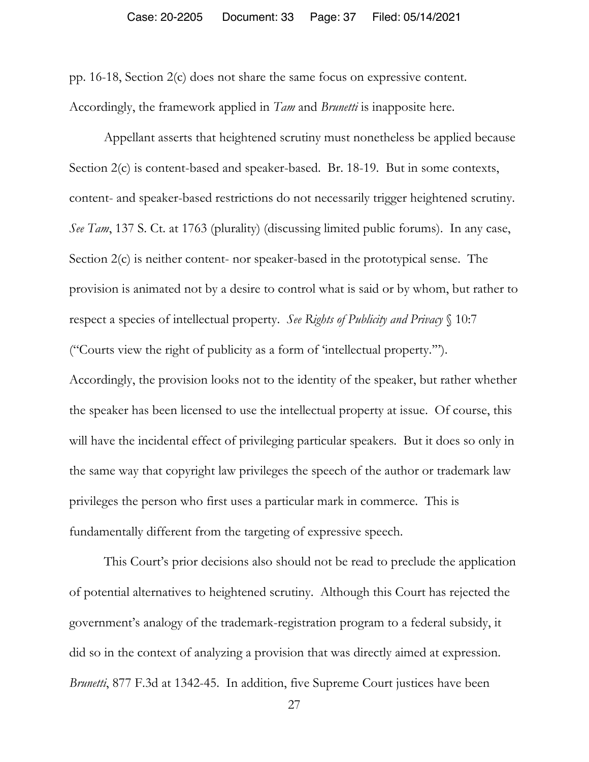pp. 16-18, Section 2(c) does not share the same focus on expressive content. Accordingly, the framework applied in *Tam* and *Brunetti* is inapposite here.

Appellant asserts that heightened scrutiny must nonetheless be applied because Section 2(c) is content-based and speaker-based. Br. 18-19. But in some contexts, content- and speaker-based restrictions do not necessarily trigger heightened scrutiny. *See Tam*, 137 S. Ct. at 1763 (plurality) (discussing limited public forums). In any case, Section 2(c) is neither content- nor speaker-based in the prototypical sense. The provision is animated not by a desire to control what is said or by whom, but rather to respect a species of intellectual property. *See Rights of Publicity and Privacy* § 10:7 ("Courts view the right of publicity as a form of 'intellectual property.'"). Accordingly, the provision looks not to the identity of the speaker, but rather whether the speaker has been licensed to use the intellectual property at issue. Of course, this will have the incidental effect of privileging particular speakers. But it does so only in the same way that copyright law privileges the speech of the author or trademark law privileges the person who first uses a particular mark in commerce. This is fundamentally different from the targeting of expressive speech.

This Court's prior decisions also should not be read to preclude the application of potential alternatives to heightened scrutiny. Although this Court has rejected the government's analogy of the trademark-registration program to a federal subsidy, it did so in the context of analyzing a provision that was directly aimed at expression. *Brunetti*, 877 F.3d at 1342-45. In addition, five Supreme Court justices have been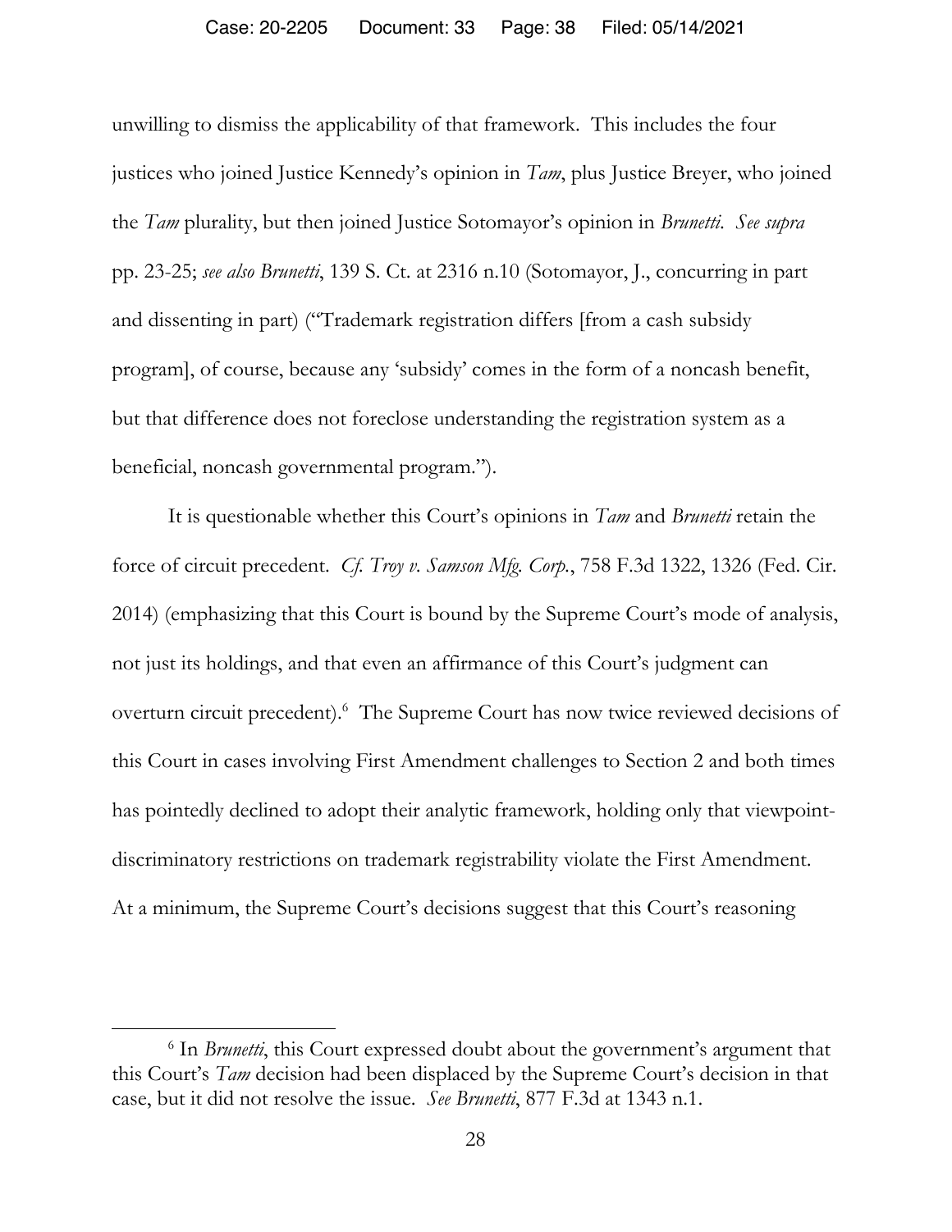unwilling to dismiss the applicability of that framework. This includes the four justices who joined Justice Kennedy's opinion in *Tam*, plus Justice Breyer, who joined the *Tam* plurality, but then joined Justice Sotomayor's opinion in *Brunetti*. *See supra* pp. 23-25; *see also Brunetti*, 139 S. Ct. at 2316 n.10 (Sotomayor, J., concurring in part and dissenting in part) ("Trademark registration differs [from a cash subsidy program], of course, because any 'subsidy' comes in the form of a noncash benefit, but that difference does not foreclose understanding the registration system as a beneficial, noncash governmental program.").

It is questionable whether this Court's opinions in *Tam* and *Brunetti* retain the force of circuit precedent. *Cf. Troy v. Samson Mfg. Corp.*, 758 F.3d 1322, 1326 (Fed. Cir. 2014) (emphasizing that this Court is bound by the Supreme Court's mode of analysis, not just its holdings, and that even an affirmance of this Court's judgment can overturn circuit precedent).[6] The Supreme Court has now twice reviewed decisions of this Court in cases involving First Amendment challenges to Section 2 and both times has pointedly declined to adopt their analytic framework, holding only that viewpoint-discriminatory restrictions on trademark registrability violate the First Amendment. At a minimum, the Supreme Court's decisions suggest that this Court's reasoning

[6] In *Brunetti*, this Court expressed doubt about the government's argument that this Court's *Tam* decision had been displaced by the Supreme Court's decision in that case, but it did not resolve the issue. *See Brunetti*, 877 F.3d at 1343 n.1.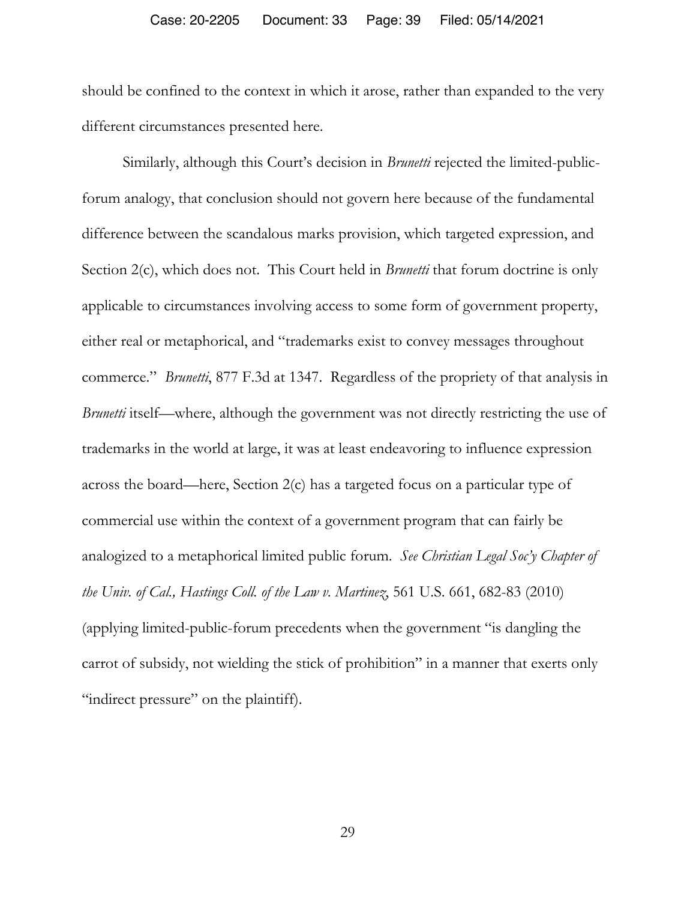should be confined to the context in which it arose, rather than expanded to the very different circumstances presented here.

Similarly, although this Court's decision in *Brunetti* rejected the limited-public-forum analogy, that conclusion should not govern here because of the fundamental difference between the scandalous marks provision, which targeted expression, and Section 2(c), which does not. This Court held in *Brunetti* that forum doctrine is only applicable to circumstances involving access to some form of government property, either real or metaphorical, and "trademarks exist to convey messages throughout commerce." *Brunetti*, 877 F.3d at 1347. Regardless of the propriety of that analysis in *Brunetti* itself—where, although the government was not directly restricting the use of trademarks in the world at large, it was at least endeavoring to influence expression across the board—here, Section 2(c) has a targeted focus on a particular type of commercial use within the context of a government program that can fairly be analogized to a metaphorical limited public forum. *See Christian Legal Soc'y Chapter of the Univ. of Cal., Hastings Coll. of the Law v. Martinez*, 561 U.S. 661, 682-83 (2010) (applying limited-public-forum precedents when the government "is dangling the carrot of subsidy, not wielding the stick of prohibition" in a manner that exerts only "indirect pressure" on the plaintiff).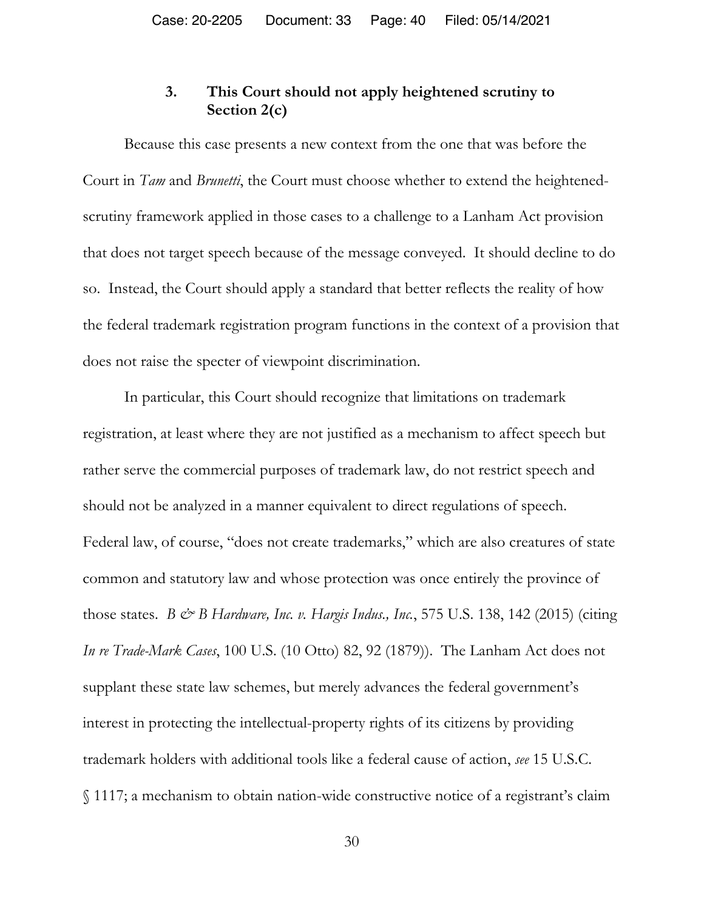### 3. This Court should not apply heightened scrutiny to Section 2(c)

Because this case presents a new context from the one that was before the Court in *Tam* and *Brunetti*, the Court must choose whether to extend the heightened-scrutiny framework applied in those cases to a challenge to a Lanham Act provision that does not target speech because of the message conveyed. It should decline to do so. Instead, the Court should apply a standard that better reflects the reality of how the federal trademark registration program functions in the context of a provision that does not raise the specter of viewpoint discrimination.

In particular, this Court should recognize that limitations on trademark registration, at least where they are not justified as a mechanism to affect speech but rather serve the commercial purposes of trademark law, do not restrict speech and should not be analyzed in a manner equivalent to direct regulations of speech. Federal law, of course, "does not create trademarks," which are also creatures of state common and statutory law and whose protection was once entirely the province of those states. *B & B Hardware, Inc. v. Hargis Indus., Inc.*, 575 U.S. 138, 142 (2015) (citing *In re Trade-Mark Cases*, 100 U.S. (10 Otto) 82, 92 (1879)). The Lanham Act does not supplant these state law schemes, but merely advances the federal government's interest in protecting the intellectual-property rights of its citizens by providing trademark holders with additional tools like a federal cause of action, *see* 15 U.S.C. § 1117; a mechanism to obtain nation-wide constructive notice of a registrant's claim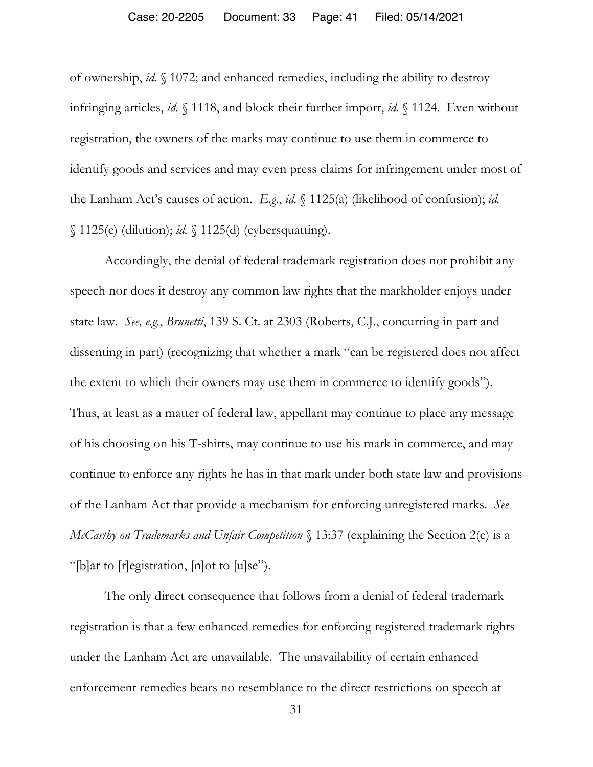of ownership, *id.* § 1072; and enhanced remedies, including the ability to destroy infringing articles, *id.* § 1118, and block their further import, *id.* § 1124. Even without registration, the owners of the marks may continue to use them in commerce to identify goods and services and may even press claims for infringement under most of the Lanham Act's causes of action. *E.g.*, *id.* § 1125(a) (likelihood of confusion); *id.* § 1125(c) (dilution); *id.* § 1125(d) (cybersquatting).

Accordingly, the denial of federal trademark registration does not prohibit any speech nor does it destroy any common law rights that the markholder enjoys under state law. *See, e.g.*, *Brunetti*, 139 S. Ct. at 2303 (Roberts, C.J., concurring in part and dissenting in part) (recognizing that whether a mark "can be registered does not affect the extent to which their owners may use them in commerce to identify goods"). Thus, at least as a matter of federal law, appellant may continue to place any message of his choosing on his T-shirts, may continue to use his mark in commerce, and may continue to enforce any rights he has in that mark under both state law and provisions of the Lanham Act that provide a mechanism for enforcing unregistered marks. *See McCarthy on Trademarks and Unfair Competition* § 13:37 (explaining the Section 2(c) is a "[b]ar to [r]egistration, [n]ot to [u]se").

The only direct consequence that follows from a denial of federal trademark registration is that a few enhanced remedies for enforcing registered trademark rights under the Lanham Act are unavailable. The unavailability of certain enhanced enforcement remedies bears no resemblance to the direct restrictions on speech at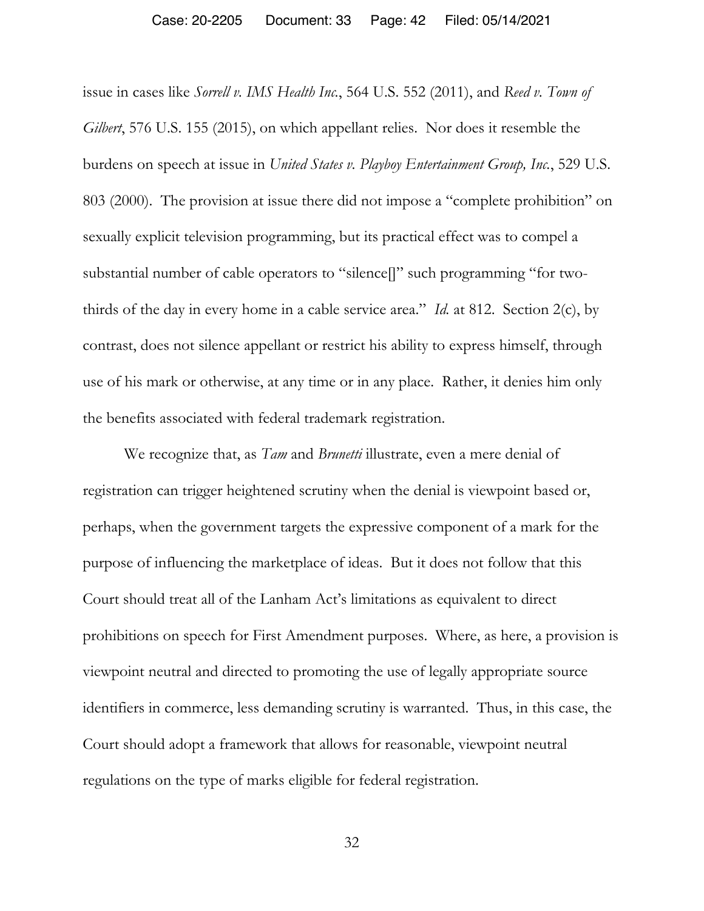issue in cases like *Sorrell v. IMS Health Inc.*, 564 U.S. 552 (2011), and *Reed v. Town of Gilbert*, 576 U.S. 155 (2015), on which appellant relies. Nor does it resemble the burdens on speech at issue in *United States v. Playboy Entertainment Group, Inc.*, 529 U.S. 803 (2000). The provision at issue there did not impose a "complete prohibition" on sexually explicit television programming, but its practical effect was to compel a substantial number of cable operators to "silence[]" such programming "for two-thirds of the day in every home in a cable service area." *Id.* at 812. Section 2(c), by contrast, does not silence appellant or restrict his ability to express himself, through use of his mark or otherwise, at any time or in any place. Rather, it denies him only the benefits associated with federal trademark registration.

We recognize that, as *Tam* and *Brunetti* illustrate, even a mere denial of registration can trigger heightened scrutiny when the denial is viewpoint based or, perhaps, when the government targets the expressive component of a mark for the purpose of influencing the marketplace of ideas. But it does not follow that this Court should treat all of the Lanham Act's limitations as equivalent to direct prohibitions on speech for First Amendment purposes. Where, as here, a provision is viewpoint neutral and directed to promoting the use of legally appropriate source identifiers in commerce, less demanding scrutiny is warranted. Thus, in this case, the Court should adopt a framework that allows for reasonable, viewpoint neutral regulations on the type of marks eligible for federal registration.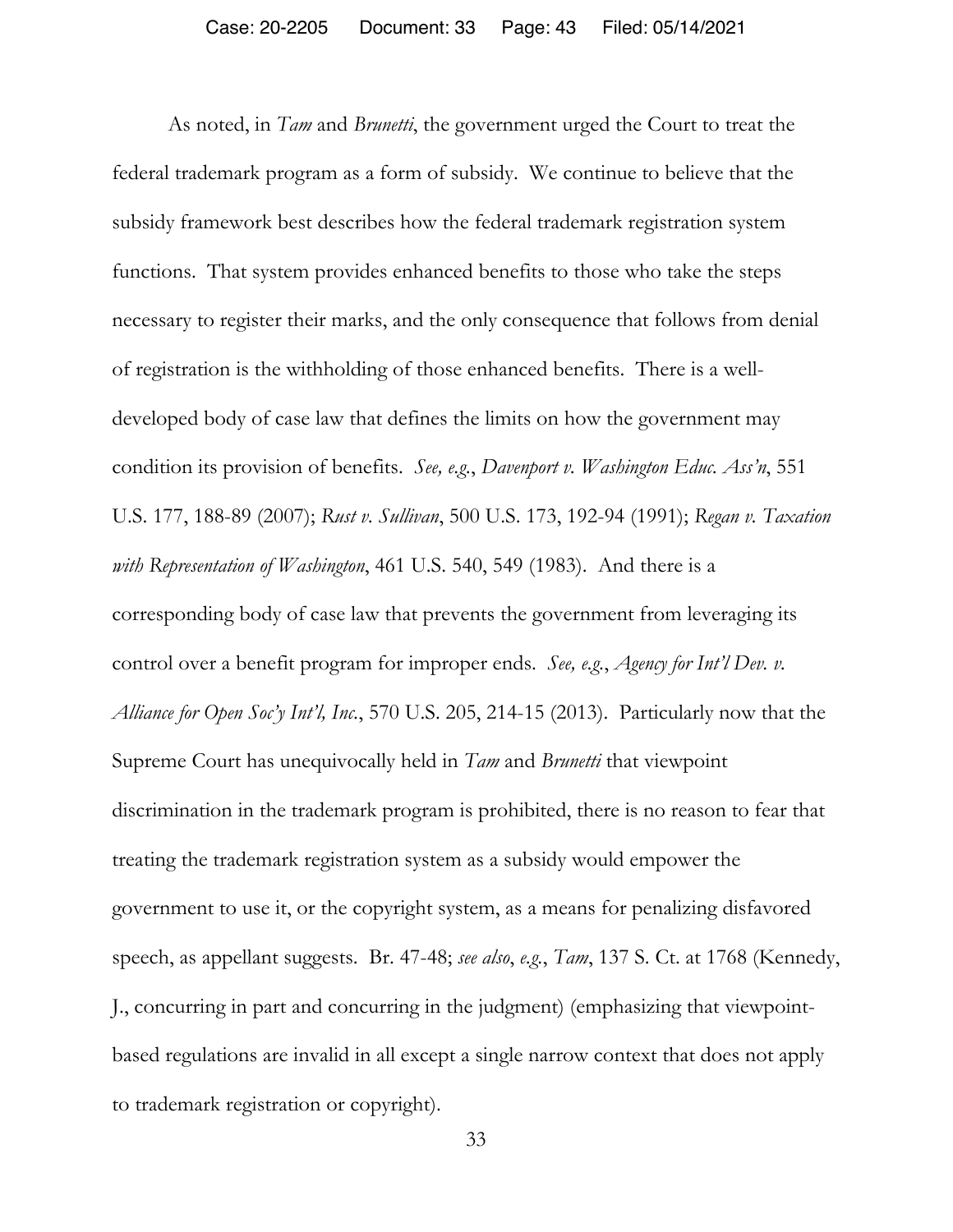As noted, in *Tam* and *Brunetti*, the government urged the Court to treat the federal trademark program as a form of subsidy. We continue to believe that the subsidy framework best describes how the federal trademark registration system functions. That system provides enhanced benefits to those who take the steps necessary to register their marks, and the only consequence that follows from denial of registration is the withholding of those enhanced benefits. There is a well-developed body of case law that defines the limits on how the government may condition its provision of benefits. *See, e.g.*, *Davenport v. Washington Educ. Ass'n*, 551 U.S. 177, 188-89 (2007); *Rust v. Sullivan*, 500 U.S. 173, 192-94 (1991); *Regan v. Taxation with Representation of Washington*, 461 U.S. 540, 549 (1983). And there is a corresponding body of case law that prevents the government from leveraging its control over a benefit program for improper ends. *See, e.g.*, *Agency for Int'l Dev. v. Alliance for Open Soc'y Int'l, Inc.*, 570 U.S. 205, 214-15 (2013). Particularly now that the Supreme Court has unequivocally held in *Tam* and *Brunetti* that viewpoint discrimination in the trademark program is prohibited, there is no reason to fear that treating the trademark registration system as a subsidy would empower the government to use it, or the copyright system, as a means for penalizing disfavored speech, as appellant suggests. Br. 47-48; *see also*, *e.g.*, *Tam*, 137 S. Ct. at 1768 (Kennedy, J., concurring in part and concurring in the judgment) (emphasizing that viewpoint-based regulations are invalid in all except a single narrow context that does not apply to trademark registration or copyright).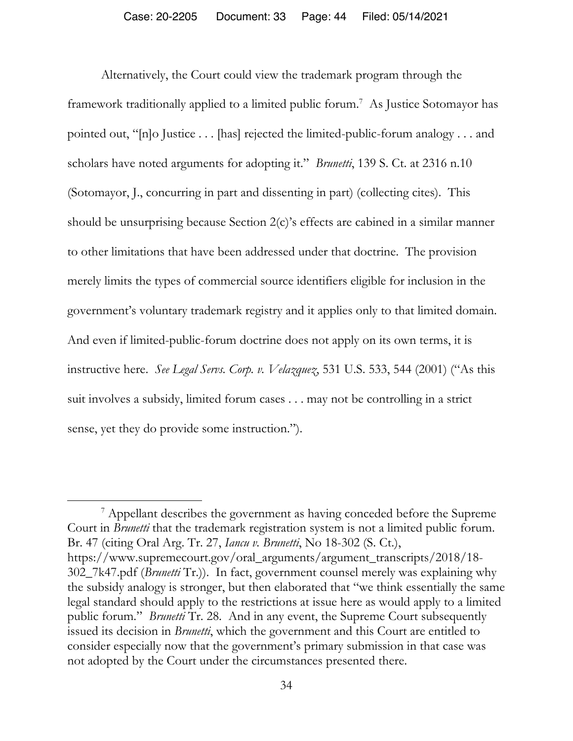Alternatively, the Court could view the trademark program through the framework traditionally applied to a limited public forum.[7] As Justice Sotomayor has pointed out, "[n]o Justice . . . [has] rejected the limited-public-forum analogy . . . and scholars have noted arguments for adopting it." *Brunetti*, 139 S. Ct. at 2316 n.10 (Sotomayor, J., concurring in part and dissenting in part) (collecting cites). This should be unsurprising because Section 2(c)'s effects are cabined in a similar manner to other limitations that have been addressed under that doctrine. The provision merely limits the types of commercial source identifiers eligible for inclusion in the government's voluntary trademark registry and it applies only to that limited domain. And even if limited-public-forum doctrine does not apply on its own terms, it is instructive here. *See Legal Servs. Corp. v. Velazquez*, 531 U.S. 533, 544 (2001) ("As this suit involves a subsidy, limited forum cases . . . may not be controlling in a strict sense, yet they do provide some instruction.").

---

[7] Appellant describes the government as having conceded before the Supreme Court in *Brunetti* that the trademark registration system is not a limited public forum. Br. 47 (citing Oral Arg. Tr. 27, *Iancu v. Brunetti*, No 18-302 (S. Ct.), https://www.supremecourt.gov/oral_arguments/argument_transcripts/2018/18-302_7k47.pdf (*Brunetti* Tr.)). In fact, government counsel merely was explaining why the subsidy analogy is stronger, but then elaborated that "we think essentially the same legal standard should apply to the restrictions at issue here as would apply to a limited public forum." *Brunetti* Tr. 28. And in any event, the Supreme Court subsequently issued its decision in *Brunetti*, which the government and this Court are entitled to consider especially now that the government's primary submission in that case was not adopted by the Court under the circumstances presented there.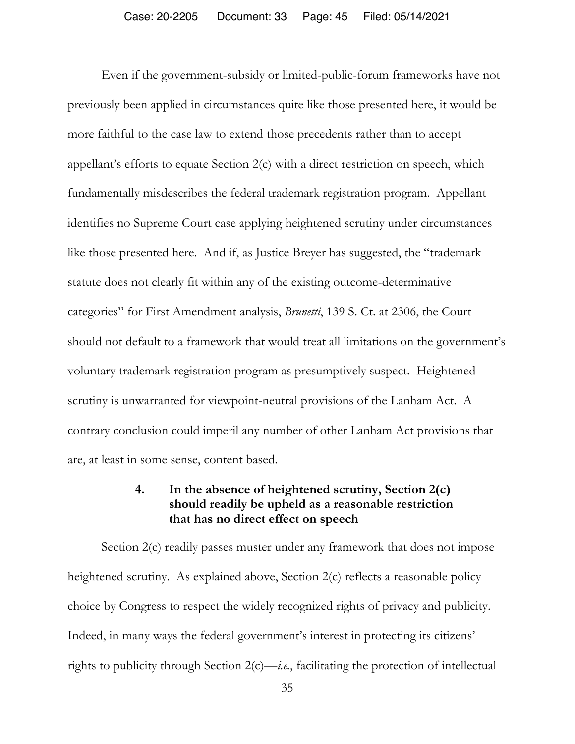Even if the government-subsidy or limited-public-forum frameworks have not previously been applied in circumstances quite like those presented here, it would be more faithful to the case law to extend those precedents rather than to accept appellant's efforts to equate Section 2(c) with a direct restriction on speech, which fundamentally misdescribes the federal trademark registration program. Appellant identifies no Supreme Court case applying heightened scrutiny under circumstances like those presented here. And if, as Justice Breyer has suggested, the "trademark statute does not clearly fit within any of the existing outcome-determinative categories" for First Amendment analysis, *Brunetti*, 139 S. Ct. at 2306, the Court should not default to a framework that would treat all limitations on the government's voluntary trademark registration program as presumptively suspect. Heightened scrutiny is unwarranted for viewpoint-neutral provisions of the Lanham Act. A contrary conclusion could imperil any number of other Lanham Act provisions that are, at least in some sense, content based.

#### 4. In the absence of heightened scrutiny, Section 2(c) should readily be upheld as a reasonable restriction that has no direct effect on speech

Section 2(c) readily passes muster under any framework that does not impose heightened scrutiny. As explained above, Section 2(c) reflects a reasonable policy choice by Congress to respect the widely recognized rights of privacy and publicity. Indeed, in many ways the federal government's interest in protecting its citizens' rights to publicity through Section 2(c)—*i.e.*, facilitating the protection of intellectual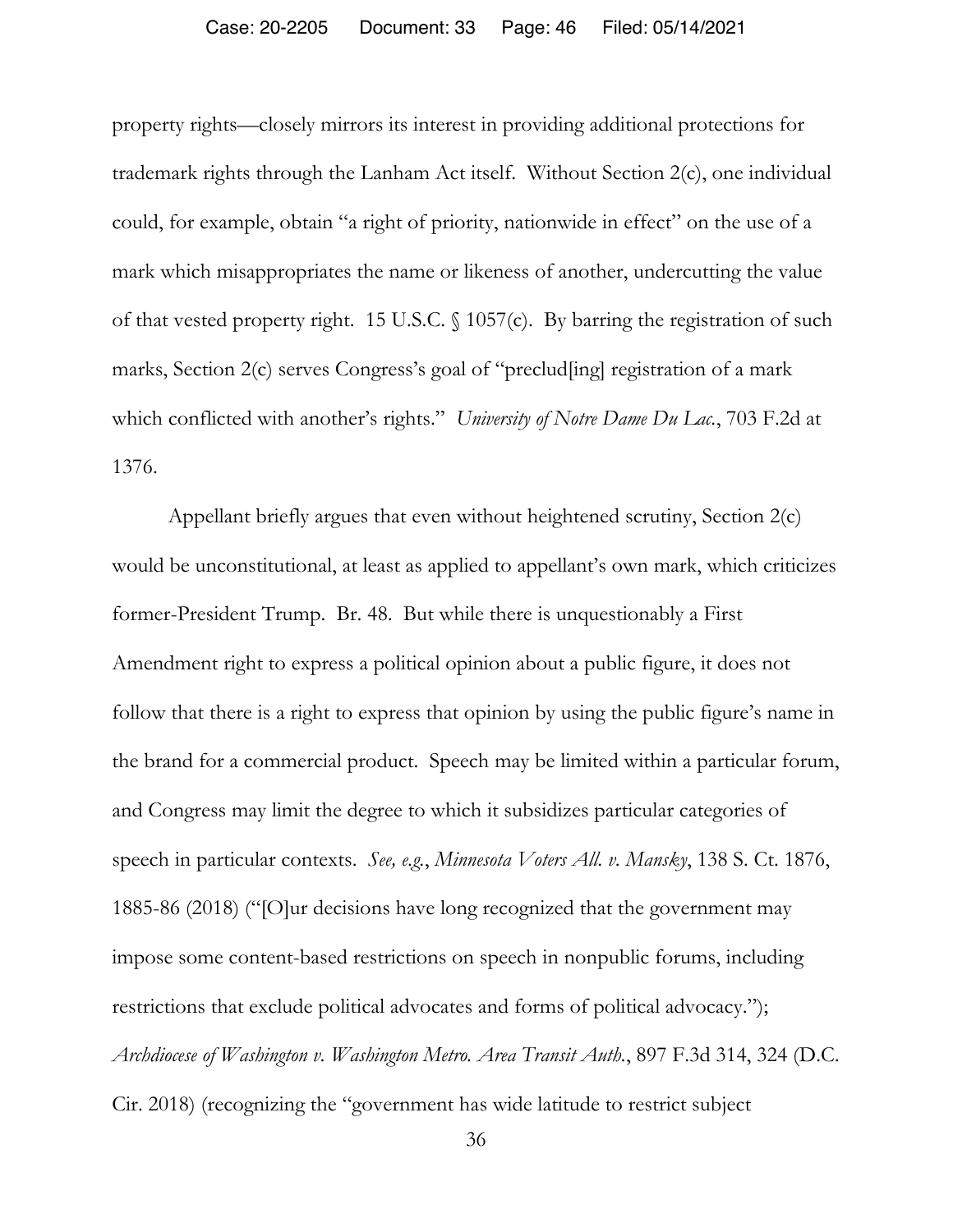property rights—closely mirrors its interest in providing additional protections for trademark rights through the Lanham Act itself. Without Section 2(c), one individual could, for example, obtain "a right of priority, nationwide in effect" on the use of a mark which misappropriates the name or likeness of another, undercutting the value of that vested property right. 15 U.S.C. § 1057(c). By barring the registration of such marks, Section 2(c) serves Congress's goal of "preclud[ing] registration of a mark which conflicted with another's rights." *University of Notre Dame Du Lac.*, 703 F.2d at 1376.

Appellant briefly argues that even without heightened scrutiny, Section 2(c) would be unconstitutional, at least as applied to appellant's own mark, which criticizes former-President Trump. Br. 48. But while there is unquestionably a First Amendment right to express a political opinion about a public figure, it does not follow that there is a right to express that opinion by using the public figure's name in the brand for a commercial product. Speech may be limited within a particular forum, and Congress may limit the degree to which it subsidizes particular categories of speech in particular contexts. *See, e.g.*, *Minnesota Voters All. v. Mansky*, 138 S. Ct. 1876, 1885-86 (2018) ("[O]ur decisions have long recognized that the government may impose some content-based restrictions on speech in nonpublic forums, including restrictions that exclude political advocates and forms of political advocacy."); *Archdiocese of Washington v. Washington Metro. Area Transit Auth.*, 897 F.3d 314, 324 (D.C. Cir. 2018) (recognizing the "government has wide latitude to restrict subject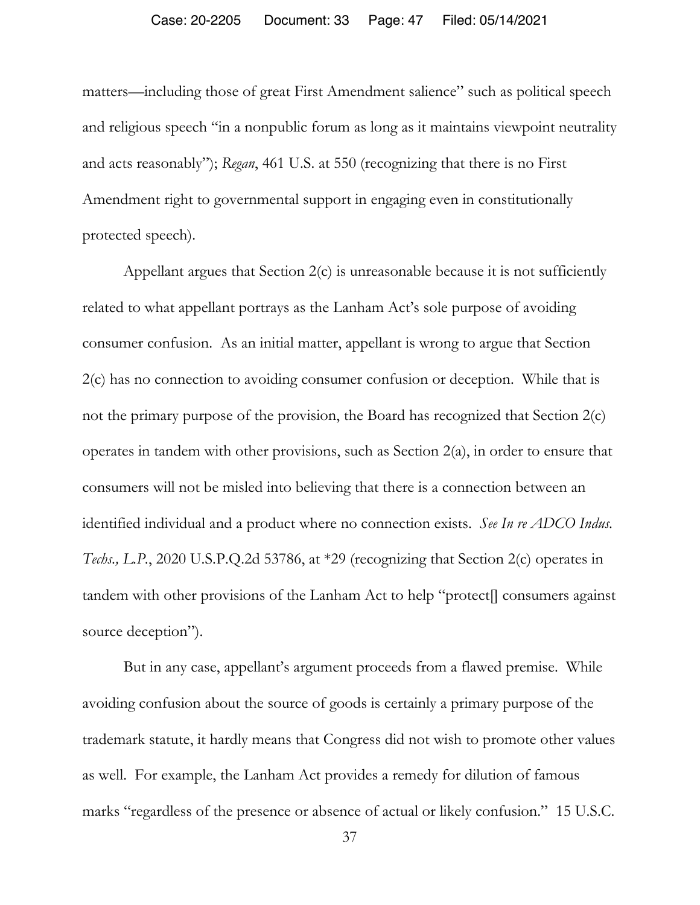matters—including those of great First Amendment salience" such as political speech and religious speech "in a nonpublic forum as long as it maintains viewpoint neutrality and acts reasonably"); *Regan*, 461 U.S. at 550 (recognizing that there is no First Amendment right to governmental support in engaging even in constitutionally protected speech).

Appellant argues that Section 2(c) is unreasonable because it is not sufficiently related to what appellant portrays as the Lanham Act's sole purpose of avoiding consumer confusion. As an initial matter, appellant is wrong to argue that Section 2(c) has no connection to avoiding consumer confusion or deception. While that is not the primary purpose of the provision, the Board has recognized that Section 2(c) operates in tandem with other provisions, such as Section 2(a), in order to ensure that consumers will not be misled into believing that there is a connection between an identified individual and a product where no connection exists. *See In re ADCO Indus. Techs., L.P.*, 2020 U.S.P.Q.2d 53786, at *29 (recognizing that Section 2(c) operates in tandem with other provisions of the Lanham Act to help "protect[] consumers against source deception").

But in any case, appellant's argument proceeds from a flawed premise. While avoiding confusion about the source of goods is certainly a primary purpose of the trademark statute, it hardly means that Congress did not wish to promote other values as well. For example, the Lanham Act provides a remedy for dilution of famous marks "regardless of the presence or absence of actual or likely confusion." 15 U.S.C.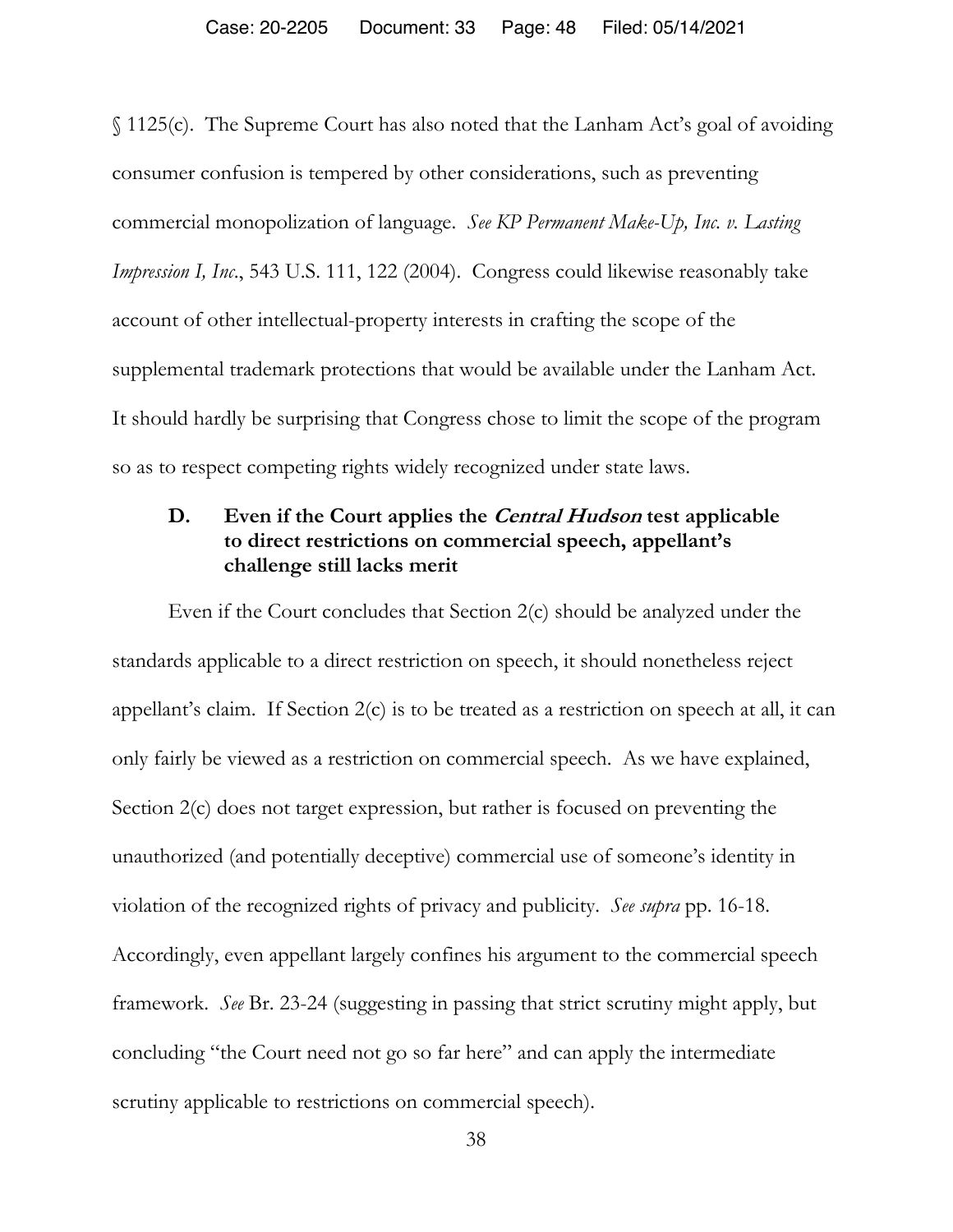§ 1125(c). The Supreme Court has also noted that the Lanham Act's goal of avoiding consumer confusion is tempered by other considerations, such as preventing commercial monopolization of language. *See KP Permanent Make-Up, Inc. v. Lasting Impression I, Inc.*, 543 U.S. 111, 122 (2004). Congress could likewise reasonably take account of other intellectual-property interests in crafting the scope of the supplemental trademark protections that would be available under the Lanham Act. It should hardly be surprising that Congress chose to limit the scope of the program so as to respect competing rights widely recognized under state laws.

### D. Even if the Court applies the *Central Hudson* test applicable to direct restrictions on commercial speech, appellant's challenge still lacks merit

Even if the Court concludes that Section 2(c) should be analyzed under the standards applicable to a direct restriction on speech, it should nonetheless reject appellant's claim. If Section 2(c) is to be treated as a restriction on speech at all, it can only fairly be viewed as a restriction on commercial speech. As we have explained, Section 2(c) does not target expression, but rather is focused on preventing the unauthorized (and potentially deceptive) commercial use of someone's identity in violation of the recognized rights of privacy and publicity. *See supra* pp. 16-18. Accordingly, even appellant largely confines his argument to the commercial speech framework. *See* Br. 23-24 (suggesting in passing that strict scrutiny might apply, but concluding "the Court need not go so far here" and can apply the intermediate scrutiny applicable to restrictions on commercial speech).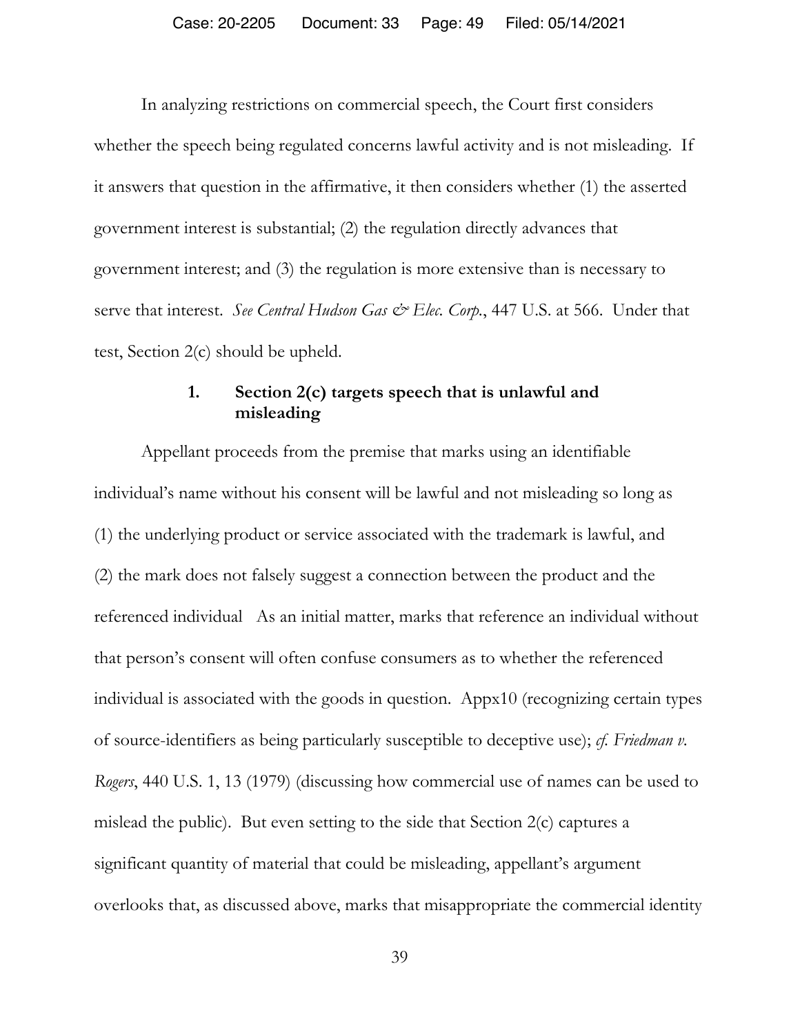In analyzing restrictions on commercial speech, the Court first considers whether the speech being regulated concerns lawful activity and is not misleading. If it answers that question in the affirmative, it then considers whether (1) the asserted government interest is substantial; (2) the regulation directly advances that government interest; and (3) the regulation is more extensive than is necessary to serve that interest. *See Central Hudson Gas & Elec. Corp.*, 447 U.S. at 566. Under that test, Section 2(c) should be upheld.

### 1. Section 2(c) targets speech that is unlawful and misleading

Appellant proceeds from the premise that marks using an identifiable individual's name without his consent will be lawful and not misleading so long as (1) the underlying product or service associated with the trademark is lawful, and (2) the mark does not falsely suggest a connection between the product and the referenced individual As an initial matter, marks that reference an individual without that person's consent will often confuse consumers as to whether the referenced individual is associated with the goods in question. Appx10 (recognizing certain types of source-identifiers as being particularly susceptible to deceptive use); *cf. Friedman v. Rogers*, 440 U.S. 1, 13 (1979) (discussing how commercial use of names can be used to mislead the public). But even setting to the side that Section 2(c) captures a significant quantity of material that could be misleading, appellant's argument overlooks that, as discussed above, marks that misappropriate the commercial identity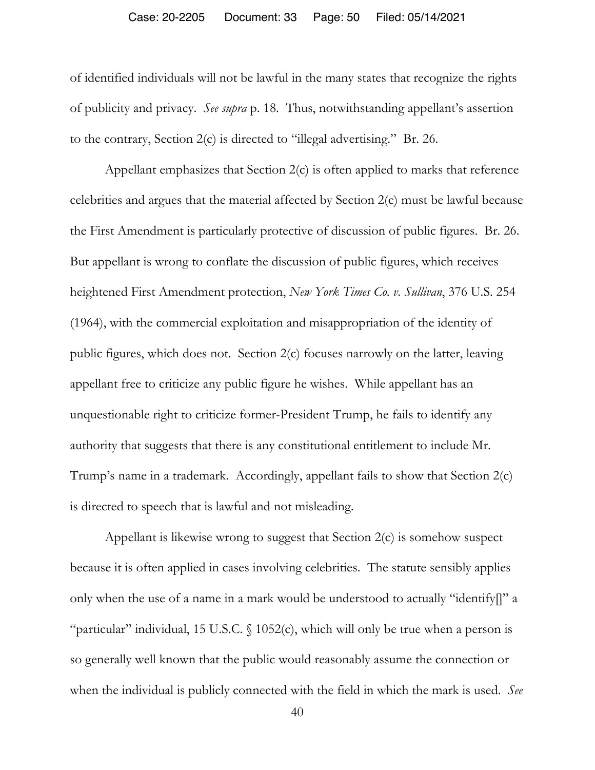of identified individuals will not be lawful in the many states that recognize the rights of publicity and privacy. *See supra* p. 18. Thus, notwithstanding appellant's assertion to the contrary, Section 2(c) is directed to "illegal advertising." Br. 26.

Appellant emphasizes that Section 2(c) is often applied to marks that reference celebrities and argues that the material affected by Section 2(c) must be lawful because the First Amendment is particularly protective of discussion of public figures. Br. 26. But appellant is wrong to conflate the discussion of public figures, which receives heightened First Amendment protection, *New York Times Co. v. Sullivan*, 376 U.S. 254 (1964), with the commercial exploitation and misappropriation of the identity of public figures, which does not. Section 2(c) focuses narrowly on the latter, leaving appellant free to criticize any public figure he wishes. While appellant has an unquestionable right to criticize former-President Trump, he fails to identify any authority that suggests that there is any constitutional entitlement to include Mr. Trump's name in a trademark. Accordingly, appellant fails to show that Section 2(c) is directed to speech that is lawful and not misleading.

Appellant is likewise wrong to suggest that Section 2(c) is somehow suspect because it is often applied in cases involving celebrities. The statute sensibly applies only when the use of a name in a mark would be understood to actually "identify[]" a "particular" individual, 15 U.S.C. § 1052(c), which will only be true when a person is so generally well known that the public would reasonably assume the connection or when the individual is publicly connected with the field in which the mark is used. *See*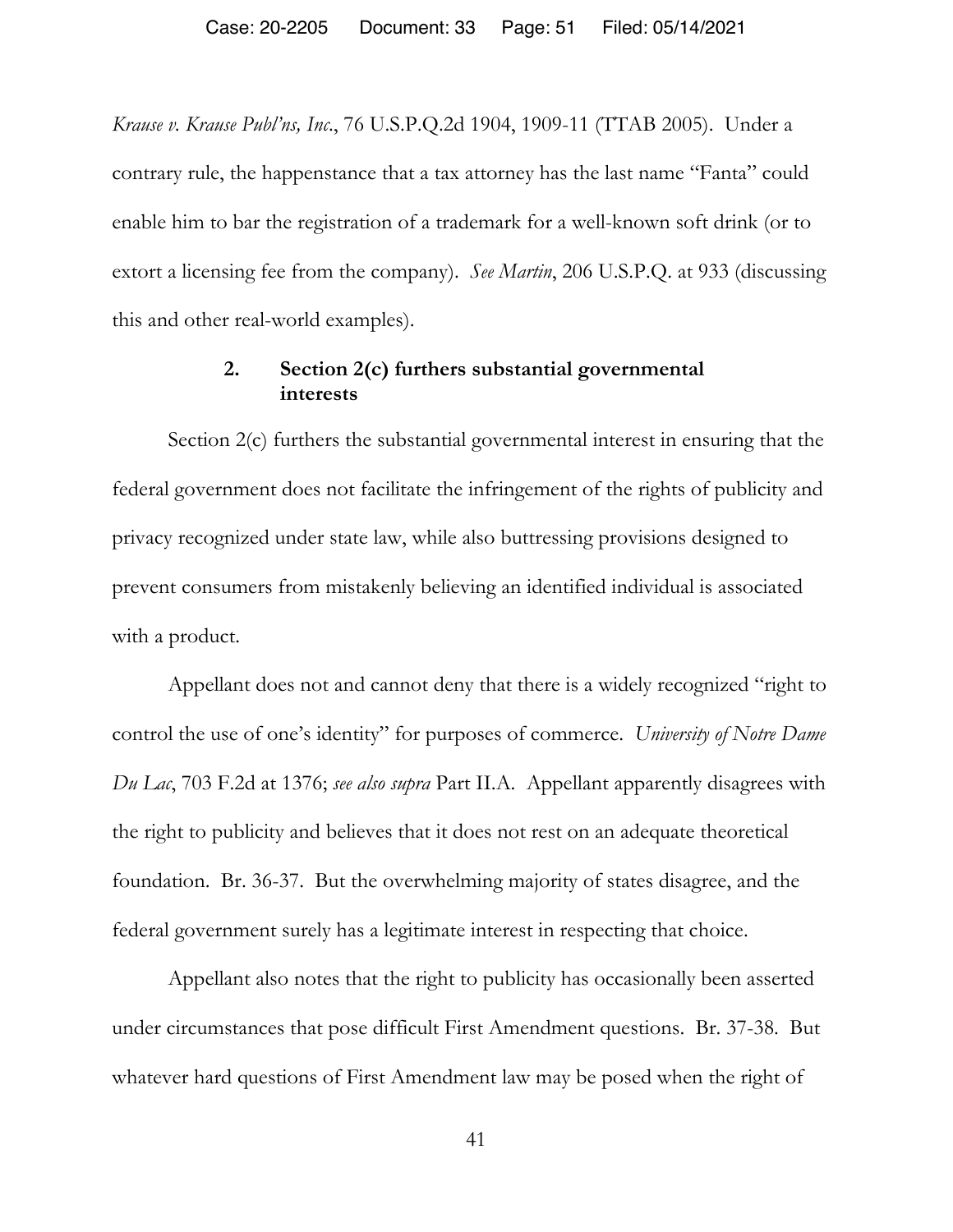*Krause v. Krause Publ'ns, Inc.*, 76 U.S.P.Q.2d 1904, 1909-11 (TTAB 2005). Under a contrary rule, the happenstance that a tax attorney has the last name "Fanta" could enable him to bar the registration of a trademark for a well-known soft drink (or to extort a licensing fee from the company). *See Martin*, 206 U.S.P.Q. at 933 (discussing this and other real-world examples).

### 2. Section 2(c) furthers substantial governmental interests

Section 2(c) furthers the substantial governmental interest in ensuring that the federal government does not facilitate the infringement of the rights of publicity and privacy recognized under state law, while also buttressing provisions designed to prevent consumers from mistakenly believing an identified individual is associated with a product.

Appellant does not and cannot deny that there is a widely recognized "right to control the use of one's identity" for purposes of commerce. *University of Notre Dame Du Lac*, 703 F.2d at 1376; *see also supra* Part II.A. Appellant apparently disagrees with the right to publicity and believes that it does not rest on an adequate theoretical foundation. Br. 36-37. But the overwhelming majority of states disagree, and the federal government surely has a legitimate interest in respecting that choice.

Appellant also notes that the right to publicity has occasionally been asserted under circumstances that pose difficult First Amendment questions. Br. 37-38. But whatever hard questions of First Amendment law may be posed when the right of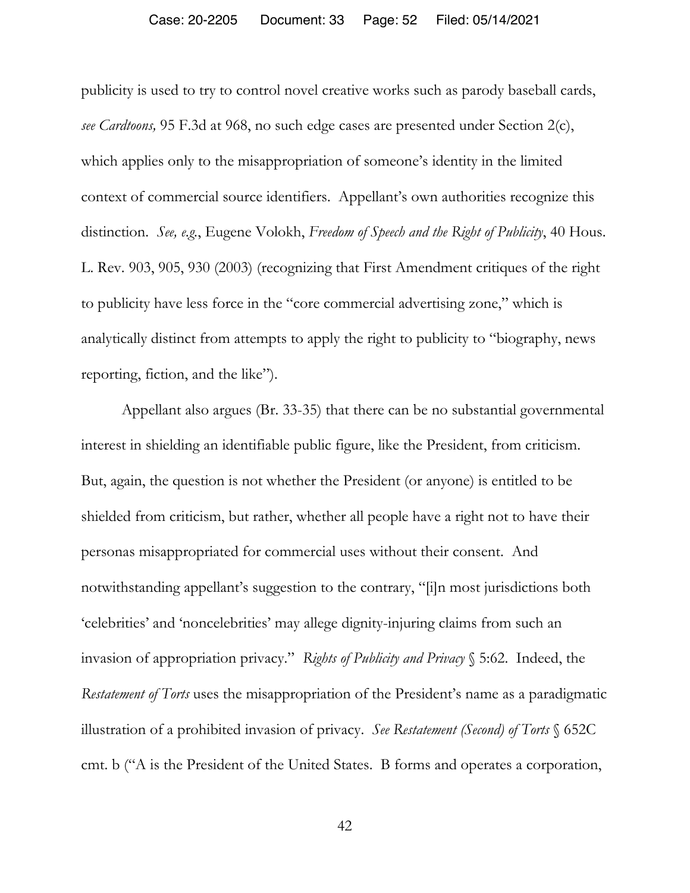publicity is used to try to control novel creative works such as parody baseball cards, *see Cardtoons,* 95 F.3d at 968, no such edge cases are presented under Section 2(c), which applies only to the misappropriation of someone's identity in the limited context of commercial source identifiers. Appellant's own authorities recognize this distinction. *See, e.g.*, Eugene Volokh, *Freedom of Speech and the Right of Publicity*, 40 Hous. L. Rev. 903, 905, 930 (2003) (recognizing that First Amendment critiques of the right to publicity have less force in the "core commercial advertising zone," which is analytically distinct from attempts to apply the right to publicity to "biography, news reporting, fiction, and the like").

Appellant also argues (Br. 33-35) that there can be no substantial governmental interest in shielding an identifiable public figure, like the President, from criticism. But, again, the question is not whether the President (or anyone) is entitled to be shielded from criticism, but rather, whether all people have a right not to have their personas misappropriated for commercial uses without their consent. And notwithstanding appellant's suggestion to the contrary, "[i]n most jurisdictions both 'celebrities' and 'noncelebrities' may allege dignity-injuring claims from such an invasion of appropriation privacy." *Rights of Publicity and Privacy* § 5:62. Indeed, the *Restatement of Torts* uses the misappropriation of the President's name as a paradigmatic illustration of a prohibited invasion of privacy. *See Restatement (Second) of Torts* § 652C cmt. b ("A is the President of the United States. B forms and operates a corporation,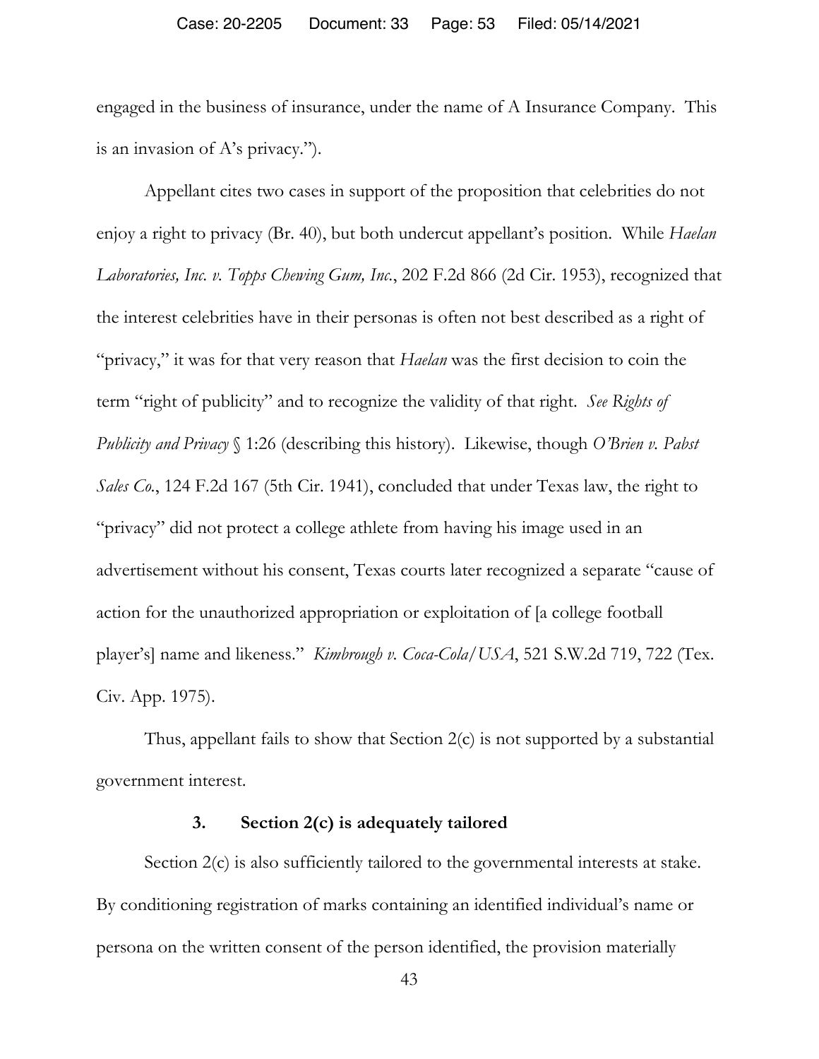engaged in the business of insurance, under the name of A Insurance Company. This is an invasion of A's privacy.").

Appellant cites two cases in support of the proposition that celebrities do not enjoy a right to privacy (Br. 40), but both undercut appellant's position. While *Haelan Laboratories, Inc. v. Topps Chewing Gum, Inc.*, 202 F.2d 866 (2d Cir. 1953), recognized that the interest celebrities have in their personas is often not best described as a right of "privacy," it was for that very reason that *Haelan* was the first decision to coin the term "right of publicity" and to recognize the validity of that right. *See Rights of Publicity and Privacy* § 1:26 (describing this history). Likewise, though *O'Brien v. Pabst Sales Co.*, 124 F.2d 167 (5th Cir. 1941), concluded that under Texas law, the right to "privacy" did not protect a college athlete from having his image used in an advertisement without his consent, Texas courts later recognized a separate "cause of action for the unauthorized appropriation or exploitation of [a college football player's] name and likeness." *Kimbrough v. Coca-Cola/USA*, 521 S.W.2d 719, 722 (Tex. Civ. App. 1975).

Thus, appellant fails to show that Section 2(c) is not supported by a substantial government interest.

### 3. Section 2(c) is adequately tailored

Section 2(c) is also sufficiently tailored to the governmental interests at stake. By conditioning registration of marks containing an identified individual's name or persona on the written consent of the person identified, the provision materially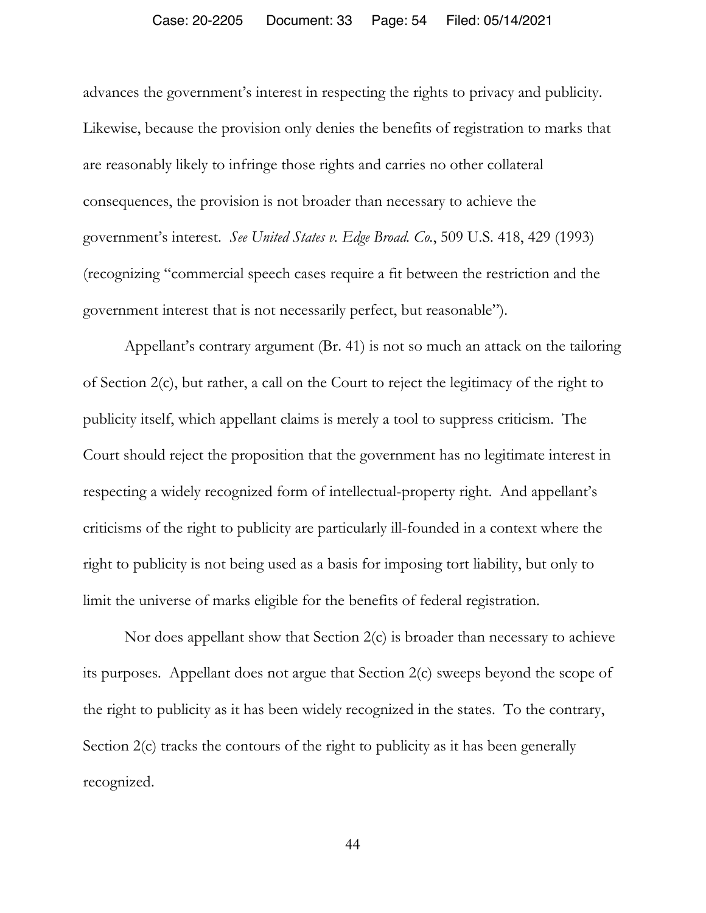advances the government's interest in respecting the rights to privacy and publicity. Likewise, because the provision only denies the benefits of registration to marks that are reasonably likely to infringe those rights and carries no other collateral consequences, the provision is not broader than necessary to achieve the government's interest. *See United States v. Edge Broad. Co.*, 509 U.S. 418, 429 (1993) (recognizing "commercial speech cases require a fit between the restriction and the government interest that is not necessarily perfect, but reasonable").

Appellant's contrary argument (Br. 41) is not so much an attack on the tailoring of Section 2(c), but rather, a call on the Court to reject the legitimacy of the right to publicity itself, which appellant claims is merely a tool to suppress criticism. The Court should reject the proposition that the government has no legitimate interest in respecting a widely recognized form of intellectual-property right. And appellant's criticisms of the right to publicity are particularly ill-founded in a context where the right to publicity is not being used as a basis for imposing tort liability, but only to limit the universe of marks eligible for the benefits of federal registration.

Nor does appellant show that Section 2(c) is broader than necessary to achieve its purposes. Appellant does not argue that Section 2(c) sweeps beyond the scope of the right to publicity as it has been widely recognized in the states. To the contrary, Section 2(c) tracks the contours of the right to publicity as it has been generally recognized.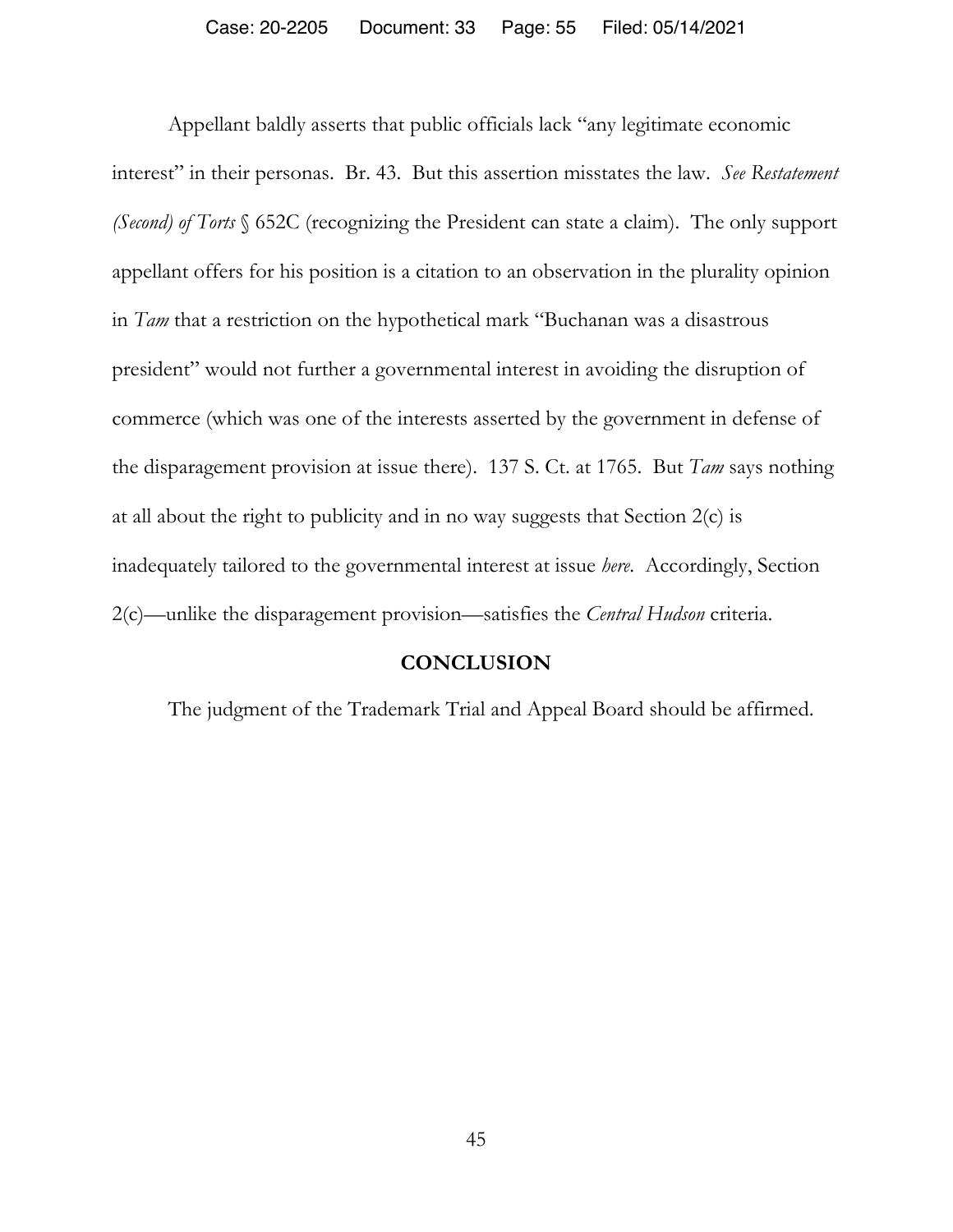Appellant baldly asserts that public officials lack "any legitimate economic interest" in their personas. Br. 43. But this assertion misstates the law. *See Restatement (Second) of Torts* § 652C (recognizing the President can state a claim). The only support appellant offers for his position is a citation to an observation in the plurality opinion in *Tam* that a restriction on the hypothetical mark "Buchanan was a disastrous president" would not further a governmental interest in avoiding the disruption of commerce (which was one of the interests asserted by the government in defense of the disparagement provision at issue there). 137 S. Ct. at 1765. But *Tam* says nothing at all about the right to publicity and in no way suggests that Section 2(c) is inadequately tailored to the governmental interest at issue *here*. Accordingly, Section 2(c)—unlike the disparagement provision—satisfies the *Central Hudson* criteria.

## CONCLUSION

The judgment of the Trademark Trial and Appeal Board should be affirmed.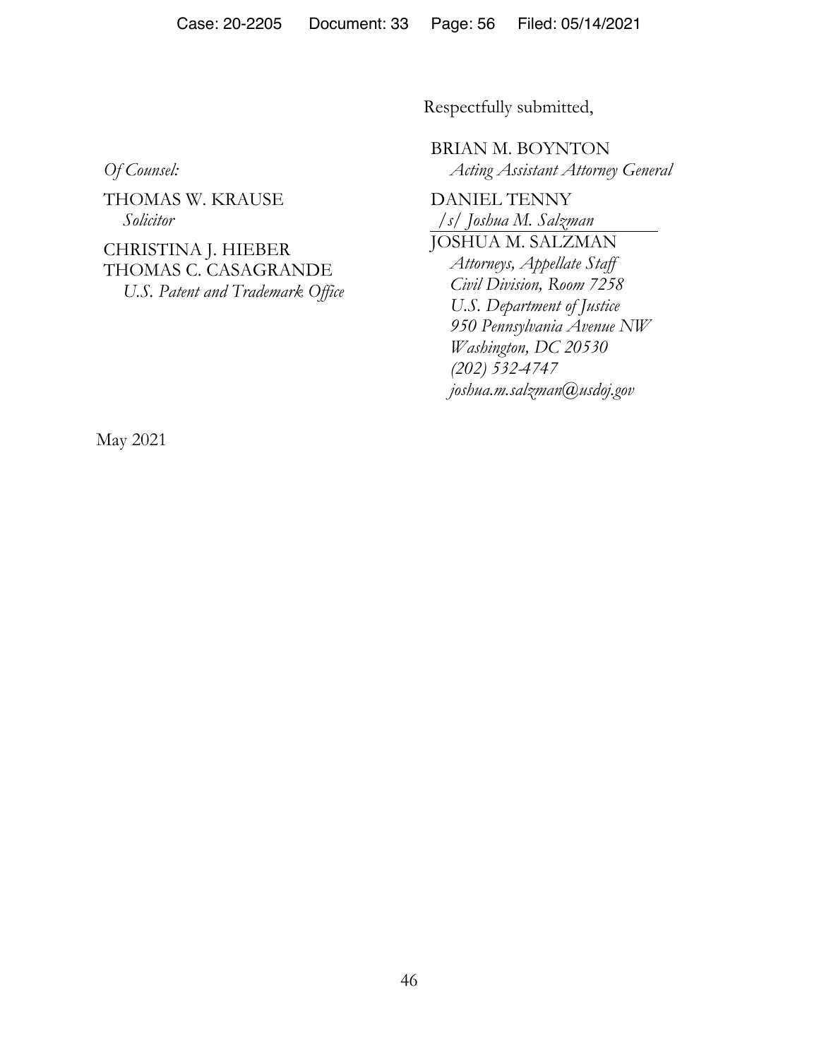Respectfully submitted,

BRIAN M. BOYNTON
*Acting Assistant Attorney General*

DANIEL TENNY
*/s/ Joshua M. Salzman*
JOSHUA M. SALZMAN
*Attorneys, Appellate Staff*
*Civil Division, Room 7258*
*U.S. Department of Justice*
*950 Pennsylvania Avenue NW*
*Washington, DC 20530*
*(202) 532-4747*
*joshua.m.salzman@usdoj.gov*

*Of Counsel:*

THOMAS W. KRAUSE
*Solicitor*

CHRISTINA J. HIEBER
THOMAS C. CASAGRANDE
*U.S. Patent and Trademark Office*

May 2021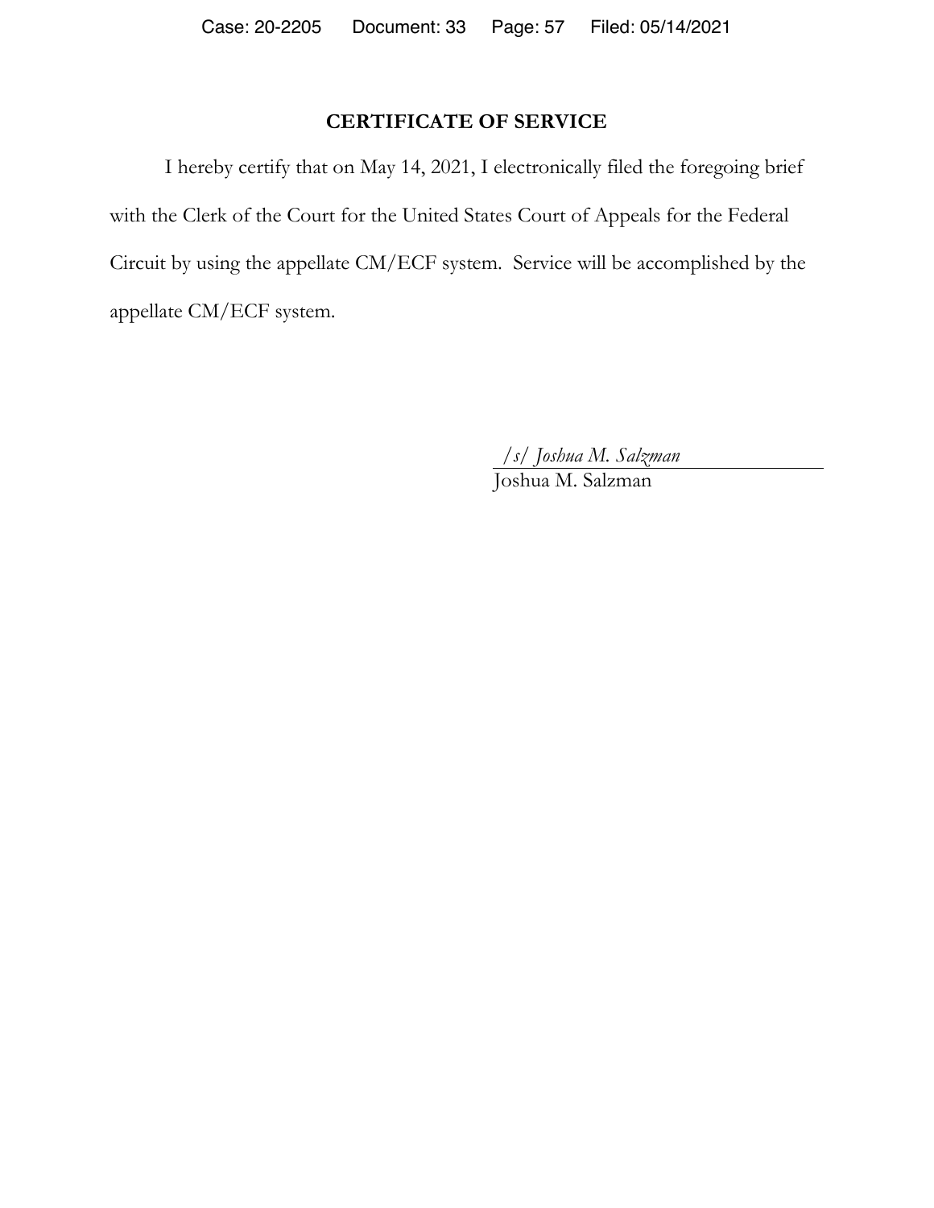# CERTIFICATE OF SERVICE

I hereby certify that on May 14, 2021, I electronically filed the foregoing brief with the Clerk of the Court for the United States Court of Appeals for the Federal Circuit by using the appellate CM/ECF system. Service will be accomplished by the appellate CM/ECF system.

*/s/ Joshua M. Salzman*
Joshua M. Salzman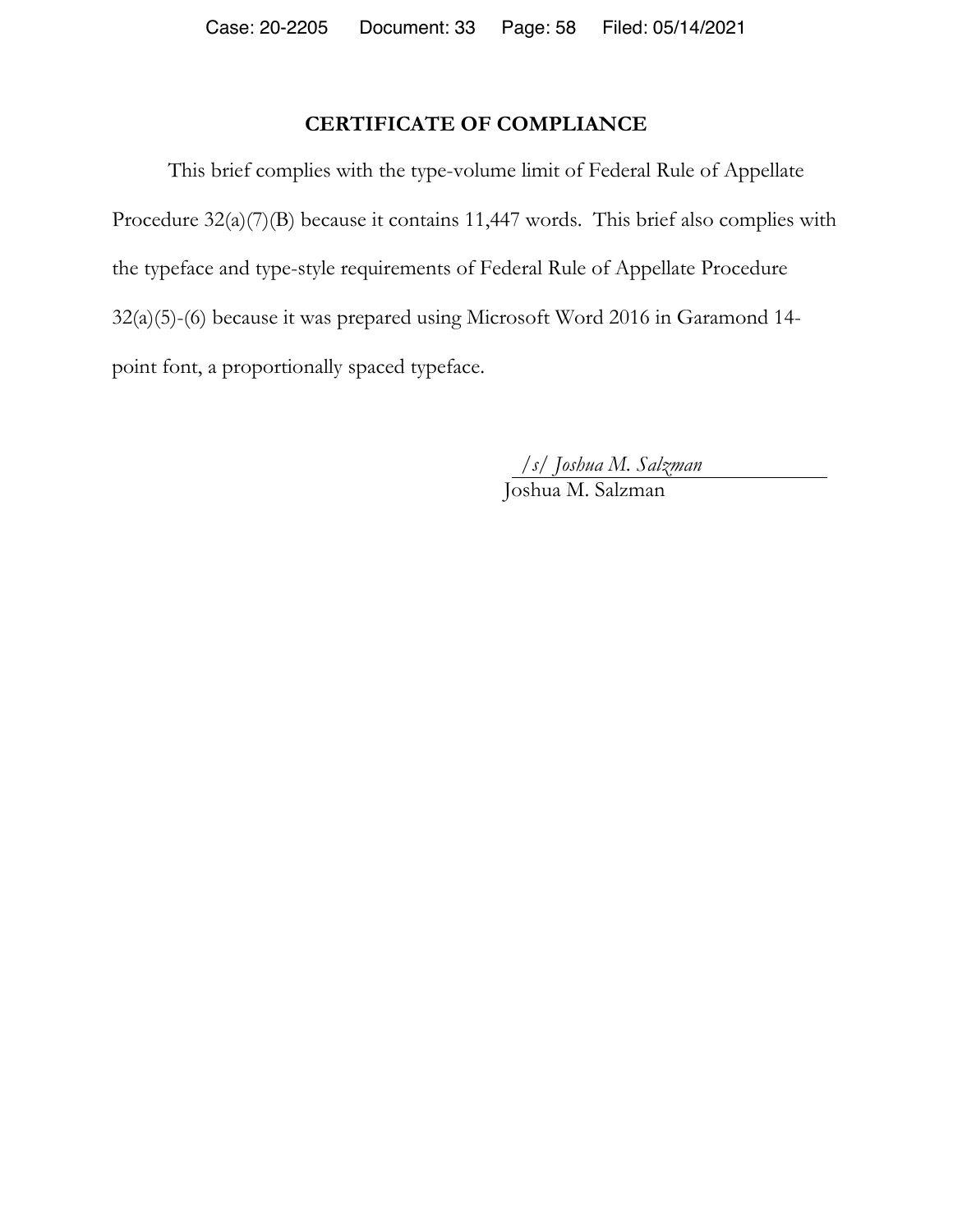## CERTIFICATE OF COMPLIANCE

This brief complies with the type-volume limit of Federal Rule of Appellate Procedure 32(a)(7)(B) because it contains 11,447 words. This brief also complies with the typeface and type-style requirements of Federal Rule of Appellate Procedure 32(a)(5)-(6) because it was prepared using Microsoft Word 2016 in Garamond 14-point font, a proportionally spaced typeface.

*/s/ Joshua M. Salzman*
Joshua M. Salzman